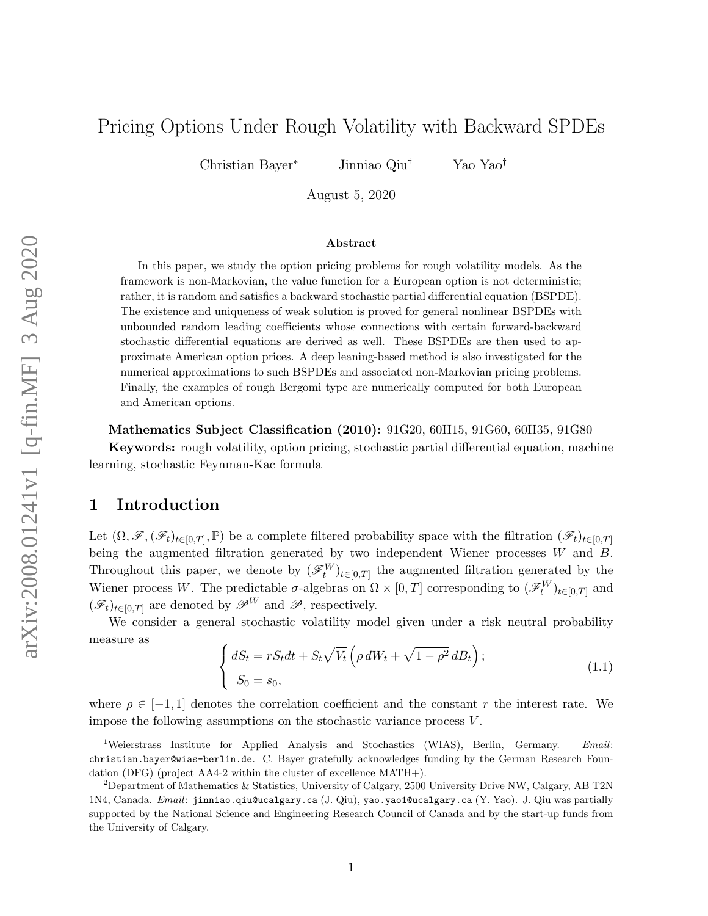# Pricing Options Under Rough Volatility with Backward SPDEs

Christian Bayer* Jinniao Qiu† Yao Yao†

August 5, 2020

## Abstract

In this paper, we study the option pricing problems for rough volatility models. As the framework is non-Markovian, the value function for a European option is not deterministic; rather, it is random and satisfies a backward stochastic partial differential equation (BSPDE). The existence and uniqueness of weak solution is proved for general nonlinear BSPDEs with unbounded random leading coefficients whose connections with certain forward-backward stochastic differential equations are derived as well. These BSPDEs are then used to approximate American option prices. A deep leaning-based method is also investigated for the numerical approximations to such BSPDEs and associated non-Markovian pricing problems. Finally, the examples of rough Bergomi type are numerically computed for both European and American options.

**Mathematics Subject Classification (2010):** 91G20, 60H15, 91G60, 60H35, 91G80

**Keywords:** rough volatility, option pricing, stochastic partial differential equation, machine learning, stochastic Feynman-Kac formula

## 1 Introduction

Let $(\Omega, \mathscr{F}, (\mathscr{F}_t)_{t\in[0,T]}, \mathbb{P})$ be a complete filtered probability space with the filtration $(\mathscr{F}_t)_{t\in[0,T]}$ being the augmented filtration generated by two independent Wiener processes $W$ and $B$. Throughout this paper, we denote by $(\mathscr{F}_t^W)_{t\in[0,T]}$ the augmented filtration generated by the Wiener process $W$. The predictable $\sigma$-algebras on $\Omega \times [0,T]$ corresponding to $(\mathscr{F}_t^W)_{t\in[0,T]}$ and $(\mathscr{F}_t)_{t\in[0,T]}$ are denoted by $\mathscr{P}^W$ and $\mathscr{P}$, respectively.

We consider a general stochastic volatility model given under a risk neutral probability measure as

$$
\begin{cases}
dS_t = rS_t dt + S_t\sqrt{V_t}\left(\rho\, dW_t + \sqrt{1-\rho^2}\, dB_t\right); \\
S_0 = s_0,
\end{cases}
\tag{1.1}
$$

where $\rho \in [-1,1]$ denotes the correlation coefficient and the constant $r$ the interest rate. We impose the following assumptions on the stochastic variance process $V$.

---

[1]Weierstrass Institute for Applied Analysis and Stochastics (WIAS), Berlin, Germany. *Email*: christian.bayer@wias-berlin.de. C. Bayer gratefully acknowledges funding by the German Research Foundation (DFG) (project AA4-2 within the cluster of excellence MATH+).

[2]Department of Mathematics & Statistics, University of Calgary, 2500 University Drive NW, Calgary, AB T2N 1N4, Canada. *Email*: jinniao.qiu@ucalgary.ca (J. Qiu), yao.yao1@ucalgary.ca (Y. Yao). J. Qiu was partially supported by the National Science and Engineering Research Council of Canada and by the start-up funds from the University of Calgary.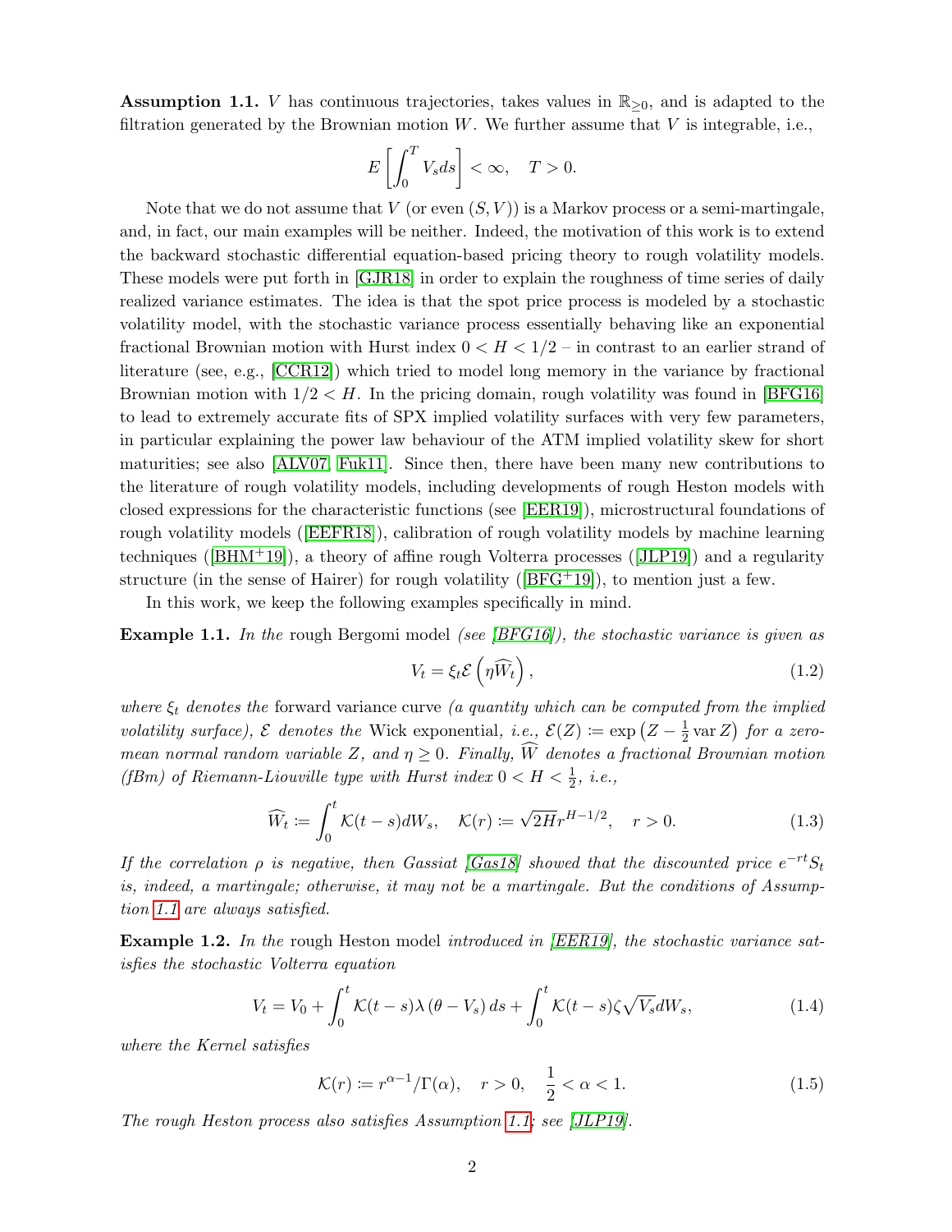**Assumption 1.1.** $V$ has continuous trajectories, takes values in $\mathbb{R}_{\geq 0}$, and is adapted to the filtration generated by the Brownian motion $W$. We further assume that $V$ is integrable, i.e.,

$$E\left[\int_0^T V_s ds\right] < \infty, \quad T > 0.$$

Note that we do not assume that $V$ (or even $(S,V)$) is a Markov process or a semi-martingale, and, in fact, our main examples will be neither. Indeed, the motivation of this work is to extend the backward stochastic differential equation-based pricing theory to rough volatility models. These models were put forth in [GJR18] in order to explain the roughness of time series of daily realized variance estimates. The idea is that the spot price process is modeled by a stochastic volatility model, with the stochastic variance process essentially behaving like an exponential fractional Brownian motion with Hurst index $0 < H < 1/2$ – in contrast to an earlier strand of literature (see, e.g., [CCR12]) which tried to model long memory in the variance by fractional Brownian motion with $1/2 < H$. In the pricing domain, rough volatility was found in [BFG16] to lead to extremely accurate fits of SPX implied volatility surfaces with very few parameters, in particular explaining the power law behaviour of the ATM implied volatility skew for short maturities; see also [ALV07, Fuk11]. Since then, there have been many new contributions to the literature of rough volatility models, including developments of rough Heston models with closed expressions for the characteristic functions (see [EER19]), microstructural foundations of rough volatility models ([EEFR18]), calibration of rough volatility models by machine learning techniques ([BHM+19]), a theory of affine rough Volterra processes ([JLP19]) and a regularity structure (in the sense of Hairer) for rough volatility ([BFG+19]), to mention just a few.

In this work, we keep the following examples specifically in mind.

**Example 1.1.** *In the* rough Bergomi model *(see [BFG16]), the stochastic variance is given as*

$$V_t = \xi_t \mathcal{E}\left(\eta \widehat{W}_t\right), \tag{1.2}$$

*where $\xi_t$ denotes the* forward variance curve *(a quantity which can be computed from the implied volatility surface), $\mathcal{E}$ denotes the* Wick exponential, *i.e., $\mathcal{E}(Z) \coloneqq \exp\left(Z - \frac{1}{2}\operatorname{var} Z\right)$ for a zero-mean normal random variable $Z$, and $\eta \geq 0$. Finally, $\widehat{W}$ denotes a fractional Brownian motion (fBm) of Riemann-Liouville type with Hurst index $0 < H < \frac{1}{2}$, i.e.,*

$$\widehat{W}_t \coloneqq \int_0^t \mathcal{K}(t-s) dW_s, \quad \mathcal{K}(r) \coloneqq \sqrt{2H} r^{H-1/2}, \quad r > 0. \tag{1.3}$$

*If the correlation $\rho$ is negative, then Gassiat [Gas18] showed that the discounted price $e^{-rt}S_t$ is, indeed, a martingale; otherwise, it may not be a martingale. But the conditions of Assumption 1.1 are always satisfied.*

**Example 1.2.** *In the* rough Heston model *introduced in [EER19], the stochastic variance satisfies the stochastic Volterra equation*

$$V_t = V_0 + \int_0^t \mathcal{K}(t-s)\lambda\left(\theta - V_s\right) ds + \int_0^t \mathcal{K}(t-s)\zeta\sqrt{V_s} dW_s, \tag{1.4}$$

*where the Kernel satisfies*

$$\mathcal{K}(r) \coloneqq r^{\alpha-1}/\Gamma(\alpha), \quad r > 0, \quad \frac{1}{2} < \alpha < 1. \tag{1.5}$$

*The rough Heston process also satisfies Assumption 1.1: see [JLP19].*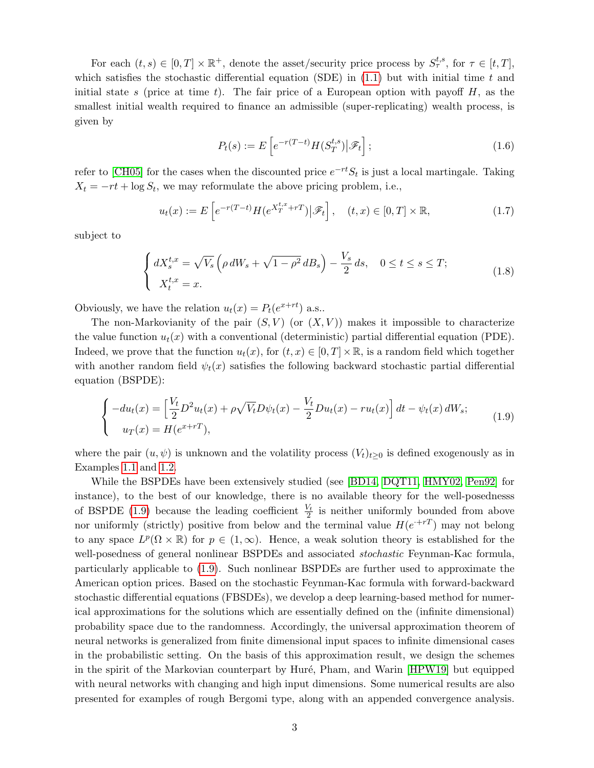For each $(t, s) \in [0, T] \times \mathbb{R}^+$, denote the asset/security price process by $S_\tau^{t,s}$, for $\tau \in [t, T]$, which satisfies the stochastic differential equation (SDE) in (1.1) but with initial time $t$ and initial state $s$ (price at time $t$). The fair price of a European option with payoff $H$, as the smallest initial wealth required to finance an admissible (super-replicating) wealth process, is given by

$$P_t(s) := E\left[e^{-r(T-t)} H(S_T^{t,s}) \big| \mathscr{F}_t\right]; \tag{1.6}$$

refer to [CH05] for the cases when the discounted price $e^{-rt}S_t$ is just a local martingale. Taking $X_t = -rt + \log S_t$, we may reformulate the above pricing problem, i.e.,

$$u_t(x) := E\left[e^{-r(T-t)} H(e^{X_T^{t,x}+rT}) \big| \mathscr{F}_t\right], \quad (t, x) \in [0, T] \times \mathbb{R}, \tag{1.7}$$

subject to

$$\begin{cases} dX_s^{t,x} = \sqrt{V_s}\left(\rho\, dW_s + \sqrt{1-\rho^2}\, dB_s\right) - \dfrac{V_s}{2}\, ds, \quad 0 \le t \le s \le T; \\ X_t^{t,x} = x. \end{cases} \tag{1.8}$$

Obviously, we have the relation $u_t(x) = P_t(e^{x+rt})$ a.s..

The non-Markovianity of the pair $(S, V)$ (or $(X, V)$) makes it impossible to characterize the value function $u_t(x)$ with a conventional (deterministic) partial differential equation (PDE). Indeed, we prove that the function $u_t(x)$, for $(t, x) \in [0, T] \times \mathbb{R}$, is a random field which together with another random field $\psi_t(x)$ satisfies the following backward stochastic partial differential equation (BSPDE):

$$\begin{cases} -du_t(x) = \left[\dfrac{V_t}{2} D^2 u_t(x) + \rho\sqrt{V_t} D\psi_t(x) - \dfrac{V_t}{2} Du_t(x) - ru_t(x)\right] dt - \psi_t(x)\, dW_s; \\ u_T(x) = H(e^{x+rT}), \end{cases} \tag{1.9}$$

where the pair $(u, \psi)$ is unknown and the volatility process $(V_t)_{t\ge 0}$ is defined exogenously as in Examples 1.1 and 1.2.

While the BSPDEs have been extensively studied (see [BD14, DQT11, HMY02, Pen92] for instance), to the best of our knowledge, there is no available theory for the well-posednesss of BSPDE (1.9) because the leading coefficient $\frac{V_t}{2}$ is neither uniformly bounded from above nor uniformly (strictly) positive from below and the terminal value $H(e^{\cdot+rT})$ may not belong to any space $L^p(\Omega \times \mathbb{R})$ for $p \in (1, \infty)$. Hence, a weak solution theory is established for the well-posedness of general nonlinear BSPDEs and associated *stochastic* Feynman-Kac formula, particularly applicable to (1.9). Such nonlinear BSPDEs are further used to approximate the American option prices. Based on the stochastic Feynman-Kac formula with forward-backward stochastic differential equations (FBSDEs), we develop a deep learning-based method for numerical approximations for the solutions which are essentially defined on the (infinite dimensional) probability space due to the randomness. Accordingly, the universal approximation theorem of neural networks is generalized from finite dimensional input spaces to infinite dimensional cases in the probabilistic setting. On the basis of this approximation result, we design the schemes in the spirit of the Markovian counterpart by Huré, Pham, and Warin [HPW19] but equipped with neural networks with changing and high input dimensions. Some numerical results are also presented for examples of rough Bergomi type, along with an appended convergence analysis.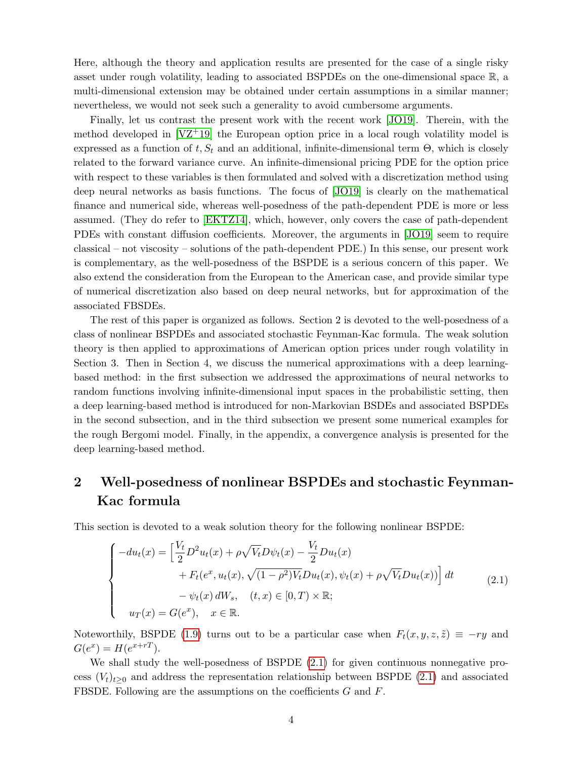Here, although the theory and application results are presented for the case of a single risky asset under rough volatility, leading to associated BSPDEs on the one-dimensional space $\mathbb{R}$, a multi-dimensional extension may be obtained under certain assumptions in a similar manner; nevertheless, we would not seek such a generality to avoid cumbersome arguments.

Finally, let us contrast the present work with the recent work [JO19]. Therein, with the method developed in [VZ+19] the European option price in a local rough volatility model is expressed as a function of $t, S_t$ and an additional, infinite-dimensional term $\Theta$, which is closely related to the forward variance curve. An infinite-dimensional pricing PDE for the option price with respect to these variables is then formulated and solved with a discretization method using deep neural networks as basis functions. The focus of [JO19] is clearly on the mathematical finance and numerical side, whereas well-posedness of the path-dependent PDE is more or less assumed. (They do refer to [EKTZ14], which, however, only covers the case of path-dependent PDEs with constant diffusion coefficients. Moreover, the arguments in [JO19] seem to require classical – not viscosity – solutions of the path-dependent PDE.) In this sense, our present work is complementary, as the well-posedness of the BSPDE is a serious concern of this paper. We also extend the consideration from the European to the American case, and provide similar type of numerical discretization also based on deep neural networks, but for approximation of the associated FBSDEs.

The rest of this paper is organized as follows. Section 2 is devoted to the well-posedness of a class of nonlinear BSPDEs and associated stochastic Feynman-Kac formula. The weak solution theory is then applied to approximations of American option prices under rough volatility in Section 3. Then in Section 4, we discuss the numerical approximations with a deep learning-based method: in the first subsection we addressed the approximations of neural networks to random functions involving infinite-dimensional input spaces in the probabilistic setting, then a deep learning-based method is introduced for non-Markovian BSDEs and associated BSPDEs in the second subsection, and in the third subsection we present some numerical examples for the rough Bergomi model. Finally, in the appendix, a convergence analysis is presented for the deep learning-based method.

## 2 Well-posedness of nonlinear BSPDEs and stochastic Feynman-Kac formula

This section is devoted to a weak solution theory for the following nonlinear BSPDE:

$$
\begin{cases}
-du_t(x) = \Big[\dfrac{V_t}{2} D^2 u_t(x) + \rho\sqrt{V_t} D\psi_t(x) - \dfrac{V_t}{2} Du_t(x) \\
\qquad\qquad + F_t(e^x, u_t(x), \sqrt{(1-\rho^2)V_t}Du_t(x), \psi_t(x) + \rho\sqrt{V_t}Du_t(x))\Big]\, dt \\
\qquad\qquad - \psi_t(x)\, dW_s, \quad (t,x) \in [0,T) \times \mathbb{R}; \\
\quad u_T(x) = G(e^x), \quad x \in \mathbb{R}.
\end{cases}
\tag{2.1}
$$

Noteworthily, BSPDE (1.9) turns out to be a particular case when $F_t(x, y, z, \tilde{z}) \equiv -ry$ and $G(e^x) = H(e^{x+rT})$.

We shall study the well-posedness of BSPDE (2.1) for given continuous nonnegative process $(V_t)_{t\geq 0}$ and address the representation relationship between BSPDE (2.1) and associated FBSDE. Following are the assumptions on the coefficients $G$ and $F$.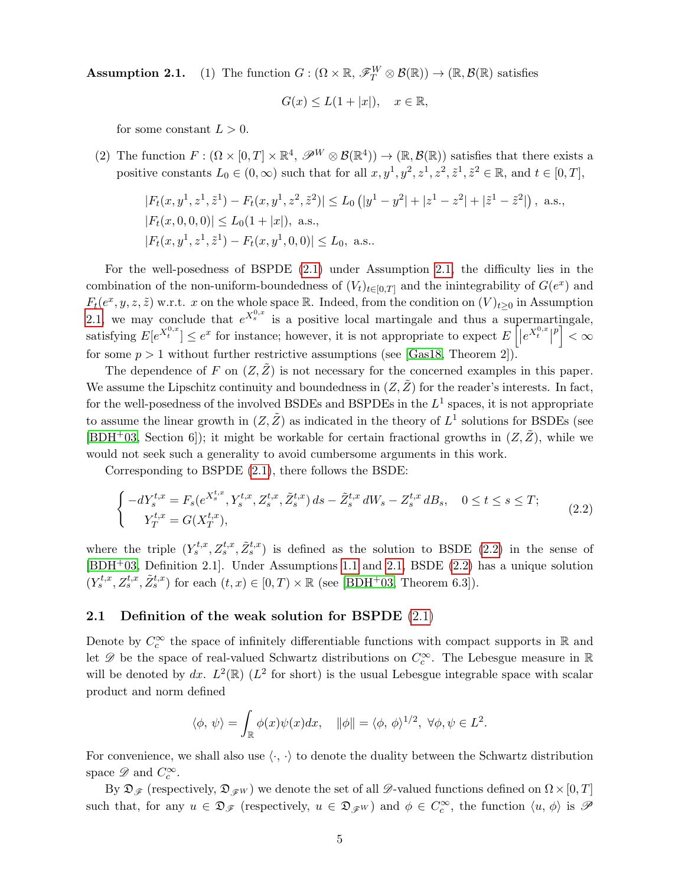**Assumption 2.1.** (1) The function $G : (\Omega \times \mathbb{R},\, \mathscr{F}_T^W \otimes \mathcal{B}(\mathbb{R})) \to (\mathbb{R}, \mathcal{B}(\mathbb{R}))$ satisfies

$$G(x) \le L(1 + |x|), \quad x \in \mathbb{R},$$

for some constant $L > 0$.

(2) The function $F : (\Omega \times [0,T] \times \mathbb{R}^4,\, \mathscr{P}^W \otimes \mathcal{B}(\mathbb{R}^4)) \to (\mathbb{R}, \mathcal{B}(\mathbb{R}))$ satisfies that there exists a positive constants $L_0 \in (0, \infty)$ such that for all $x, y^1, y^2, z^1, z^2, \tilde{z}^1, \tilde{z}^2 \in \mathbb{R}$, and $t \in [0,T]$,

$$\begin{aligned}
&|F_t(x, y^1, z^1, \tilde{z}^1) - F_t(x, y^1, z^2, \tilde{z}^2)| \le L_0 \left(|y^1 - y^2| + |z^1 - z^2| + |\tilde{z}^1 - \tilde{z}^2|\right), \text{ a.s.,} \\
&|F_t(x, 0, 0, 0)| \le L_0(1 + |x|), \text{ a.s.,} \\
&|F_t(x, y^1, z^1, \tilde{z}^1) - F_t(x, y^1, 0, 0)| \le L_0, \text{ a.s..}
\end{aligned}$$

For the well-posedness of BSPDE (2.1) under Assumption 2.1, the difficulty lies in the combination of the non-uniform-boundedness of $(V_t)_{t\in[0,T]}$ and the inintegrability of $G(e^x)$ and $F_t(e^x, y, z, \tilde{z})$ w.r.t. $x$ on the whole space $\mathbb{R}$. Indeed, from the condition on $(V)_{t\ge 0}$ in Assumption 2.1, we may conclude that $e^{X_s^{0,x}}$ is a positive local martingale and thus a supermartingale, satisfying $E[e^{X_t^{0,x}}] \le e^x$ for instance; however, it is not appropriate to expect $E\left[\left|e^{X_t^{0,x}}\right|^p\right] < \infty$ for some $p > 1$ without further restrictive assumptions (see [Gas18, Theorem 2]).

The dependence of $F$ on $(Z, \tilde{Z})$ is not necessary for the concerned examples in this paper. We assume the Lipschitz continuity and boundedness in $(Z, \tilde{Z})$ for the reader's interests. In fact, for the well-posedness of the involved BSDEs and BSPDEs in the $L^1$ spaces, it is not appropriate to assume the linear growth in $(Z, \tilde{Z})$ as indicated in the theory of $L^1$ solutions for BSDEs (see [BDH+03, Section 6]); it might be workable for certain fractional growths in $(Z, \tilde{Z})$, while we would not seek such a generality to avoid cumbersome arguments in this work.

Corresponding to BSPDE (2.1), there follows the BSDE:

$$\begin{cases}
-dY_s^{t,x} = F_s(e^{X_s^{t,x}}, Y_s^{t,x}, Z_s^{t,x}, \tilde{Z}_s^{t,x})\, ds - \tilde{Z}_s^{t,x}\, dW_s - Z_s^{t,x}\, dB_s, \quad 0 \le t \le s \le T; \\
\quad Y_T^{t,x} = G(X_T^{t,x}),
\end{cases} \tag{2.2}$$

where the triple $(Y_s^{t,x}, Z_s^{t,x}, \tilde{Z}_s^{t,x})$ is defined as the solution to BSDE (2.2) in the sense of [BDH+03, Definition 2.1]. Under Assumptions 1.1 and 2.1, BSDE (2.2) has a unique solution $(Y_s^{t,x}, Z_s^{t,x}, \tilde{Z}_s^{t,x})$ for each $(t,x) \in [0,T) \times \mathbb{R}$ (see [BDH+03, Theorem 6.3]).

## 2.1 Definition of the weak solution for BSPDE (2.1)

Denote by $C_c^\infty$ the space of infinitely differentiable functions with compact supports in $\mathbb{R}$ and let $\mathscr{D}$ be the space of real-valued Schwartz distributions on $C_c^\infty$. The Lebesgue measure in $\mathbb{R}$ will be denoted by $dx$. $L^2(\mathbb{R})$ ($L^2$ for short) is the usual Lebesgue integrable space with scalar product and norm defined

$$\langle \phi,\, \psi \rangle = \int_{\mathbb{R}} \phi(x)\psi(x)dx, \quad \|\phi\| = \langle \phi,\, \phi \rangle^{1/2},\ \forall \phi, \psi \in L^2.$$

For convenience, we shall also use $\langle \cdot,\, \cdot \rangle$ to denote the duality between the Schwartz distribution space $\mathscr{D}$ and $C_c^\infty$.

By $\mathfrak{D}_{\mathscr{F}}$ (respectively, $\mathfrak{D}_{\mathscr{F}^W}$) we denote the set of all $\mathscr{D}$-valued functions defined on $\Omega \times [0,T]$ such that, for any $u \in \mathfrak{D}_{\mathscr{F}}$ (respectively, $u \in \mathfrak{D}_{\mathscr{F}^W}$) and $\phi \in C_c^\infty$, the function $\langle u,\, \phi \rangle$ is $\mathscr{P}$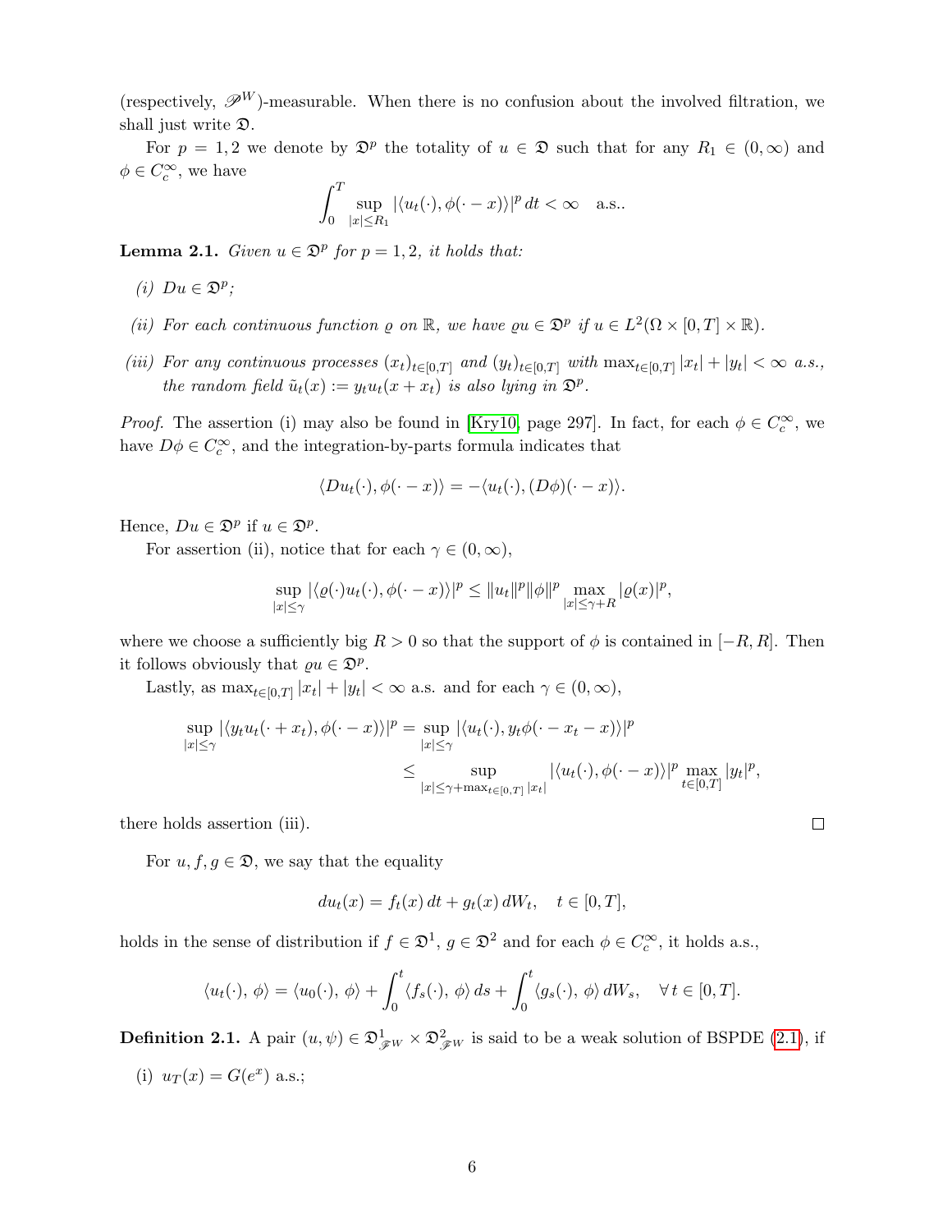(respectively, $\mathscr{P}^W$)-measurable. When there is no confusion about the involved filtration, we shall just write $\mathfrak{D}$.

For $p=1,2$ we denote by $\mathfrak{D}^p$ the totality of $u \in \mathfrak{D}$ such that for any $R_1 \in (0,\infty)$ and $\phi \in C_c^\infty$, we have

$$\int_0^T \sup_{|x|\le R_1} |\langle u_t(\cdot), \phi(\cdot - x)\rangle|^p \, dt < \infty \quad \text{a.s..}$$

**Lemma 2.1.** *Given $u \in \mathfrak{D}^p$ for $p = 1, 2$, it holds that:*

*(i) $Du \in \mathfrak{D}^p$;*

*(ii) For each continuous function $\varrho$ on $\mathbb{R}$, we have $\varrho u \in \mathfrak{D}^p$ if $u \in L^2(\Omega \times [0,T] \times \mathbb{R})$.*

*(iii) For any continuous processes $(x_t)_{t\in[0,T]}$ and $(y_t)_{t\in[0,T]}$ with $\max_{t\in[0,T]} |x_t| + |y_t| < \infty$ a.s., the random field $\tilde{u}_t(x) := y_t u_t(x + x_t)$ is also lying in $\mathfrak{D}^p$.*

*Proof.* The assertion (i) may also be found in [Kry10, page 297]. In fact, for each $\phi \in C_c^\infty$, we have $D\phi \in C_c^\infty$, and the integration-by-parts formula indicates that

$$\langle Du_t(\cdot), \phi(\cdot - x)\rangle = -\langle u_t(\cdot), (D\phi)(\cdot - x)\rangle.$$

Hence, $Du \in \mathfrak{D}^p$ if $u \in \mathfrak{D}^p$.

For assertion (ii), notice that for each $\gamma \in (0,\infty)$,

$$\sup_{|x|\le\gamma} |\langle \varrho(\cdot) u_t(\cdot), \phi(\cdot - x)\rangle|^p \le \|u_t\|^p \|\phi\|^p \max_{|x|\le \gamma + R} |\varrho(x)|^p,$$

where we choose a sufficiently big $R > 0$ so that the support of $\phi$ is contained in $[-R, R]$. Then it follows obviously that $\varrho u \in \mathfrak{D}^p$.

Lastly, as $\max_{t\in[0,T]} |x_t| + |y_t| < \infty$ a.s. and for each $\gamma \in (0,\infty)$,

$$\begin{aligned}
\sup_{|x|\le\gamma} |\langle y_t u_t(\cdot + x_t), \phi(\cdot - x)\rangle|^p &= \sup_{|x|\le\gamma} |\langle u_t(\cdot), y_t \phi(\cdot - x_t - x)\rangle|^p \\
&\le \sup_{|x|\le \gamma + \max_{t\in[0,T]} |x_t|} |\langle u_t(\cdot), \phi(\cdot - x)\rangle|^p \max_{t\in[0,T]} |y_t|^p,
\end{aligned}$$

there holds assertion (iii). $\square$

For $u, f, g \in \mathfrak{D}$, we say that the equality

$$du_t(x) = f_t(x)\, dt + g_t(x)\, dW_t, \quad t \in [0,T],$$

holds in the sense of distribution if $f \in \mathfrak{D}^1$, $g \in \mathfrak{D}^2$ and for each $\phi \in C_c^\infty$, it holds a.s.,

$$\langle u_t(\cdot), \phi\rangle = \langle u_0(\cdot), \phi\rangle + \int_0^t \langle f_s(\cdot), \phi\rangle \, ds + \int_0^t \langle g_s(\cdot), \phi\rangle \, dW_s, \quad \forall\, t \in [0,T].$$

**Definition 2.1.** A pair $(u, \psi) \in \mathfrak{D}^1_{\mathscr{F}^W} \times \mathfrak{D}^2_{\mathscr{F}^W}$ is said to be a weak solution of BSPDE (2.1), if

(i) $u_T(x) = G(e^x)$ a.s.;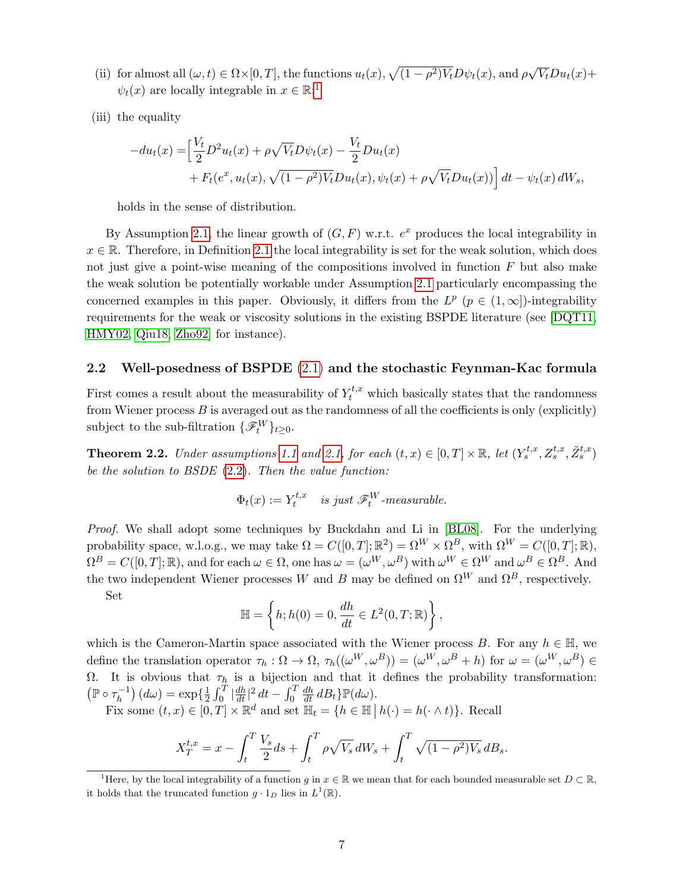(ii) for almost all $(\omega, t) \in \Omega \times [0,T]$, the functions $u_t(x)$, $\sqrt{(1-\rho^2)V_t}D\psi_t(x)$, and $\rho\sqrt{V_t}Du_t(x) + \psi_t(x)$ are locally integrable in $x \in \mathbb{R}$;[1]

(iii) the equality

$$
\begin{aligned}
-du_t(x) =& \Big[\frac{V_t}{2}D^2u_t(x) + \rho\sqrt{V_t}D\psi_t(x) - \frac{V_t}{2}Du_t(x) \\
&+ F_t(e^x, u_t(x), \sqrt{(1-\rho^2)V_t}Du_t(x), \psi_t(x) + \rho\sqrt{V_t}Du_t(x))\Big]\,dt - \psi_t(x)\,dW_s,
\end{aligned}
$$

holds in the sense of distribution.

By Assumption 2.1, the linear growth of $(G,F)$ w.r.t. $e^x$ produces the local integrability in $x \in \mathbb{R}$. Therefore, in Definition 2.1 the local integrability is set for the weak solution, which does not just give a point-wise meaning of the compositions involved in function $F$ but also make the weak solution be potentially workable under Assumption 2.1 particularly encompassing the concerned examples in this paper. Obviously, it differs from the $L^p$ $(p \in (1,\infty])$-integrability requirements for the weak or viscosity solutions in the existing BSPDE literature (see [DQT11, HMY02, Qiu18, Zho92] for instance).

## 2.2 Well-posedness of BSPDE (2.1) and the stochastic Feynman-Kac formula

First comes a result about the measurability of $Y_t^{t,x}$ which basically states that the randomness from Wiener process $B$ is averaged out as the randomness of all the coefficients is only (explicitly) subject to the sub-filtration $\{\mathscr{F}_t^W\}_{t\geq 0}$.

**Theorem 2.2.** *Under assumptions 1.1 and 2.1, for each $(t,x) \in [0,T] \times \mathbb{R}$, let $(Y_s^{t,x}, Z_s^{t,x}, \tilde{Z}_s^{t,x})$ be the solution to BSDE (2.2). Then the value function:*

$$
\Phi_t(x) := Y_t^{t,x} \quad \textit{is just } \mathscr{F}_t^W\textit{-measurable.}
$$

*Proof.* We shall adopt some techniques by Buckdahn and Li in [BL08]. For the underlying probability space, w.l.o.g., we may take $\Omega = C([0,T];\mathbb{R}^2) = \Omega^W \times \Omega^B$, with $\Omega^W = C([0,T];\mathbb{R})$, $\Omega^B = C([0,T];\mathbb{R})$, and for each $\omega \in \Omega$, one has $\omega = (\omega^W, \omega^B)$ with $\omega^W \in \Omega^W$ and $\omega^B \in \Omega^B$. And the two independent Wiener processes $W$ and $B$ may be defined on $\Omega^W$ and $\Omega^B$, respectively.

Set

$$
\mathbb{H} = \left\{ h; h(0) = 0, \frac{dh}{dt} \in L^2(0,T;\mathbb{R}) \right\},
$$

which is the Cameron-Martin space associated with the Wiener process $B$. For any $h \in \mathbb{H}$, we define the translation operator $\tau_h : \Omega \to \Omega$, $\tau_h((\omega^W, \omega^B)) = (\omega^W, \omega^B + h)$ for $\omega = (\omega^W, \omega^B) \in \Omega$. It is obvious that $\tau_h$ is a bijection and that it defines the probability transformation: $\left(\mathbb{P} \circ \tau_h^{-1}\right)(d\omega) = \exp\{\frac{1}{2}\int_0^T |\frac{dh}{dt}|^2\,dt - \int_0^T \frac{dh}{dt}\,dB_t\}\mathbb{P}(d\omega)$.

Fix some $(t,x) \in [0,T] \times \mathbb{R}^d$ and set $\mathbb{H}_t = \{h \in \mathbb{H} \,|\, h(\cdot) = h(\cdot \wedge t)\}$. Recall

$$
X_T^{t,x} = x - \int_t^T \frac{V_s}{2}ds + \int_t^T \rho\sqrt{V_s}\,dW_s + \int_t^T \sqrt{(1-\rho^2)V_s}\,dB_s.
$$

[1] Here, by the local integrability of a function $g$ in $x \in \mathbb{R}$ we mean that for each bounded measurable set $D \subset \mathbb{R}$, it holds that the truncated function $g \cdot 1_D$ lies in $L^1(\mathbb{R})$.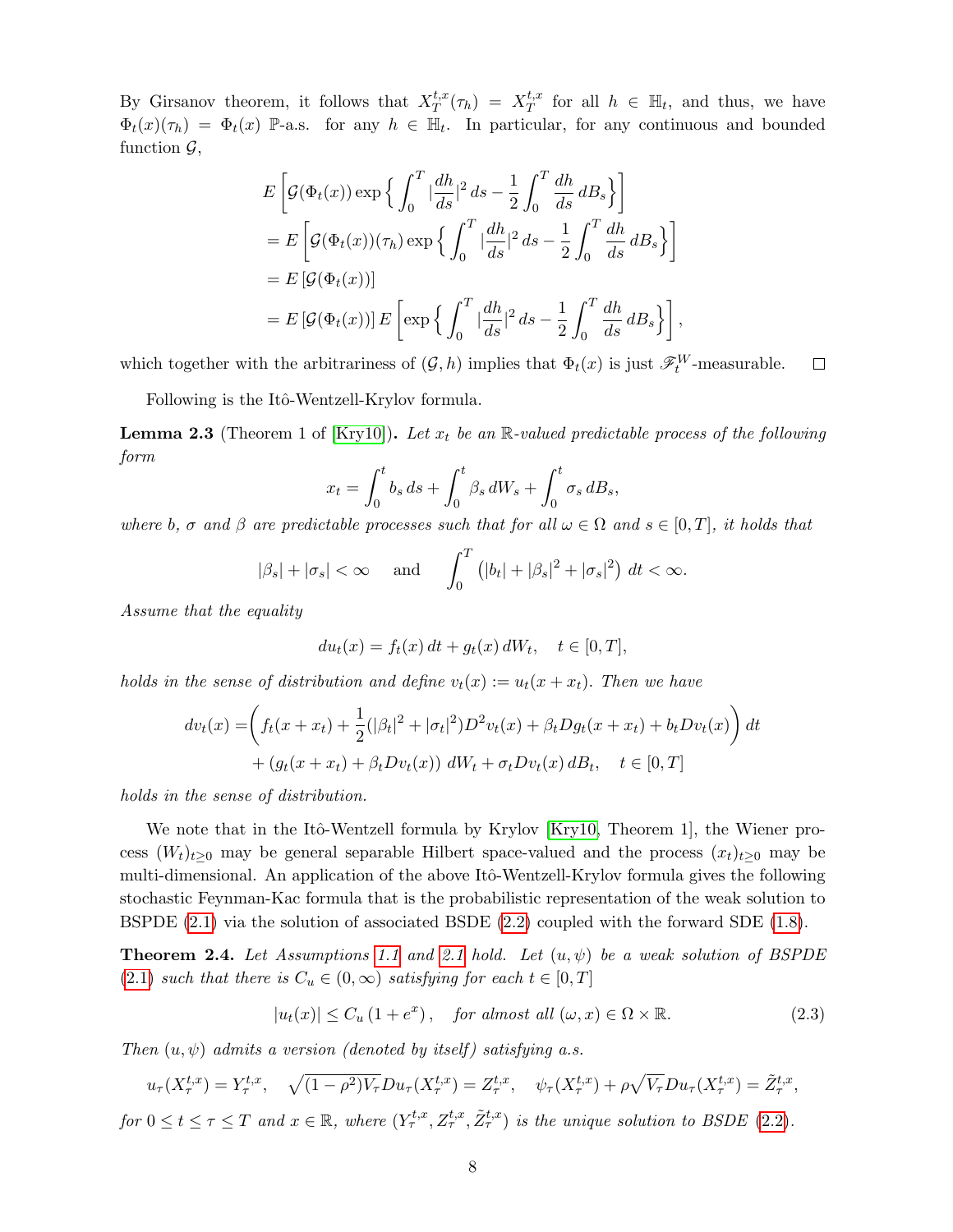By Girsanov theorem, it follows that $X_T^{t,x}(\tau_h) = X_T^{t,x}$ for all $h \in \mathbb{H}_t$, and thus, we have $\Phi_t(x)(\tau_h) = \Phi_t(x)$ $\mathbb{P}$-a.s. for any $h \in \mathbb{H}_t$. In particular, for any continuous and bounded function $\mathcal{G}$,

$$
\begin{aligned}
&E\left[\mathcal{G}(\Phi_t(x)) \exp\Big\{ \int_0^T |\frac{dh}{ds}|^2\, ds - \frac{1}{2}\int_0^T \frac{dh}{ds}\, dB_s\Big\}\right] \\
&= E\left[\mathcal{G}(\Phi_t(x))(\tau_h) \exp\Big\{ \int_0^T |\frac{dh}{ds}|^2\, ds - \frac{1}{2}\int_0^T \frac{dh}{ds}\, dB_s\Big\}\right] \\
&= E\left[\mathcal{G}(\Phi_t(x))\right] \\
&= E\left[\mathcal{G}(\Phi_t(x))\right] E\left[\exp\Big\{ \int_0^T |\frac{dh}{ds}|^2\, ds - \frac{1}{2}\int_0^T \frac{dh}{ds}\, dB_s\Big\}\right],
\end{aligned}
$$

which together with the arbitrariness of $(\mathcal{G}, h)$ implies that $\Phi_t(x)$ is just $\mathscr{F}_t^W$-measurable. ☐

Following is the Itô-Wentzell-Krylov formula.

**Lemma 2.3** (Theorem 1 of [Kry10]). *Let $x_t$ be an $\mathbb{R}$-valued predictable process of the following form*

$$
x_t = \int_0^t b_s\, ds + \int_0^t \beta_s\, dW_s + \int_0^t \sigma_s\, dB_s,
$$

*where $b$, $\sigma$ and $\beta$ are predictable processes such that for all $\omega \in \Omega$ and $s \in [0,T]$, it holds that*

$$
|\beta_s| + |\sigma_s| < \infty \quad \text{ and } \quad \int_0^T \left(|b_t| + |\beta_s|^2 + |\sigma_s|^2\right)\, dt < \infty.
$$

*Assume that the equality*

$$
du_t(x) = f_t(x)\, dt + g_t(x)\, dW_t, \quad t \in [0,T],
$$

*holds in the sense of distribution and define $v_t(x) := u_t(x + x_t)$. Then we have*

$$
\begin{aligned}
dv_t(x) =& \bigg( f_t(x + x_t) + \frac{1}{2}(|\beta_t|^2 + |\sigma_t|^2) D^2 v_t(x) + \beta_t D g_t(x + x_t) + b_t D v_t(x)\bigg)\, dt \\
&+ \left(g_t(x + x_t) + \beta_t D v_t(x)\right) dW_t + \sigma_t D v_t(x)\, dB_t, \quad t \in [0,T]
\end{aligned}
$$

*holds in the sense of distribution.*

We note that in the Itô-Wentzell formula by Krylov [Kry10, Theorem 1], the Wiener process $(W_t)_{t\geq 0}$ may be general separable Hilbert space-valued and the process $(x_t)_{t\geq 0}$ may be multi-dimensional. An application of the above Itô-Wentzell-Krylov formula gives the following stochastic Feynman-Kac formula that is the probabilistic representation of the weak solution to BSPDE (2.1) via the solution of associated BSDE (2.2) coupled with the forward SDE (1.8).

**Theorem 2.4.** *Let Assumptions 1.1 and 2.1 hold. Let $(u, \psi)$ be a weak solution of BSPDE (2.1) such that there is $C_u \in (0, \infty)$ satisfying for each $t \in [0,T]$*

$$
|u_t(x)| \leq C_u\left(1 + e^x\right), \quad \text{for almost all } (\omega, x) \in \Omega \times \mathbb{R}. \tag{2.3}
$$

*Then $(u, \psi)$ admits a version (denoted by itself) satisfying a.s.*

$$
u_\tau(X_\tau^{t,x}) = Y_\tau^{t,x}, \quad \sqrt{(1-\rho^2)V_\tau} D u_\tau(X_\tau^{t,x}) = Z_\tau^{t,x}, \quad \psi_\tau(X_\tau^{t,x}) + \rho\sqrt{V_\tau} D u_\tau(X_\tau^{t,x}) = \tilde{Z}_\tau^{t,x},
$$

*for $0 \leq t \leq \tau \leq T$ and $x \in \mathbb{R}$, where $(Y_\tau^{t,x}, Z_\tau^{t,x}, \tilde{Z}_\tau^{t,x})$ is the unique solution to BSDE (2.2).*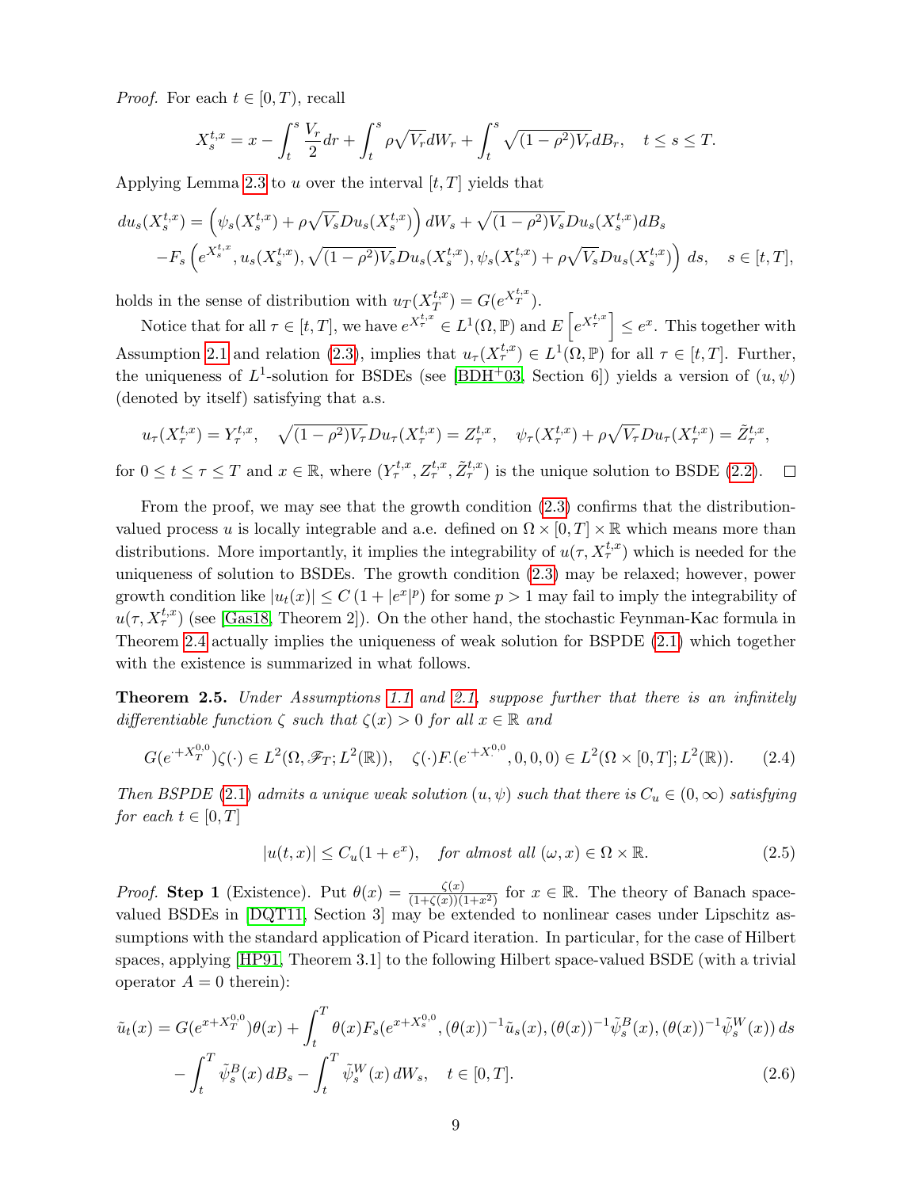*Proof.* For each $t \in [0, T)$, recall

$$X_s^{t,x} = x - \int_t^s \frac{V_r}{2} dr + \int_t^s \rho\sqrt{V_r} dW_r + \int_t^s \sqrt{(1-\rho^2)V_r} dB_r, \quad t \le s \le T.$$

Applying Lemma 2.3 to $u$ over the interval $[t, T]$ yields that

$$\begin{aligned}
du_s(X_s^{t,x}) &= \left(\psi_s(X_s^{t,x}) + \rho\sqrt{V_s} Du_s(X_s^{t,x})\right) dW_s + \sqrt{(1-\rho^2)V_s} Du_s(X_s^{t,x}) dB_s \\
&\quad - F_s\left(e^{X_s^{t,x}}, u_s(X_s^{t,x}), \sqrt{(1-\rho^2)V_s} Du_s(X_s^{t,x}), \psi_s(X_s^{t,x}) + \rho\sqrt{V_s} Du_s(X_s^{t,x})\right) ds, \quad s \in [t, T],
\end{aligned}$$

holds in the sense of distribution with $u_T(X_T^{t,x}) = G(e^{X_T^{t,x}})$.

Notice that for all $\tau \in [t, T]$, we have $e^{X_\tau^{t,x}} \in L^1(\Omega, \mathbb{P})$ and $E\left[e^{X_\tau^{t,x}}\right] \le e^x$. This together with Assumption 2.1 and relation (2.3), implies that $u_\tau(X_\tau^{t,x}) \in L^1(\Omega, \mathbb{P})$ for all $\tau \in [t, T]$. Further, the uniqueness of $L^1$-solution for BSDEs (see [BDH+03, Section 6]) yields a version of $(u, \psi)$ (denoted by itself) satisfying that a.s.

$$u_\tau(X_\tau^{t,x}) = Y_\tau^{t,x}, \quad \sqrt{(1-\rho^2)V_\tau} Du_\tau(X_\tau^{t,x}) = Z_\tau^{t,x}, \quad \psi_\tau(X_\tau^{t,x}) + \rho\sqrt{V_\tau} Du_\tau(X_\tau^{t,x}) = \tilde{Z}_\tau^{t,x},$$

for $0 \le t \le \tau \le T$ and $x \in \mathbb{R}$, where $(Y_\tau^{t,x}, Z_\tau^{t,x}, \tilde{Z}_\tau^{t,x})$ is the unique solution to BSDE (2.2). □

From the proof, we may see that the growth condition (2.3) confirms that the distribution-valued process $u$ is locally integrable and a.e. defined on $\Omega \times [0, T] \times \mathbb{R}$ which means more than distributions. More importantly, it implies the integrability of $u(\tau, X_\tau^{t,x})$ which is needed for the uniqueness of solution to BSDEs. The growth condition (2.3) may be relaxed; however, power growth condition like $|u_t(x)| \le C(1 + |e^x|^p)$ for some $p > 1$ may fail to imply the integrability of $u(\tau, X_\tau^{t,x})$ (see [Gas18, Theorem 2]). On the other hand, the stochastic Feynman-Kac formula in Theorem 2.4 actually implies the uniqueness of weak solution for BSPDE (2.1) which together with the existence is summarized in what follows.

**Theorem 2.5.** *Under Assumptions 1.1 and 2.1, suppose further that there is an infinitely differentiable function $\zeta$ such that $\zeta(x) > 0$ for all $x \in \mathbb{R}$ and*

$$G(e^{\cdot + X_T^{0,0}})\zeta(\cdot) \in L^2(\Omega, \mathscr{F}_T; L^2(\mathbb{R})), \quad \zeta(\cdot)F_\cdot(e^{\cdot + X_\cdot^{0,0}}, 0, 0, 0) \in L^2(\Omega \times [0, T]; L^2(\mathbb{R})). \tag{2.4}$$

*Then BSPDE (2.1) admits a unique weak solution $(u, \psi)$ such that there is $C_u \in (0, \infty)$ satisfying for each $t \in [0, T]$*

$$|u(t, x)| \le C_u(1 + e^x), \quad \text{for almost all } (\omega, x) \in \Omega \times \mathbb{R}. \tag{2.5}$$

*Proof.* **Step 1** (Existence). Put $\theta(x) = \frac{\zeta(x)}{(1+\zeta(x))(1+x^2)}$ for $x \in \mathbb{R}$. The theory of Banach space-valued BSDEs in [DQT11, Section 3] may be extended to nonlinear cases under Lipschitz assumptions with the standard application of Picard iteration. In particular, for the case of Hilbert spaces, applying [HP91, Theorem 3.1] to the following Hilbert space-valued BSDE (with a trivial operator $A = 0$ therein):

$$\begin{aligned}
\tilde{u}_t(x) &= G(e^{x + X_T^{0,0}})\theta(x) + \int_t^T \theta(x) F_s(e^{x + X_s^{0,0}}, (\theta(x))^{-1}\tilde{u}_s(x), (\theta(x))^{-1}\tilde{\psi}_s^B(x), (\theta(x))^{-1}\tilde{\psi}_s^W(x))\, ds \\
&\quad - \int_t^T \tilde{\psi}_s^B(x)\, dB_s - \int_t^T \tilde{\psi}_s^W(x)\, dW_s, \quad t \in [0, T].
\end{aligned} \tag{2.6}$$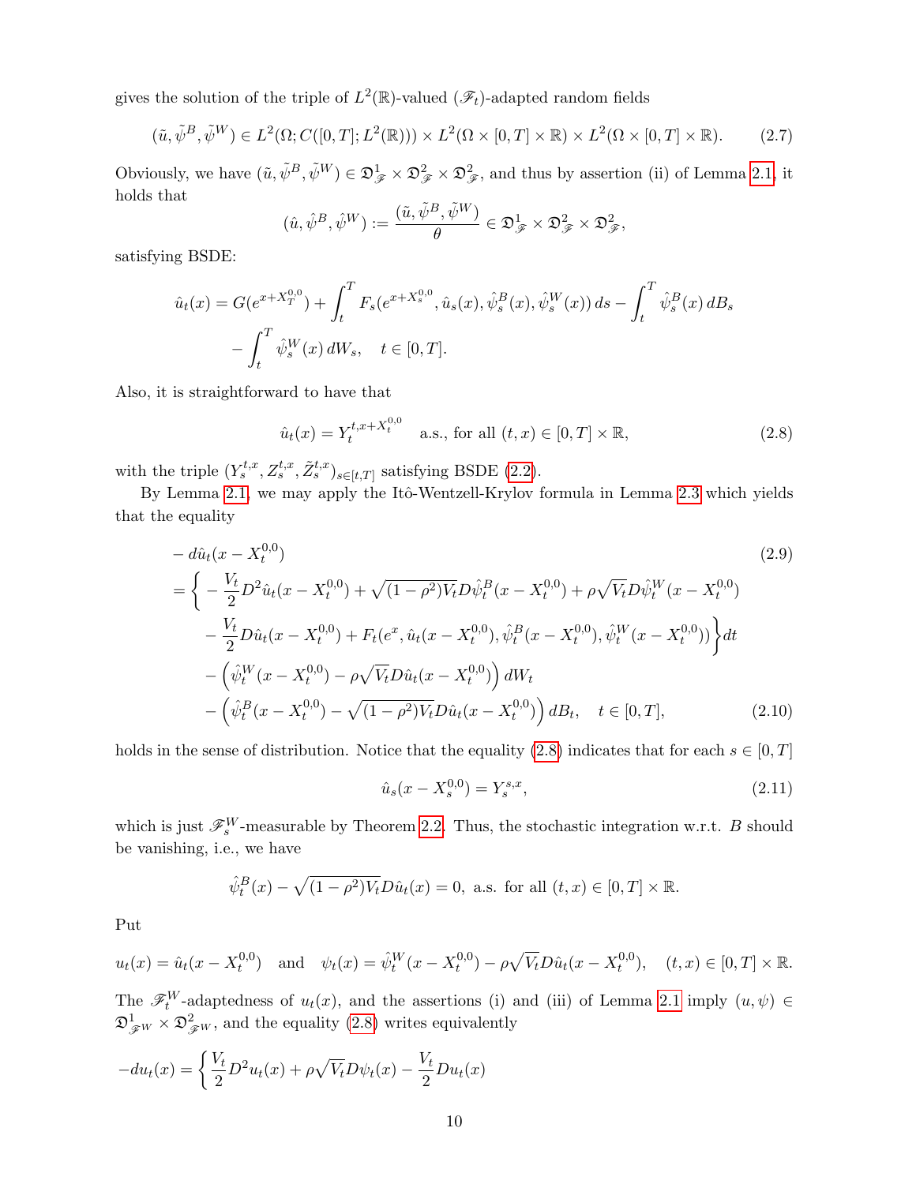gives the solution of the triple of $L^2(\mathbb{R})$-valued $(\mathscr{F}_t)$-adapted random fields

$$(\tilde{u}, \tilde{\psi}^B, \tilde{\psi}^W) \in L^2(\Omega; C([0,T]; L^2(\mathbb{R}))) \times L^2(\Omega \times [0,T] \times \mathbb{R}) \times L^2(\Omega \times [0,T] \times \mathbb{R}). \tag{2.7}$$

Obviously, we have $(\tilde{u}, \tilde{\psi}^B, \tilde{\psi}^W) \in \mathfrak{D}^1_{\mathscr{F}} \times \mathfrak{D}^2_{\mathscr{F}} \times \mathfrak{D}^2_{\mathscr{F}}$, and thus by assertion (ii) of Lemma 2.1, it holds that

$$(\hat{u}, \hat{\psi}^B, \hat{\psi}^W) := \frac{(\tilde{u}, \tilde{\psi}^B, \tilde{\psi}^W)}{\theta} \in \mathfrak{D}^1_{\mathscr{F}} \times \mathfrak{D}^2_{\mathscr{F}} \times \mathfrak{D}^2_{\mathscr{F}},$$

satisfying BSDE:

$$\begin{aligned}
\hat{u}_t(x) &= G(e^{x+X_T^{0,0}}) + \int_t^T F_s(e^{x+X_s^{0,0}}, \hat{u}_s(x), \hat{\psi}_s^B(x), \hat{\psi}_s^W(x))\, ds - \int_t^T \hat{\psi}_s^B(x)\, dB_s \\
&\quad - \int_t^T \hat{\psi}_s^W(x)\, dW_s, \quad t \in [0,T].
\end{aligned}$$

Also, it is straightforward to have that

$$\hat{u}_t(x) = Y_t^{t, x+X_t^{0,0}} \quad \text{a.s., for all } (t,x) \in [0,T] \times \mathbb{R}, \tag{2.8}$$

with the triple $(Y_s^{t,x}, Z_s^{t,x}, \tilde{Z}_s^{t,x})_{s\in[t,T]}$ satisfying BSDE (2.2).

By Lemma 2.1, we may apply the Itô-Wentzell-Krylov formula in Lemma 2.3 which yields that the equality

$$\begin{aligned}
&-d\hat{u}_t(x - X_t^{0,0}) \qquad\qquad (2.9)\\
&= \Big\{ -\frac{V_t}{2} D^2 \hat{u}_t(x - X_t^{0,0}) + \sqrt{(1-\rho^2)V_t}\, D\hat{\psi}_t^B(x - X_t^{0,0}) + \rho\sqrt{V_t}\, D\hat{\psi}_t^W(x - X_t^{0,0}) \\
&\quad - \frac{V_t}{2} D\hat{u}_t(x - X_t^{0,0}) + F_t(e^x, \hat{u}_t(x - X_t^{0,0}), \hat{\psi}_t^B(x - X_t^{0,0}), \hat{\psi}_t^W(x - X_t^{0,0})) \Big\} dt \\
&\quad - \Big( \hat{\psi}_t^W(x - X_t^{0,0}) - \rho\sqrt{V_t}\, D\hat{u}_t(x - X_t^{0,0}) \Big)\, dW_t \\
&\quad - \Big( \hat{\psi}_t^B(x - X_t^{0,0}) - \sqrt{(1-\rho^2)V_t}\, D\hat{u}_t(x - X_t^{0,0}) \Big)\, dB_t, \quad t \in [0,T],
\end{aligned} \tag{2.10}$$

holds in the sense of distribution. Notice that the equality (2.8) indicates that for each $s \in [0,T]$

$$\hat{u}_s(x - X_s^{0,0}) = Y_s^{s,x}, \tag{2.11}$$

which is just $\mathscr{F}_s^W$-measurable by Theorem 2.2. Thus, the stochastic integration w.r.t. $B$ should be vanishing, i.e., we have

$$\hat{\psi}_t^B(x) - \sqrt{(1-\rho^2)V_t}\, D\hat{u}_t(x) = 0, \text{ a.s. for all } (t,x) \in [0,T] \times \mathbb{R}.$$

Put

$$u_t(x) = \hat{u}_t(x - X_t^{0,0}) \quad \text{and} \quad \psi_t(x) = \hat{\psi}_t^W(x - X_t^{0,0}) - \rho\sqrt{V_t}\, D\hat{u}_t(x - X_t^{0,0}), \quad (t,x) \in [0,T] \times \mathbb{R}.$$

The $\mathscr{F}_t^W$-adaptedness of $u_t(x)$, and the assertions (i) and (iii) of Lemma 2.1 imply $(u, \psi) \in \mathfrak{D}^1_{\mathscr{F}^W} \times \mathfrak{D}^2_{\mathscr{F}^W}$, and the equality (2.8) writes equivalently

$$-du_t(x) = \Big\{ \frac{V_t}{2} D^2 u_t(x) + \rho\sqrt{V_t}\, D\psi_t(x) - \frac{V_t}{2} Du_t(x)$$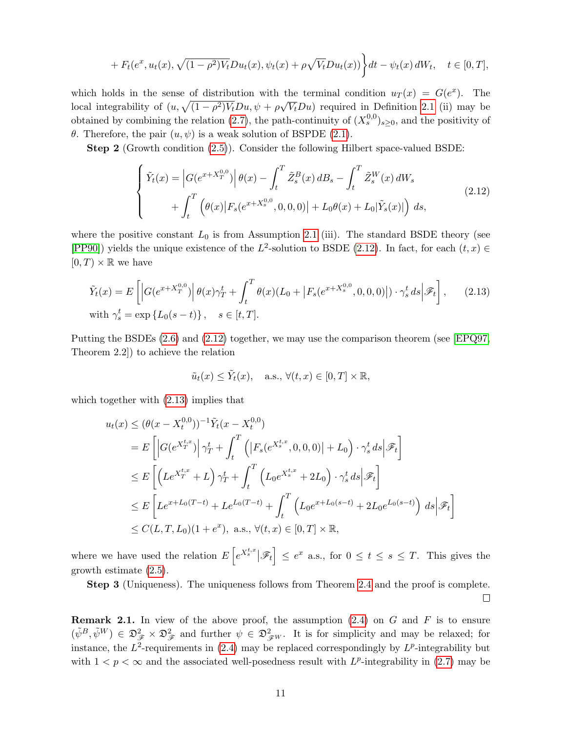$$+ F_t(e^x, u_t(x), \sqrt{(1-\rho^2)V_t}Du_t(x), \psi_t(x) + \rho\sqrt{V_t}Du_t(x))\Big\} dt - \psi_t(x)\, dW_t, \quad t \in [0,T],$$

which holds in the sense of distribution with the terminal condition $u_T(x) = G(e^x)$. The local integrability of $(u, \sqrt{(1-\rho^2)V_t}Du, \psi + \rho\sqrt{V_t}Du)$ required in Definition 2.1 (ii) may be obtained by combining the relation (2.7), the path-continuity of $(X_s^{0,0})_{s\geq 0}$, and the positivity of $\theta$. Therefore, the pair $(u, \psi)$ is a weak solution of BSPDE (2.1).

**Step 2** (Growth condition (2.5)). Consider the following Hilbert space-valued BSDE:

$$\begin{cases} \tilde{Y}_t(x) = \left|G(e^{x+X_T^{0,0}})\right|\theta(x) - \int_t^T \tilde{Z}_s^B(x)\, dB_s - \int_t^T \tilde{Z}_s^W(x)\, dW_s \\ \qquad + \int_t^T \left(\theta(x)\left|F_s(e^{x+X_s^{0,0}}, 0, 0, 0)\right| + L_0\theta(x) + L_0|\tilde{Y}_s(x)|\right)\, ds, \end{cases} \tag{2.12}$$

where the positive constant $L_0$ is from Assumption 2.1 (iii). The standard BSDE theory (see [PP90]) yields the unique existence of the $L^2$-solution to BSDE (2.12). In fact, for each $(t,x) \in [0,T) \times \mathbb{R}$ we have

$$\tilde{Y}_t(x) = E\left[\left|G(e^{x+X_T^{0,0}})\right|\theta(x)\gamma_T^t + \int_t^T \theta(x)(L_0 + \left|F_s(e^{x+X_s^{0,0}}, 0, 0, 0)\right|)\cdot \gamma_s^t\, ds \Big| \mathscr{F}_t\right], \tag{2.13}$$
$$\text{with } \gamma_s^t = \exp\{L_0(s-t)\}, \quad s \in [t,T].$$

Putting the BSDEs (2.6) and (2.12) together, we may use the comparison theorem (see [EPQ97, Theorem 2.2]) to achieve the relation

$$\tilde{u}_t(x) \leq \tilde{Y}_t(x), \quad \text{a.s.}, \forall (t,x) \in [0,T] \times \mathbb{R},$$

which together with (2.13) implies that

$$\begin{aligned} u_t(x) &\leq (\theta(x - X_t^{0,0}))^{-1}\tilde{Y}_t(x - X_t^{0,0}) \\ &= E\left[\left|G(e^{X_T^{t,x}})\right|\gamma_T^t + \int_t^T \left(\left|F_s(e^{X_s^{t,x}}, 0, 0, 0)\right| + L_0\right)\cdot\gamma_s^t\, ds \Big| \mathscr{F}_t\right] \\ &\leq E\left[\left(Le^{X_T^{t,x}} + L\right)\gamma_T^t + \int_t^T \left(L_0 e^{X_s^{t,x}} + 2L_0\right)\cdot \gamma_s^t\, ds \Big| \mathscr{F}_t\right] \\ &\leq E\left[Le^{x+L_0(T-t)} + Le^{L_0(T-t)} + \int_t^T \left(L_0 e^{x+L_0(s-t)} + 2L_0 e^{L_0(s-t)}\right)\, ds \Big| \mathscr{F}_t\right] \\ &\leq C(L,T,L_0)(1+e^x), \text{ a.s.}, \forall (t,x) \in [0,T] \times \mathbb{R}, \end{aligned}$$

where we have used the relation $E\left[e^{X_s^{t,x}}|\mathscr{F}_t\right] \leq e^x$ a.s., for $0 \leq t \leq s \leq T$. This gives the growth estimate (2.5).

**Step 3** (Uniqueness). The uniqueness follows from Theorem 2.4 and the proof is complete. $\square$

**Remark 2.1.** In view of the above proof, the assumption (2.4) on $G$ and $F$ is to ensure $(\tilde{\psi}^B, \tilde{\psi}^W) \in \mathfrak{D}^2_{\mathscr{F}} \times \mathfrak{D}^2_{\mathscr{F}}$ and further $\psi \in \mathfrak{D}^2_{\mathscr{F}^W}$. It is for simplicity and may be relaxed; for instance, the $L^2$-requirements in (2.4) may be replaced correspondingly by $L^p$-integrability but with $1 < p < \infty$ and the associated well-posedness result with $L^p$-integrability in (2.7) may be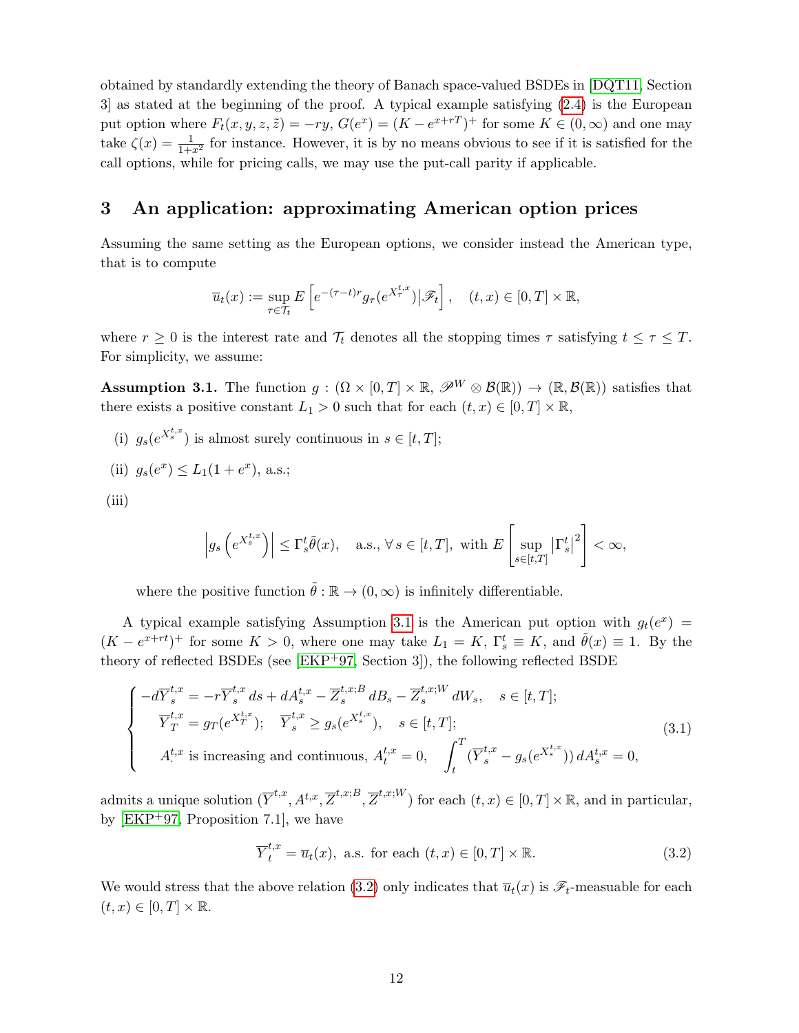obtained by standardly extending the theory of Banach space-valued BSDEs in [DQT11, Section 3] as stated at the beginning of the proof. A typical example satisfying (2.4) is the European put option where $F_t(x,y,z,\tilde{z}) = -ry$, $G(e^x) = (K - e^{x+rT})^+$ for some $K \in (0,\infty)$ and one may take $\zeta(x) = \frac{1}{1+x^2}$ for instance. However, it is by no means obvious to see if it is satisfied for the call options, while for pricing calls, we may use the put-call parity if applicable.

## 3 An application: approximating American option prices

Assuming the same setting as the European options, we consider instead the American type, that is to compute

$$
\overline{u}_t(x) := \sup_{\tau \in \mathcal{T}_t} E\left[ e^{-(\tau - t)r} g_\tau(e^{X_\tau^{t,x}}) \big| \mathscr{F}_t \right], \quad (t,x) \in [0,T] \times \mathbb{R},
$$

where $r \geq 0$ is the interest rate and $\mathcal{T}_t$ denotes all the stopping times $\tau$ satisfying $t \leq \tau \leq T$. For simplicity, we assume:

**Assumption 3.1.** The function $g : (\Omega \times [0,T] \times \mathbb{R}, \mathscr{P}^W \otimes \mathcal{B}(\mathbb{R})) \to (\mathbb{R}, \mathcal{B}(\mathbb{R}))$ satisfies that there exists a positive constant $L_1 > 0$ such that for each $(t,x) \in [0,T] \times \mathbb{R}$,

(i) $g_s(e^{X_s^{t,x}})$ is almost surely continuous in $s \in [t,T]$;

(ii) $g_s(e^x) \leq L_1(1 + e^x)$, a.s.;

(iii)

$$
\left| g_s\left(e^{X_s^{t,x}}\right) \right| \leq \Gamma_s^t \tilde{\theta}(x), \quad \text{a.s.}, \forall\, s \in [t,T], \text{ with } E\left[ \sup_{s \in [t,T]} \left| \Gamma_s^t \right|^2 \right] < \infty,
$$

where the positive function $\tilde{\theta} : \mathbb{R} \to (0,\infty)$ is infinitely differentiable.

A typical example satisfying Assumption 3.1 is the American put option with $g_t(e^x) = (K - e^{x+rt})^+$ for some $K > 0$, where one may take $L_1 = K$, $\Gamma_s^t \equiv K$, and $\tilde{\theta}(x) \equiv 1$. By the theory of reflected BSDEs (see [EKP+97, Section 3]), the following reflected BSDE

$$
\begin{cases}
-d\overline{Y}_s^{t,x} = -r\overline{Y}_s^{t,x}\, ds + dA_s^{t,x} - \overline{Z}_s^{t,x;B}\, dB_s - \overline{Z}_s^{t,x;W}\, dW_s, \quad s \in [t,T]; \\
\overline{Y}_T^{t,x} = g_T(e^{X_T^{t,x}}); \quad \overline{Y}_s^{t,x} \geq g_s(e^{X_s^{t,x}}), \quad s \in [t,T]; \\
A_\cdot^{t,x} \text{ is increasing and continuous, } A_t^{t,x} = 0, \quad \displaystyle\int_t^T (\overline{Y}_s^{t,x} - g_s(e^{X_s^{t,x}}))\, dA_s^{t,x} = 0,
\end{cases}
\tag{3.1}
$$

admits a unique solution $(\overline{Y}^{t,x}, A^{t,x}, \overline{Z}^{t,x;B}, \overline{Z}^{t,x;W})$ for each $(t,x) \in [0,T] \times \mathbb{R}$, and in particular, by [EKP+97, Proposition 7.1], we have

$$
\overline{Y}_t^{t,x} = \overline{u}_t(x), \text{ a.s. for each } (t,x) \in [0,T] \times \mathbb{R}. \tag{3.2}
$$

We would stress that the above relation (3.2) only indicates that $\overline{u}_t(x)$ is $\mathscr{F}_t$-measuable for each $(t,x) \in [0,T] \times \mathbb{R}$.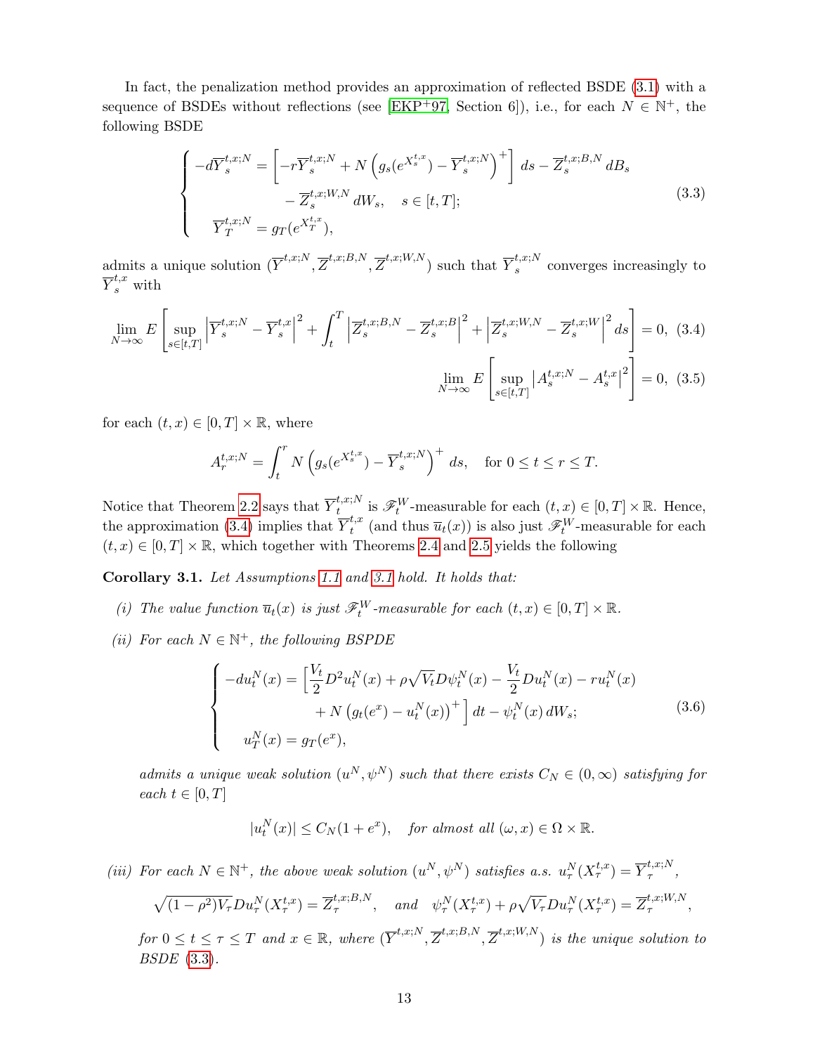In fact, the penalization method provides an approximation of reflected BSDE (3.1) with a sequence of BSDEs without reflections (see [EKP+97, Section 6]), i.e., for each $N \in \mathbb{N}^+$, the following BSDE

$$
\begin{cases}
-d\overline{Y}_s^{t,x;N} = \left[ -r\overline{Y}_s^{t,x;N} + N\left( g_s(e^{X_s^{t,x}}) - \overline{Y}_s^{t,x;N} \right)^+ \right] ds - \overline{Z}_s^{t,x;B,N}\, dB_s \\
\qquad\qquad\quad - \overline{Z}_s^{t,x;W,N}\, dW_s, \quad s \in [t,T]; \\
\overline{Y}_T^{t,x;N} = g_T(e^{X_T^{t,x}}),
\end{cases} \tag{3.3}
$$

admits a unique solution $(\overline{Y}^{t,x;N}, \overline{Z}^{t,x;B,N}, \overline{Z}^{t,x;W,N})$ such that $\overline{Y}_s^{t,x;N}$ converges increasingly to $\overline{Y}_s^{t,x}$ with

$$
\lim_{N\to\infty} E\left[ \sup_{s\in[t,T]} \left| \overline{Y}_s^{t,x;N} - \overline{Y}_s^{t,x} \right|^2 + \int_t^T \left| \overline{Z}_s^{t,x;B,N} - \overline{Z}_s^{t,x;B} \right|^2 + \left| \overline{Z}_s^{t,x;W,N} - \overline{Z}_s^{t,x;W} \right|^2 ds \right] = 0, \tag{3.4}
$$

$$
\lim_{N\to\infty} E\left[ \sup_{s\in[t,T]} \left| A_s^{t,x;N} - A_s^{t,x} \right|^2 \right] = 0, \tag{3.5}
$$

for each $(t,x) \in [0,T] \times \mathbb{R}$, where

$$
A_r^{t,x;N} = \int_t^r N\left( g_s(e^{X_s^{t,x}}) - \overline{Y}_s^{t,x;N} \right)^+ ds, \quad \text{for } 0 \le t \le r \le T.
$$

Notice that Theorem 2.2 says that $\overline{Y}_t^{t,x;N}$ is $\mathscr{F}_t^W$-measurable for each $(t,x) \in [0,T]\times\mathbb{R}$. Hence, the approximation (3.4) implies that $\overline{Y}_t^{t,x}$ (and thus $\overline{u}_t(x)$) is also just $\mathscr{F}_t^W$-measurable for each $(t,x) \in [0,T]\times\mathbb{R}$, which together with Theorems 2.4 and 2.5 yields the following

**Corollary 3.1.** *Let Assumptions 1.1 and 3.1 hold. It holds that:*

*(i) The value function $\overline{u}_t(x)$ is just $\mathscr{F}_t^W$-measurable for each $(t,x) \in [0,T]\times\mathbb{R}$.*

*(ii) For each $N \in \mathbb{N}^+$, the following BSPDE*

$$
\begin{cases}
-du_t^N(x) = \Big[ \frac{V_t}{2} D^2 u_t^N(x) + \rho\sqrt{V_t} D\psi_t^N(x) - \frac{V_t}{2} Du_t^N(x) - ru_t^N(x) \\
\qquad\qquad\qquad + N\left( g_t(e^x) - u_t^N(x) \right)^+ \Big] dt - \psi_t^N(x)\, dW_s; \\
u_T^N(x) = g_T(e^x),
\end{cases} \tag{3.6}
$$

*admits a unique weak solution $(u^N, \psi^N)$ such that there exists $C_N \in (0,\infty)$ satisfying for each $t \in [0,T]$*

$$
|u_t^N(x)| \le C_N(1+e^x), \quad \text{for almost all } (\omega, x) \in \Omega\times\mathbb{R}.
$$

*(iii) For each $N \in \mathbb{N}^+$, the above weak solution $(u^N, \psi^N)$ satisfies a.s. $u_\tau^N(X_\tau^{t,x}) = \overline{Y}_\tau^{t,x;N}$,*

$$
\sqrt{(1-\rho^2)V_\tau} Du_\tau^N(X_\tau^{t,x}) = \overline{Z}_\tau^{t,x;B,N}, \quad \text{and} \quad \psi_\tau^N(X_\tau^{t,x}) + \rho\sqrt{V_\tau} Du_\tau^N(X_\tau^{t,x}) = \overline{Z}_\tau^{t,x;W,N},
$$

*for $0 \le t \le \tau \le T$ and $x \in \mathbb{R}$, where $(\overline{Y}^{t,x;N}, \overline{Z}^{t,x;B,N}, \overline{Z}^{t,x;W,N})$ is the unique solution to BSDE (3.3).*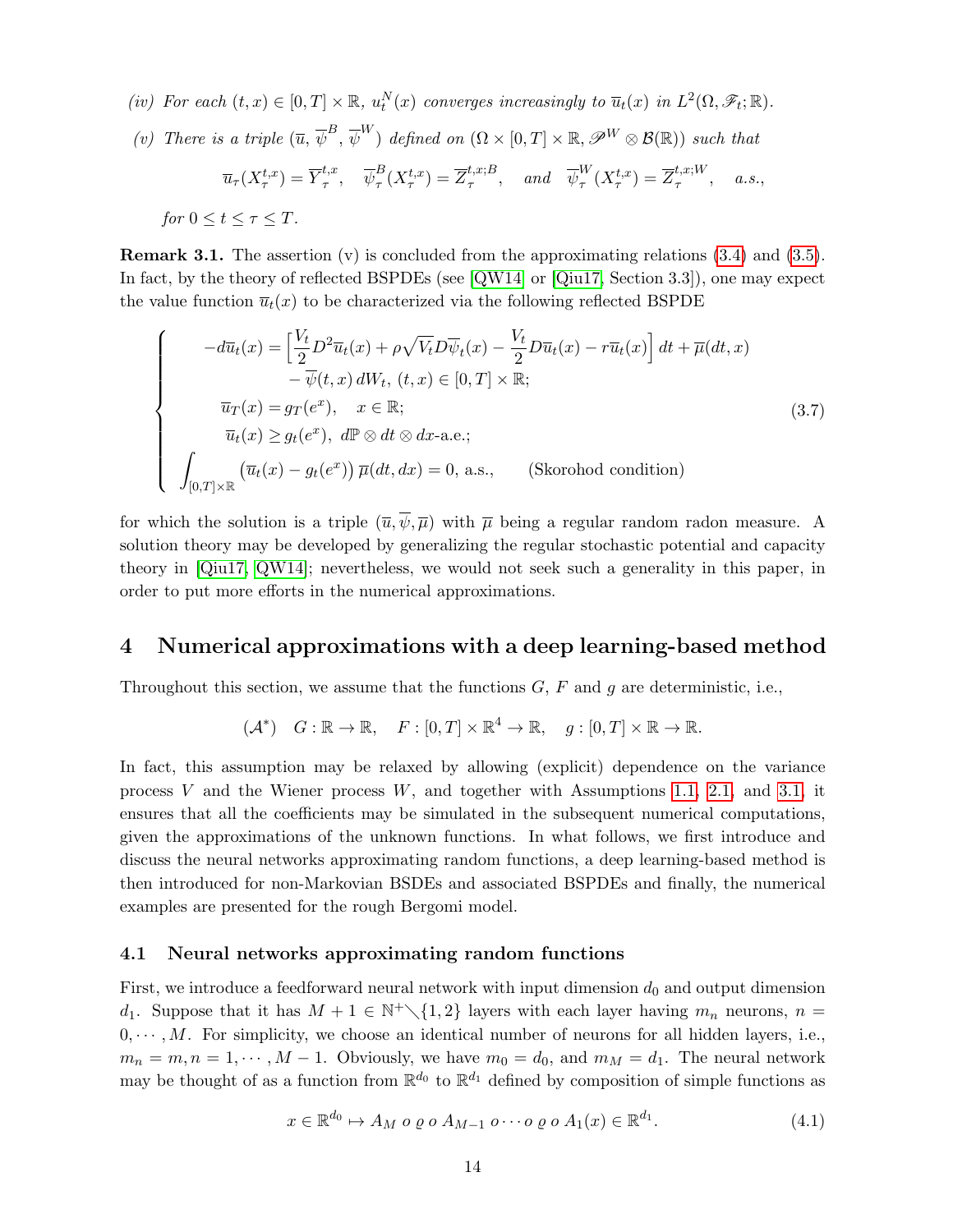*(iv) For each $(t,x) \in [0,T] \times \mathbb{R}$, $u_t^N(x)$ converges increasingly to $\overline{u}_t(x)$ in $L^2(\Omega, \mathscr{F}_t; \mathbb{R})$.*

*(v) There is a triple $(\overline{u}, \overline{\psi}^B, \overline{\psi}^W)$ defined on $(\Omega \times [0,T] \times \mathbb{R}, \mathscr{P}^W \otimes \mathcal{B}(\mathbb{R}))$ such that*

$$\overline{u}_\tau(X_\tau^{t,x}) = \overline{Y}_\tau^{t,x}, \quad \overline{\psi}_\tau^B(X_\tau^{t,x}) = \overline{Z}_\tau^{t,x;B}, \quad \text{and} \quad \overline{\psi}_\tau^W(X_\tau^{t,x}) = \overline{Z}_\tau^{t,x;W}, \quad a.s.,$$

*for $0 \le t \le \tau \le T$.*

**Remark 3.1.** The assertion (v) is concluded from the approximating relations (3.4) and (3.5). In fact, by the theory of reflected BSPDEs (see [QW14] or [Qiu17, Section 3.3]), one may expect the value function $\overline{u}_t(x)$ to be characterized via the following reflected BSPDE

$$\begin{cases} -d\overline{u}_t(x) = \Big[\dfrac{V_t}{2} D^2 \overline{u}_t(x) + \rho\sqrt{V_t} D\overline{\psi}_t(x) - \dfrac{V_t}{2} D\overline{u}_t(x) - r\overline{u}_t(x)\Big]\, dt + \overline{\mu}(dt, x) \\ \qquad\qquad - \overline{\psi}(t,x)\, dW_t, \; (t,x) \in [0,T] \times \mathbb{R}; \\ \overline{u}_T(x) = g_T(e^x), \quad x \in \mathbb{R}; \\ \overline{u}_t(x) \ge g_t(e^x), \;\; d\mathbb{P} \otimes dt \otimes dx\text{-a.e.}; \\ \displaystyle\int_{[0,T]\times\mathbb{R}} \big(\overline{u}_t(x) - g_t(e^x)\big)\, \overline{\mu}(dt, dx) = 0, \text{ a.s.}, \qquad \text{(Skorohod condition)} \end{cases} \tag{3.7}$$

for which the solution is a triple $(\overline{u}, \overline{\psi}, \overline{\mu})$ with $\overline{\mu}$ being a regular random radon measure. A solution theory may be developed by generalizing the regular stochastic potential and capacity theory in [Qiu17, QW14]; nevertheless, we would not seek such a generality in this paper, in order to put more efforts in the numerical approximations.

## 4 Numerical approximations with a deep learning-based method

Throughout this section, we assume that the functions $G$, $F$ and $g$ are deterministic, i.e.,

$$(\mathcal{A}^*) \quad G : \mathbb{R} \to \mathbb{R}, \quad F : [0,T] \times \mathbb{R}^4 \to \mathbb{R}, \quad g : [0,T] \times \mathbb{R} \to \mathbb{R}.$$

In fact, this assumption may be relaxed by allowing (explicit) dependence on the variance process $V$ and the Wiener process $W$, and together with Assumptions 1.1, 2.1, and 3.1, it ensures that all the coefficients may be simulated in the subsequent numerical computations, given the approximations of the unknown functions. In what follows, we first introduce and discuss the neural networks approximating random functions, a deep learning-based method is then introduced for non-Markovian BSDEs and associated BSPDEs and finally, the numerical examples are presented for the rough Bergomi model.

### 4.1 Neural networks approximating random functions

First, we introduce a feedforward neural network with input dimension $d_0$ and output dimension $d_1$. Suppose that it has $M+1 \in \mathbb{N}^+ \setminus \{1,2\}$ layers with each layer having $m_n$ neurons, $n = 0, \cdots, M$. For simplicity, we choose an identical number of neurons for all hidden layers, i.e., $m_n = m, n = 1, \cdots, M-1$. Obviously, we have $m_0 = d_0$, and $m_M = d_1$. The neural network may be thought of as a function from $\mathbb{R}^{d_0}$ to $\mathbb{R}^{d_1}$ defined by composition of simple functions as

$$x \in \mathbb{R}^{d_0} \mapsto A_M \; o \; \varrho \; o \; A_{M-1} \; o \cdots o \; \varrho \; o \; A_1(x) \in \mathbb{R}^{d_1}. \tag{4.1}$$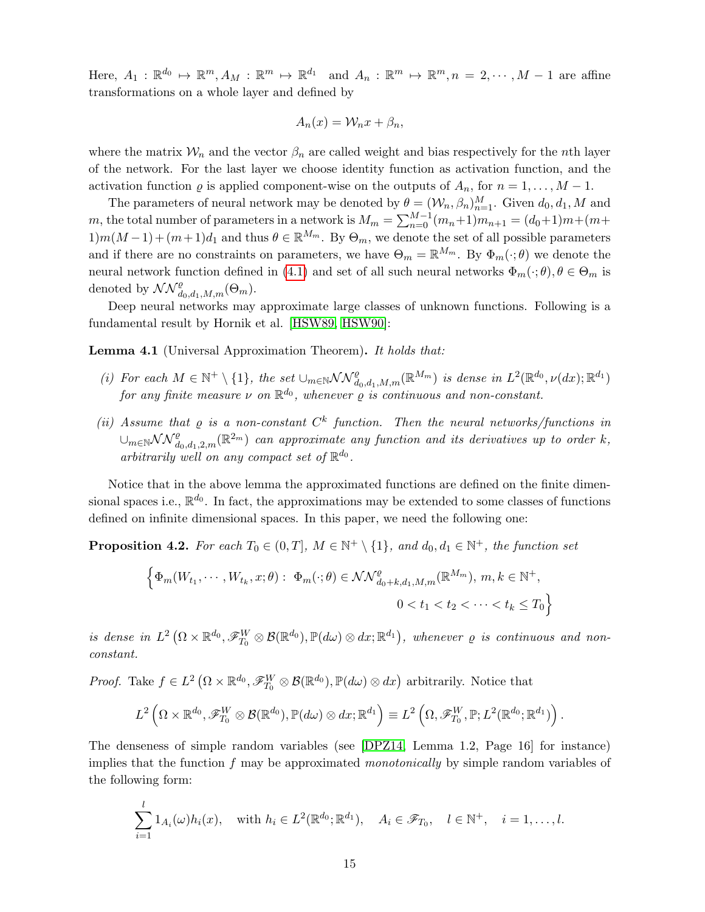Here, $A_1 : \mathbb{R}^{d_0} \mapsto \mathbb{R}^m, A_M : \mathbb{R}^m \mapsto \mathbb{R}^{d_1}$ and $A_n : \mathbb{R}^m \mapsto \mathbb{R}^m, n = 2, \cdots, M-1$ are affine transformations on a whole layer and defined by

$$A_n(x) = \mathcal{W}_n x + \beta_n,$$

where the matrix $\mathcal{W}_n$ and the vector $\beta_n$ are called weight and bias respectively for the $n$th layer of the network. For the last layer we choose identity function as activation function, and the activation function $\varrho$ is applied component-wise on the outputs of $A_n$, for $n = 1, \ldots, M-1$.

The parameters of neural network may be denoted by $\theta = (\mathcal{W}_n, \beta_n)_{n=1}^M$. Given $d_0, d_1, M$ and $m$, the total number of parameters in a network is $M_m = \sum_{n=0}^{M-1}(m_n+1)m_{n+1} = (d_0+1)m + (m+1)m(M-1) + (m+1)d_1$ and thus $\theta \in \mathbb{R}^{M_m}$. By $\Theta_m$, we denote the set of all possible parameters and if there are no constraints on parameters, we have $\Theta_m = \mathbb{R}^{M_m}$. By $\Phi_m(\cdot;\theta)$ we denote the neural network function defined in (4.1) and set of all such neural networks $\Phi_m(\cdot;\theta), \theta \in \Theta_m$ is denoted by $\mathcal{NN}^{\varrho}_{d_0,d_1,M,m}(\Theta_m)$.

Deep neural networks may approximate large classes of unknown functions. Following is a fundamental result by Hornik et al. [HSW89, HSW90]:

**Lemma 4.1** (Universal Approximation Theorem)**.** *It holds that:*

*(i) For each $M \in \mathbb{N}^+ \setminus \{1\}$, the set $\cup_{m\in\mathbb{N}} \mathcal{NN}^{\varrho}_{d_0,d_1,M,m}(\mathbb{R}^{M_m})$ is dense in $L^2(\mathbb{R}^{d_0}, \nu(dx); \mathbb{R}^{d_1})$ for any finite measure $\nu$ on $\mathbb{R}^{d_0}$, whenever $\varrho$ is continuous and non-constant.*

*(ii) Assume that $\varrho$ is a non-constant $C^k$ function. Then the neural networks/functions in $\cup_{m\in\mathbb{N}} \mathcal{NN}^{\varrho}_{d_0,d_1,2,m}(\mathbb{R}^{2m})$ can approximate any function and its derivatives up to order $k$, arbitrarily well on any compact set of $\mathbb{R}^{d_0}$.*

Notice that in the above lemma the approximated functions are defined on the finite dimensional spaces i.e., $\mathbb{R}^{d_0}$. In fact, the approximations may be extended to some classes of functions defined on infinite dimensional spaces. In this paper, we need the following one:

**Proposition 4.2.** *For each $T_0 \in (0, T]$, $M \in \mathbb{N}^+ \setminus \{1\}$, and $d_0, d_1 \in \mathbb{N}^+$, the function set*

$$\Big\{ \Phi_m(W_{t_1}, \cdots, W_{t_k}, x; \theta) : \ \Phi_m(\cdot;\theta) \in \mathcal{NN}^{\varrho}_{d_0+k,d_1,M,m}(\mathbb{R}^{M_m}),\ m, k \in \mathbb{N}^+, \\ 0 < t_1 < t_2 < \cdots < t_k \le T_0 \Big\}$$

*is dense in $L^2\left(\Omega \times \mathbb{R}^{d_0}, \mathscr{F}^W_{T_0} \otimes \mathcal{B}(\mathbb{R}^{d_0}), \mathbb{P}(d\omega) \otimes dx; \mathbb{R}^{d_1}\right)$, whenever $\varrho$ is continuous and non-constant.*

*Proof.* Take $f \in L^2\left(\Omega \times \mathbb{R}^{d_0}, \mathscr{F}^W_{T_0} \otimes \mathcal{B}(\mathbb{R}^{d_0}), \mathbb{P}(d\omega) \otimes dx\right)$ arbitrarily. Notice that

$$L^2\left(\Omega \times \mathbb{R}^{d_0}, \mathscr{F}^W_{T_0} \otimes \mathcal{B}(\mathbb{R}^{d_0}), \mathbb{P}(d\omega) \otimes dx; \mathbb{R}^{d_1}\right) \equiv L^2\left(\Omega, \mathscr{F}^W_{T_0}, \mathbb{P}; L^2(\mathbb{R}^{d_0}; \mathbb{R}^{d_1})\right).$$

The denseness of simple random variables (see [DPZ14, Lemma 1.2, Page 16] for instance) implies that the function $f$ may be approximated *monotonically* by simple random variables of the following form:

$$\sum_{i=1}^{l} 1_{A_i}(\omega) h_i(x), \quad \text{with } h_i \in L^2(\mathbb{R}^{d_0}; \mathbb{R}^{d_1}), \quad A_i \in \mathscr{F}_{T_0}, \quad l \in \mathbb{N}^+, \quad i = 1, \ldots, l.$$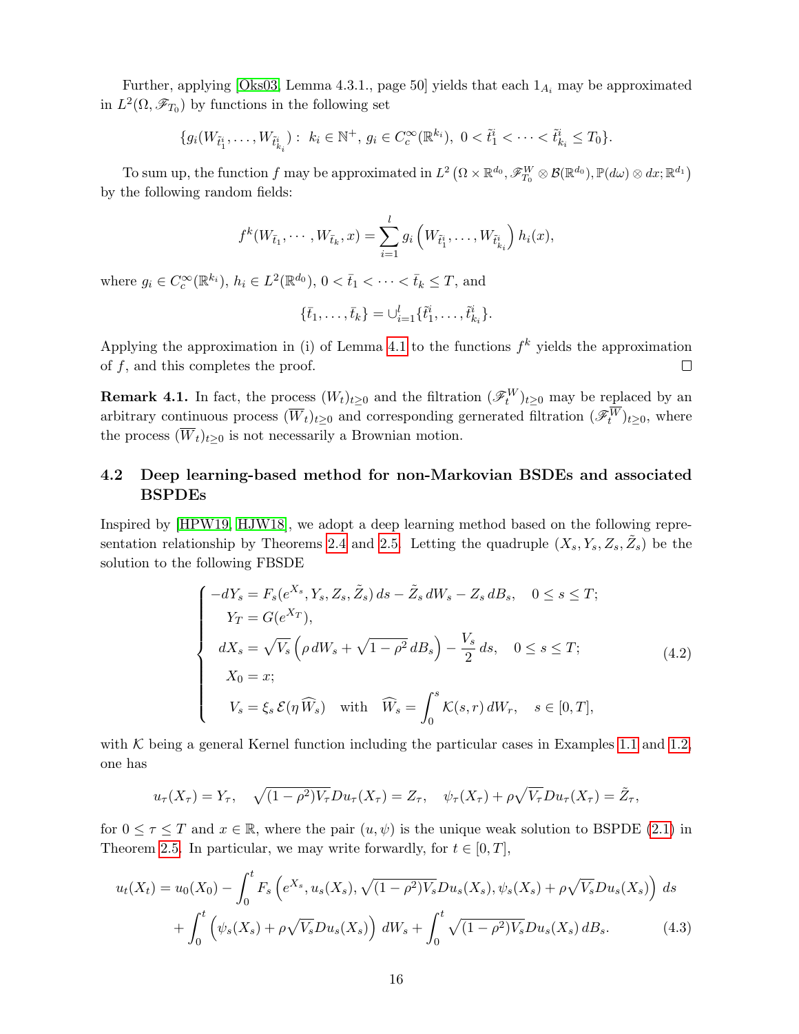Further, applying [Oks03, Lemma 4.3.1., page 50] yields that each $1_{A_i}$ may be approximated in $L^2(\Omega, \mathscr{F}_{T_0})$ by functions in the following set

$$\{g_i(W_{\tilde{t}_1^i}, \dots, W_{\tilde{t}_{k_i}^i}): \ k_i \in \mathbb{N}^+, \ g_i \in C_c^\infty(\mathbb{R}^{k_i}), \ 0 < \tilde{t}_1^i < \cdots < \tilde{t}_{k_i}^i \leq T_0\}.$$

To sum up, the function $f$ may be approximated in $L^2\left(\Omega \times \mathbb{R}^{d_0}, \mathscr{F}_{T_0}^W \otimes \mathcal{B}(\mathbb{R}^{d_0}), \mathbb{P}(d\omega) \otimes dx; \mathbb{R}^{d_1}\right)$ by the following random fields:

$$f^k(W_{\bar{t}_1}, \cdots, W_{\bar{t}_k}, x) = \sum_{i=1}^{l} g_i\left(W_{\tilde{t}_1^i}, \dots, W_{\tilde{t}_{k_i}^i}\right) h_i(x),$$

where $g_i \in C_c^\infty(\mathbb{R}^{k_i})$, $h_i \in L^2(\mathbb{R}^{d_0})$, $0 < \bar{t}_1 < \cdots < \bar{t}_k \leq T$, and

$$\{\bar{t}_1, \dots, \bar{t}_k\} = \cup_{i=1}^{l} \{\tilde{t}_1^i, \dots, \tilde{t}_{k_i}^i\}.$$

Applying the approximation in (i) of Lemma 4.1 to the functions $f^k$ yields the approximation of $f$, and this completes the proof. ∎

**Remark 4.1.** In fact, the process $(W_t)_{t\geq 0}$ and the filtration $(\mathscr{F}_t^W)_{t\geq 0}$ may be replaced by an arbitrary continuous process $(\overline{W}_t)_{t\geq 0}$ and corresponding generated filtration $(\mathscr{F}_t^{\overline{W}})_{t\geq 0}$, where the process $(\overline{W}_t)_{t\geq 0}$ is not necessarily a Brownian motion.

## 4.2 Deep learning-based method for non-Markovian BSDEs and associated BSPDEs

Inspired by [HPW19, HJW18], we adopt a deep learning method based on the following representation relationship by Theorems 2.4 and 2.5. Letting the quadruple $(X_s, Y_s, Z_s, \tilde{Z}_s)$ be the solution to the following FBSDE

$$\begin{cases} -dY_s = F_s(e^{X_s}, Y_s, Z_s, \tilde{Z}_s)\, ds - \tilde{Z}_s\, dW_s - Z_s\, dB_s, \quad 0 \leq s \leq T; \\ \quad Y_T = G(e^{X_T}), \\ \quad dX_s = \sqrt{V_s}\left(\rho\, dW_s + \sqrt{1-\rho^2}\, dB_s\right) - \dfrac{V_s}{2}\, ds, \quad 0 \leq s \leq T; \\ \quad X_0 = x; \\ \quad V_s = \xi_s\, \mathcal{E}(\eta\, \widehat{W}_s) \quad \text{with} \quad \widehat{W}_s = \displaystyle\int_0^s \mathcal{K}(s,r)\, dW_r, \quad s \in [0,T], \end{cases} \tag{4.2}$$

with $\mathcal{K}$ being a general Kernel function including the particular cases in Examples 1.1 and 1.2, one has

$$u_\tau(X_\tau) = Y_\tau, \quad \sqrt{(1-\rho^2)V_\tau} Du_\tau(X_\tau) = Z_\tau, \quad \psi_\tau(X_\tau) + \rho\sqrt{V_\tau} Du_\tau(X_\tau) = \tilde{Z}_\tau,$$

for $0 \leq \tau \leq T$ and $x \in \mathbb{R}$, where the pair $(u, \psi)$ is the unique weak solution to BSPDE (2.1) in Theorem 2.5. In particular, we may write forwardly, for $t \in [0,T]$,

$$\begin{aligned} u_t(X_t) = u_0(X_0) &- \int_0^t F_s\left(e^{X_s}, u_s(X_s), \sqrt{(1-\rho^2)V_s} Du_s(X_s), \psi_s(X_s) + \rho\sqrt{V_s} Du_s(X_s)\right) ds \\ &+ \int_0^t \left(\psi_s(X_s) + \rho\sqrt{V_s} Du_s(X_s)\right) dW_s + \int_0^t \sqrt{(1-\rho^2)V_s} Du_s(X_s)\, dB_s. \end{aligned} \tag{4.3}$$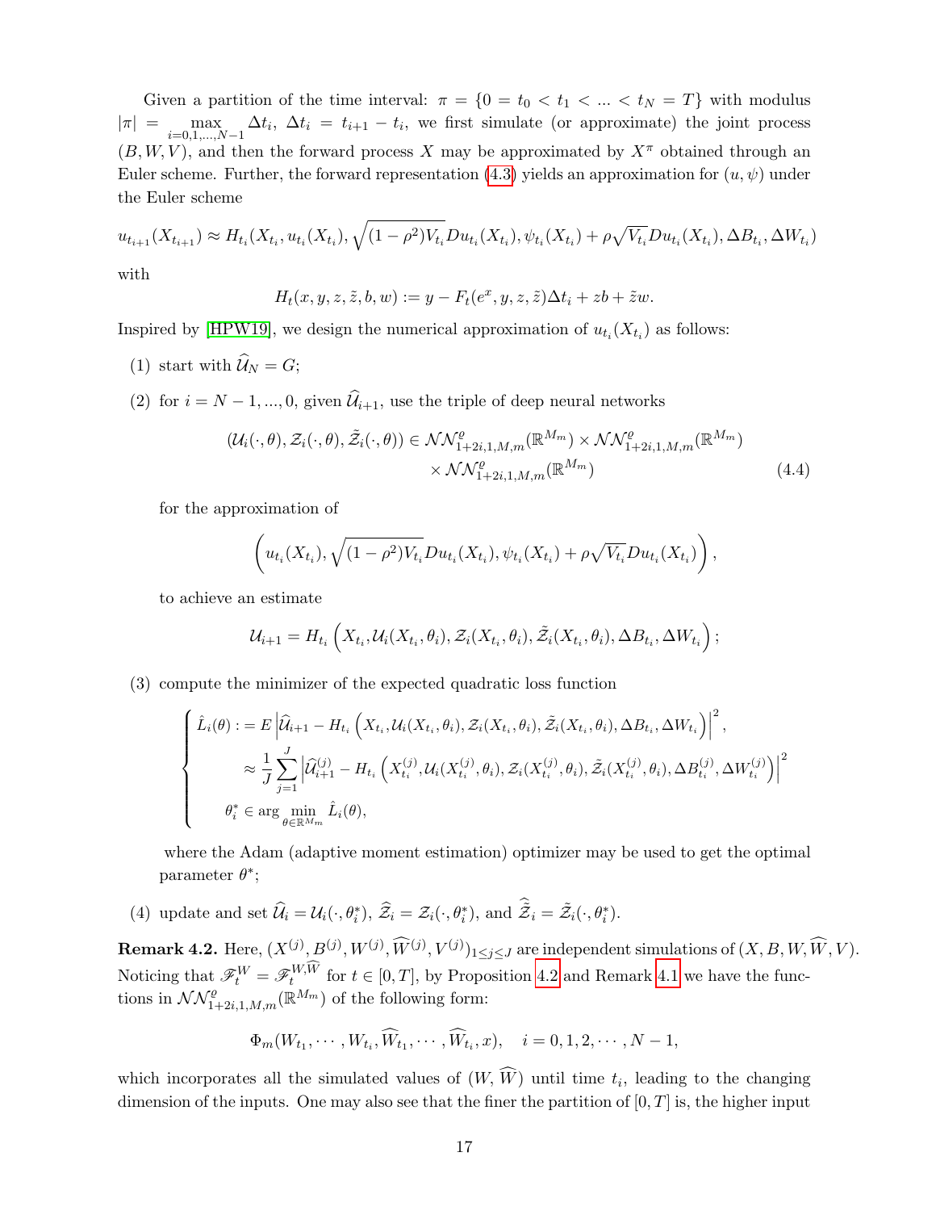Given a partition of the time interval: $\pi = \{0 = t_0 < t_1 < ... < t_N = T\}$ with modulus $|\pi| = \max_{i=0,1,...,N-1} \Delta t_i$, $\Delta t_i = t_{i+1} - t_i$, we first simulate (or approximate) the joint process $(B, W, V)$, and then the forward process $X$ may be approximated by $X^\pi$ obtained through an Euler scheme. Further, the forward representation (4.3) yields an approximation for $(u, \psi)$ under the Euler scheme

$$u_{t_{i+1}}(X_{t_{i+1}}) \approx H_{t_i}(X_{t_i}, u_{t_i}(X_{t_i}), \sqrt{(1-\rho^2)V_{t_i}} Du_{t_i}(X_{t_i}), \psi_{t_i}(X_{t_i}) + \rho\sqrt{V_{t_i}} Du_{t_i}(X_{t_i}), \Delta B_{t_i}, \Delta W_{t_i})$$

with

$$H_t(x, y, z, \tilde{z}, b, w) := y - F_t(e^x, y, z, \tilde{z})\Delta t_i + zb + \tilde{z}w.$$

Inspired by [HPW19], we design the numerical approximation of $u_{t_i}(X_{t_i})$ as follows:

(1) start with $\widehat{\mathcal{U}}_N = G$;

(2) for $i = N-1, ..., 0$, given $\widehat{\mathcal{U}}_{i+1}$, use the triple of deep neural networks

$$\begin{aligned}(\mathcal{U}_i(\cdot, \theta), \mathcal{Z}_i(\cdot, \theta), \tilde{\mathcal{Z}}_i(\cdot, \theta)) \in \mathcal{NN}^{\varrho}_{1+2i,1,M,m}(\mathbb{R}^{M_m}) \times \mathcal{NN}^{\varrho}_{1+2i,1,M,m}(\mathbb{R}^{M_m}) \\ \times \mathcal{NN}^{\varrho}_{1+2i,1,M,m}(\mathbb{R}^{M_m})\end{aligned} \tag{4.4}$$

for the approximation of

$$\left(u_{t_i}(X_{t_i}), \sqrt{(1-\rho^2)V_{t_i}} Du_{t_i}(X_{t_i}), \psi_{t_i}(X_{t_i}) + \rho\sqrt{V_{t_i}} Du_{t_i}(X_{t_i})\right),$$

to achieve an estimate

$$\mathcal{U}_{i+1} = H_{t_i}\left(X_{t_i}, \mathcal{U}_i(X_{t_i}, \theta_i), \mathcal{Z}_i(X_{t_i}, \theta_i), \tilde{\mathcal{Z}}_i(X_{t_i}, \theta_i), \Delta B_{t_i}, \Delta W_{t_i}\right);$$

(3) compute the minimizer of the expected quadratic loss function

$$\begin{cases} \hat{L}_i(\theta) := E\left|\widehat{\mathcal{U}}_{i+1} - H_{t_i}\left(X_{t_i}, \mathcal{U}_i(X_{t_i}, \theta_i), \mathcal{Z}_i(X_{t_i}, \theta_i), \tilde{\mathcal{Z}}_i(X_{t_i}, \theta_i), \Delta B_{t_i}, \Delta W_{t_i}\right)\right|^2, \\ \qquad \approx \frac{1}{J}\sum_{j=1}^{J}\left|\widehat{\mathcal{U}}^{(j)}_{i+1} - H_{t_i}\left(X^{(j)}_{t_i}, \mathcal{U}_i(X^{(j)}_{t_i}, \theta_i), \mathcal{Z}_i(X^{(j)}_{t_i}, \theta_i), \tilde{\mathcal{Z}}_i(X^{(j)}_{t_i}, \theta_i), \Delta B^{(j)}_{t_i}, \Delta W^{(j)}_{t_i}\right)\right|^2 \\ \quad \theta^*_i \in \arg\min_{\theta \in \mathbb{R}^{M_m}} \hat{L}_i(\theta), \end{cases}$$

where the Adam (adaptive moment estimation) optimizer may be used to get the optimal parameter $\theta^*$;

(4) update and set $\widehat{\mathcal{U}}_i = \mathcal{U}_i(\cdot, \theta^*_i)$, $\widehat{\mathcal{Z}}_i = \mathcal{Z}_i(\cdot, \theta^*_i)$, and $\widehat{\tilde{\mathcal{Z}}}_i = \tilde{\mathcal{Z}}_i(\cdot, \theta^*_i)$.

**Remark 4.2.** Here, $(X^{(j)}, B^{(j)}, W^{(j)}, \widehat{W}^{(j)}, V^{(j)})_{1 \le j \le J}$ are independent simulations of $(X, B, W, \widehat{W}, V)$. Noticing that $\mathscr{F}^W_t = \mathscr{F}^{W,\widehat{W}}_t$ for $t \in [0, T]$, by Proposition 4.2 and Remark 4.1 we have the functions in $\mathcal{NN}^{\varrho}_{1+2i,1,M,m}(\mathbb{R}^{M_m})$ of the following form:

$$\Phi_m(W_{t_1}, \cdots, W_{t_i}, \widehat{W}_{t_1}, \cdots, \widehat{W}_{t_i}, x), \quad i = 0, 1, 2, \cdots, N-1,$$

which incorporates all the simulated values of $(W, \widehat{W})$ until time $t_i$, leading to the changing dimension of the inputs. One may also see that the finer the partition of $[0, T]$ is, the higher input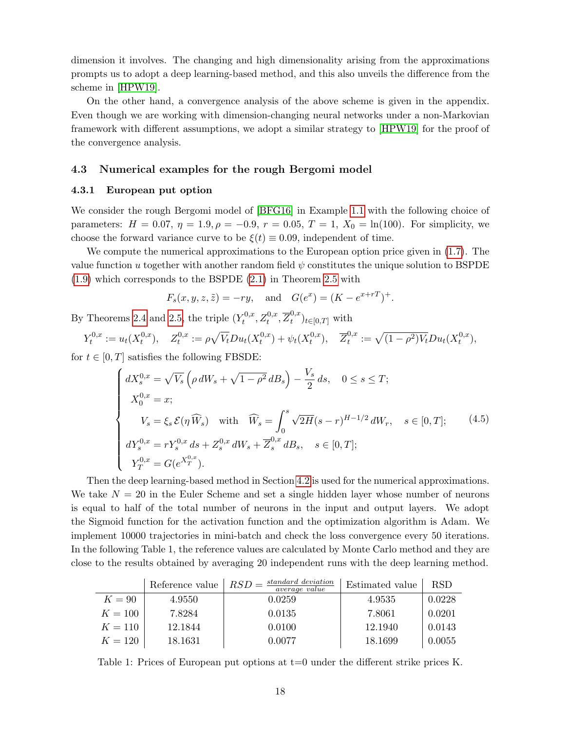dimension it involves. The changing and high dimensionality arising from the approximations prompts us to adopt a deep learning-based method, and this also unveils the difference from the scheme in [HPW19].

On the other hand, a convergence analysis of the above scheme is given in the appendix. Even though we are working with dimension-changing neural networks under a non-Markovian framework with different assumptions, we adopt a similar strategy to [HPW19] for the proof of the convergence analysis.

### 4.3 Numerical examples for the rough Bergomi model

#### 4.3.1 European put option

We consider the rough Bergomi model of [BFG16] in Example 1.1 with the following choice of parameters: $H = 0.07$, $\eta = 1.9$, $\rho = -0.9$, $r = 0.05$, $T = 1$, $X_0 = \ln(100)$. For simplicity, we choose the forward variance curve to be $\xi(t) \equiv 0.09$, independent of time.

We compute the numerical approximations to the European option price given in (1.7). The value function $u$ together with another random field $\psi$ constitutes the unique solution to BSPDE (1.9) which corresponds to the BSPDE (2.1) in Theorem 2.5 with

$$F_s(x, y, z, \tilde{z}) = -ry, \quad \text{and} \quad G(e^x) = (K - e^{x+rT})^+.$$

By Theorems 2.4 and 2.5, the triple $(Y_t^{0,x}, Z_t^{0,x}, \overline{Z}_t^{0,x})_{t\in[0,T]}$ with

$$Y_t^{0,x} := u_t(X_t^{0,x}), \quad Z_t^{0,x} := \rho\sqrt{V_t}Du_t(X_t^{0,x}) + \psi_t(X_t^{0,x}), \quad \overline{Z}_t^{0,x} := \sqrt{(1-\rho^2)V_t}Du_t(X_t^{0,x}),$$

for $t \in [0, T]$ satisfies the following FBSDE:

$$\begin{cases} dX_s^{0,x} = \sqrt{V_s}\left(\rho\, dW_s + \sqrt{1-\rho^2}\, dB_s\right) - \dfrac{V_s}{2}\, ds, \quad 0 \le s \le T; \\ X_0^{0,x} = x; \\ V_s = \xi_s\, \mathcal{E}(\eta \widehat{W}_s) \quad \text{with} \quad \widehat{W}_s = \displaystyle\int_0^s \sqrt{2H}(s-r)^{H-1/2}\, dW_r, \quad s \in [0, T]; \\ dY_s^{0,x} = rY_s^{0,x}\, ds + Z_s^{0,x}\, dW_s + \overline{Z}_s^{0,x}\, dB_s, \quad s \in [0, T]; \\ Y_T^{0,x} = G(e^{X_T^{0,x}}). \end{cases} \tag{4.5}$$

Then the deep learning-based method in Section 4.2 is used for the numerical approximations. We take $N = 20$ in the Euler Scheme and set a single hidden layer whose number of neurons is equal to half of the total number of neurons in the input and output layers. We adopt the Sigmoid function for the activation function and the optimization algorithm is Adam. We implement 10000 trajectories in mini-batch and check the loss convergence every 50 iterations. In the following Table 1, the reference values are calculated by Monte Carlo method and they are close to the results obtained by averaging 20 independent runs with the deep learning method.

| | Reference value | $RSD = \frac{\text{standard deviation}}{\text{average value}}$ | Estimated value | RSD |
|---|---|---|---|---|
| $K = 90$ | 4.9550 | 0.0259 | 4.9535 | 0.0228 |
| $K = 100$ | 7.8284 | 0.0135 | 7.8061 | 0.0201 |
| $K = 110$ | 12.1844 | 0.0100 | 12.1940 | 0.0143 |
| $K = 120$ | 18.1631 | 0.0077 | 18.1699 | 0.0055 |

Table 1: Prices of European put options at t=0 under the different strike prices K.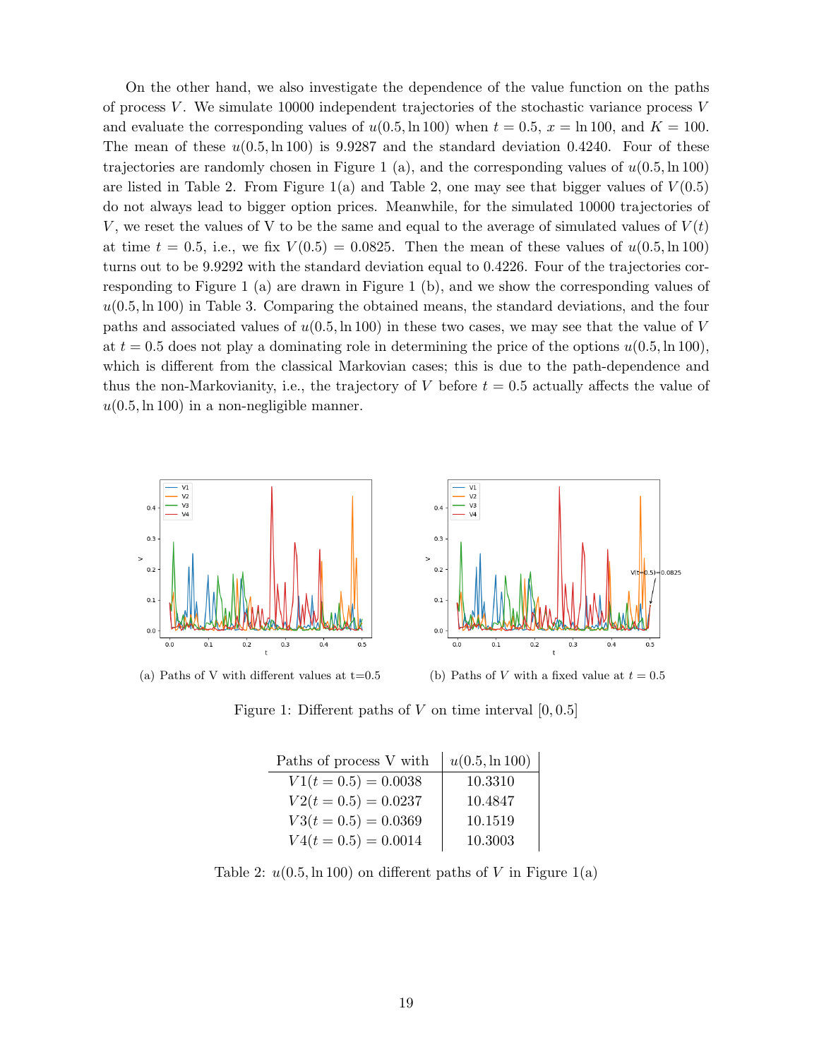On the other hand, we also investigate the dependence of the value function on the paths of process $V$. We simulate 10000 independent trajectories of the stochastic variance process $V$ and evaluate the corresponding values of $u(0.5, \ln 100)$ when $t = 0.5$, $x = \ln 100$, and $K = 100$. The mean of these $u(0.5, \ln 100)$ is 9.9287 and the standard deviation 0.4240. Four of these trajectories are randomly chosen in Figure 1 (a), and the corresponding values of $u(0.5, \ln 100)$ are listed in Table 2. From Figure 1(a) and Table 2, one may see that bigger values of $V(0.5)$ do not always lead to bigger option prices. Meanwhile, for the simulated 10000 trajectories of $V$, we reset the values of V to be the same and equal to the average of simulated values of $V(t)$ at time $t = 0.5$, i.e., we fix $V(0.5) = 0.0825$. Then the mean of these values of $u(0.5, \ln 100)$ turns out to be 9.9292 with the standard deviation equal to 0.4226. Four of the trajectories corresponding to Figure 1 (a) are drawn in Figure 1 (b), and we show the corresponding values of $u(0.5, \ln 100)$ in Table 3. Comparing the obtained means, the standard deviations, and the four paths and associated values of $u(0.5, \ln 100)$ in these two cases, we may see that the value of $V$ at $t = 0.5$ does not play a dominating role in determining the price of the options $u(0.5, \ln 100)$, which is different from the classical Markovian cases; this is due to the path-dependence and thus the non-Markovianity, i.e., the trajectory of $V$ before $t = 0.5$ actually affects the value of $u(0.5, \ln 100)$ in a non-negligible manner.

(a) Paths of V with different values at t=0.5

(b) Paths of $V$ with a fixed value at $t = 0.5$

Figure 1: Different paths of $V$ on time interval $[0, 0.5]$

| Paths of process V with | $u(0.5, \ln 100)$ |
|---|---|
| $V1(t = 0.5) = 0.0038$ | 10.3310 |
| $V2(t = 0.5) = 0.0237$ | 10.4847 |
| $V3(t = 0.5) = 0.0369$ | 10.1519 |
| $V4(t = 0.5) = 0.0014$ | 10.3003 |

Table 2: $u(0.5, \ln 100)$ on different paths of $V$ in Figure 1(a)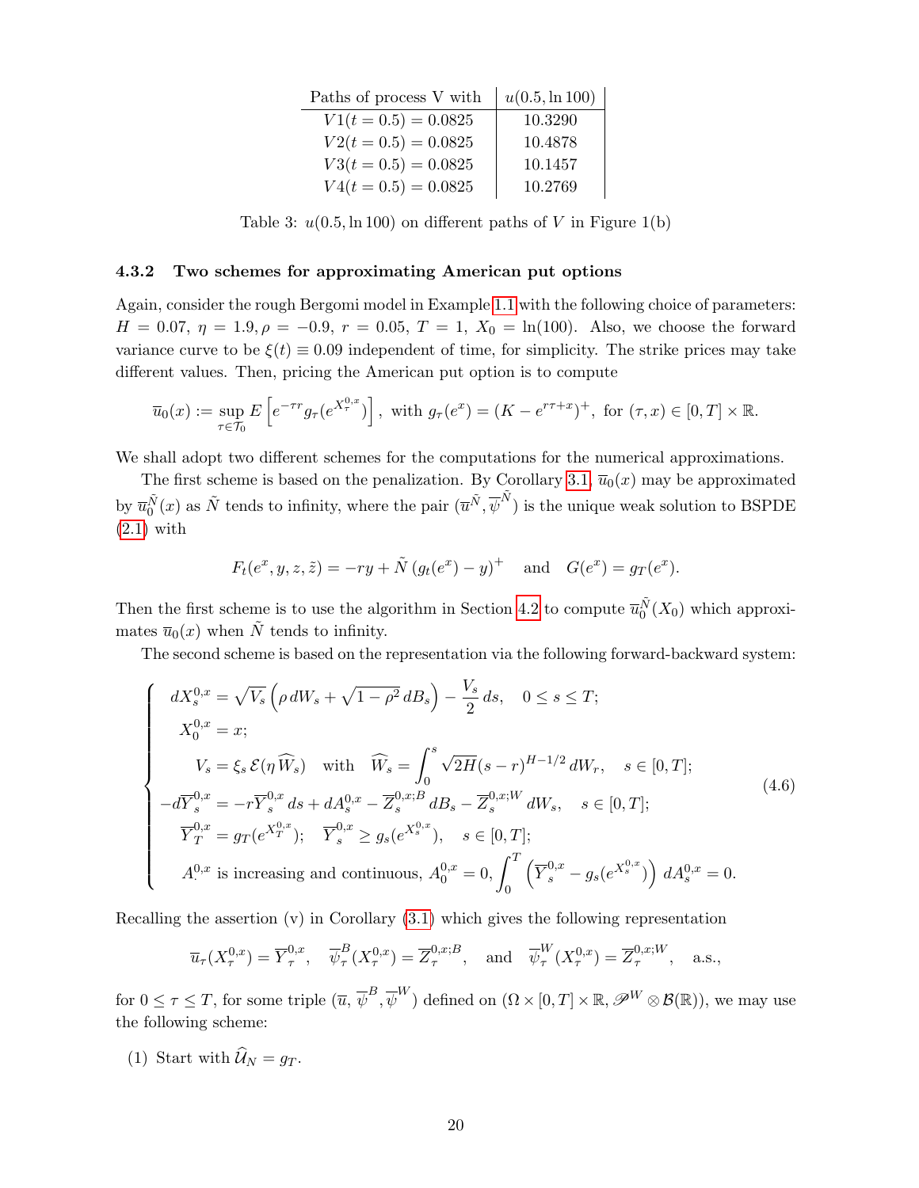| Paths of process V with | $u(0.5, \ln 100)$ |
|---|---|
| $V1(t = 0.5) = 0.0825$ | 10.3290 |
| $V2(t = 0.5) = 0.0825$ | 10.4878 |
| $V3(t = 0.5) = 0.0825$ | 10.1457 |
| $V4(t = 0.5) = 0.0825$ | 10.2769 |

Table 3: $u(0.5, \ln 100)$ on different paths of $V$ in Figure 1(b)

#### 4.3.2 Two schemes for approximating American put options

Again, consider the rough Bergomi model in Example 1.1 with the following choice of parameters: $H = 0.07$, $\eta = 1.9, \rho = -0.9$, $r = 0.05$, $T = 1$, $X_0 = \ln(100)$. Also, we choose the forward variance curve to be $\xi(t) \equiv 0.09$ independent of time, for simplicity. The strike prices may take different values. Then, pricing the American put option is to compute

$$\overline{u}_0(x) := \sup_{\tau \in \mathcal{T}_0} E\left[e^{-\tau r} g_\tau(e^{X_\tau^{0,x}})\right], \text{ with } g_\tau(e^x) = (K - e^{r\tau + x})^+, \text{ for } (\tau, x) \in [0, T] \times \mathbb{R}.$$

We shall adopt two different schemes for the computations for the numerical approximations.

The first scheme is based on the penalization. By Corollary 3.1, $\overline{u}_0(x)$ may be approximated by $\overline{u}_0^{\tilde{N}}(x)$ as $\tilde{N}$ tends to infinity, where the pair $(\overline{u}^{\tilde{N}}, \overline{\psi}^{\tilde{N}})$ is the unique weak solution to BSPDE (2.1) with

$$F_t(e^x, y, z, \tilde{z}) = -ry + \tilde{N}\left(g_t(e^x) - y\right)^+ \quad \text{and} \quad G(e^x) = g_T(e^x).$$

Then the first scheme is to use the algorithm in Section 4.2 to compute $\overline{u}_0^{\tilde{N}}(X_0)$ which approximates $\overline{u}_0(x)$ when $\tilde{N}$ tends to infinity.

The second scheme is based on the representation via the following forward-backward system:

$$\begin{cases} dX_s^{0,x} = \sqrt{V_s}\left(\rho\, dW_s + \sqrt{1-\rho^2}\, dB_s\right) - \dfrac{V_s}{2}\, ds, \quad 0 \le s \le T; \\ X_0^{0,x} = x; \\ V_s = \xi_s\, \mathcal{E}(\eta \widehat{W}_s) \quad \text{with} \quad \widehat{W}_s = \displaystyle\int_0^s \sqrt{2H}(s-r)^{H-1/2}\, dW_r, \quad s \in [0, T]; \\ -d\overline{Y}_s^{0,x} = -r\overline{Y}_s^{0,x}\, ds + dA_s^{0,x} - \overline{Z}_s^{0,x;B}\, dB_s - \overline{Z}_s^{0,x;W}\, dW_s, \quad s \in [0, T]; \\ \overline{Y}_T^{0,x} = g_T(e^{X_T^{0,x}}); \quad \overline{Y}_s^{0,x} \ge g_s(e^{X_s^{0,x}}), \quad s \in [0, T]; \\ A_\cdot^{0,x} \text{ is increasing and continuous, } A_0^{0,x} = 0, \displaystyle\int_0^T \left(\overline{Y}_s^{0,x} - g_s(e^{X_s^{0,x}})\right) dA_s^{0,x} = 0. \end{cases} \tag{4.6}$$

Recalling the assertion (v) in Corollary (3.1) which gives the following representation

$$\overline{u}_\tau(X_\tau^{0,x}) = \overline{Y}_\tau^{0,x}, \quad \overline{\psi}_\tau^B(X_\tau^{0,x}) = \overline{Z}_\tau^{0,x;B}, \quad \text{and} \quad \overline{\psi}_\tau^W(X_\tau^{0,x}) = \overline{Z}_\tau^{0,x;W}, \quad \text{a.s.,}$$

for $0 \le \tau \le T$, for some triple $(\overline{u}, \overline{\psi}^B, \overline{\psi}^W)$ defined on $(\Omega \times [0, T] \times \mathbb{R}, \mathscr{P}^W \otimes \mathcal{B}(\mathbb{R}))$, we may use the following scheme:

(1) Start with $\widehat{\mathcal{U}}_N = g_T$.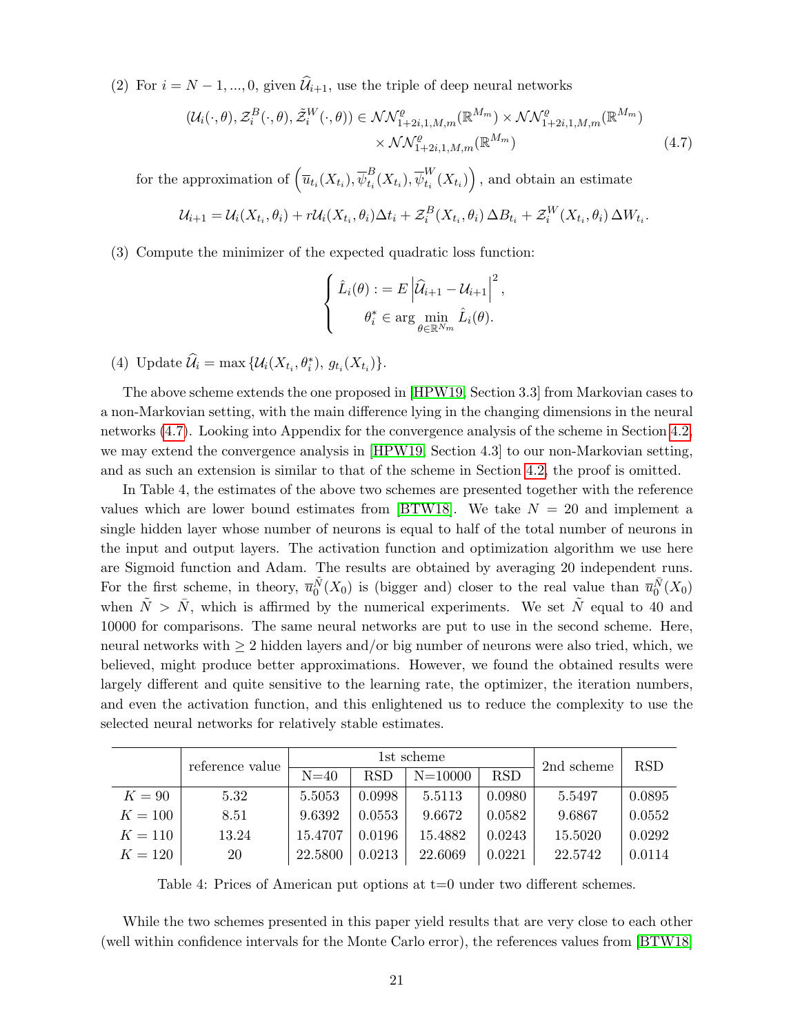(2) For $i = N-1, ..., 0$, given $\widehat{\mathcal{U}}_{i+1}$, use the triple of deep neural networks

$$
\begin{aligned}
(\mathcal{U}_i(\cdot,\theta), \mathcal{Z}_i^B(\cdot,\theta), \tilde{\mathcal{Z}}_i^W(\cdot,\theta)) \in \mathcal{NN}^{\varrho}_{1+2i,1,M,m}(\mathbb{R}^{M_m}) \times \mathcal{NN}^{\varrho}_{1+2i,1,M,m}(\mathbb{R}^{M_m}) \\
\times \mathcal{NN}^{\varrho}_{1+2i,1,M,m}(\mathbb{R}^{M_m})
\end{aligned}
\tag{4.7}
$$

for the approximation of $\left(\overline{u}_{t_i}(X_{t_i}), \overline{\psi}^B_{t_i}(X_{t_i}), \overline{\psi}^W_{t_i}(X_{t_i})\right)$, and obtain an estimate

$$
\mathcal{U}_{i+1} = \mathcal{U}_i(X_{t_i},\theta_i) + r\mathcal{U}_i(X_{t_i},\theta_i)\Delta t_i + \mathcal{Z}_i^B(X_{t_i},\theta_i)\,\Delta B_{t_i} + \mathcal{Z}_i^W(X_{t_i},\theta_i)\,\Delta W_{t_i}.
$$

(3) Compute the minimizer of the expected quadratic loss function:

$$
\begin{cases}
\hat{L}_i(\theta) := E\left|\widehat{\mathcal{U}}_{i+1} - \mathcal{U}_{i+1}\right|^2, \\
\qquad \theta_i^* \in \arg\min\limits_{\theta \in \mathbb{R}^{N_m}} \hat{L}_i(\theta).
\end{cases}
$$

(4) Update $\widehat{\mathcal{U}}_i = \max\{\mathcal{U}_i(X_{t_i},\theta_i^*),\, g_{t_i}(X_{t_i})\}$.

The above scheme extends the one proposed in [HPW19, Section 3.3] from Markovian cases to a non-Markovian setting, with the main difference lying in the changing dimensions in the neural networks (4.7). Looking into Appendix for the convergence analysis of the scheme in Section 4.2, we may extend the convergence analysis in [HPW19, Section 4.3] to our non-Markovian setting, and as such an extension is similar to that of the scheme in Section 4.2, the proof is omitted.

In Table 4, the estimates of the above two schemes are presented together with the reference values which are lower bound estimates from [BTW18]. We take $N = 20$ and implement a single hidden layer whose number of neurons is equal to half of the total number of neurons in the input and output layers. The activation function and optimization algorithm we use here are Sigmoid function and Adam. The results are obtained by averaging 20 independent runs. For the first scheme, in theory, $\overline{u}_0^{\tilde{N}}(X_0)$ is (bigger and) closer to the real value than $\overline{u}_0^{\bar{N}}(X_0)$ when $\tilde{N} > \bar{N}$, which is affirmed by the numerical experiments. We set $\tilde{N}$ equal to 40 and 10000 for comparisons. The same neural networks are put to use in the second scheme. Here, neural networks with $\geq 2$ hidden layers and/or big number of neurons were also tried, which, we believed, might produce better approximations. However, we found the obtained results were largely different and quite sensitive to the learning rate, the optimizer, the iteration numbers, and even the activation function, and this enlightened us to reduce the complexity to use the selected neural networks for relatively stable estimates.

| | reference value | 1st scheme | | | | 2nd scheme | RSD |
|---|---|---|---|---|---|---|---|
| | | N=40 | RSD | N=10000 | RSD | | |
| $K = 90$ | 5.32 | 5.5053 | 0.0998 | 5.5113 | 0.0980 | 5.5497 | 0.0895 |
| $K = 100$ | 8.51 | 9.6392 | 0.0553 | 9.6672 | 0.0582 | 9.6867 | 0.0552 |
| $K = 110$ | 13.24 | 15.4707 | 0.0196 | 15.4882 | 0.0243 | 15.5020 | 0.0292 |
| $K = 120$ | 20 | 22.5800 | 0.0213 | 22.6069 | 0.0221 | 22.5742 | 0.0114 |

Table 4: Prices of American put options at t=0 under two different schemes.

While the two schemes presented in this paper yield results that are very close to each other (well within confidence intervals for the Monte Carlo error), the references values from [BTW18]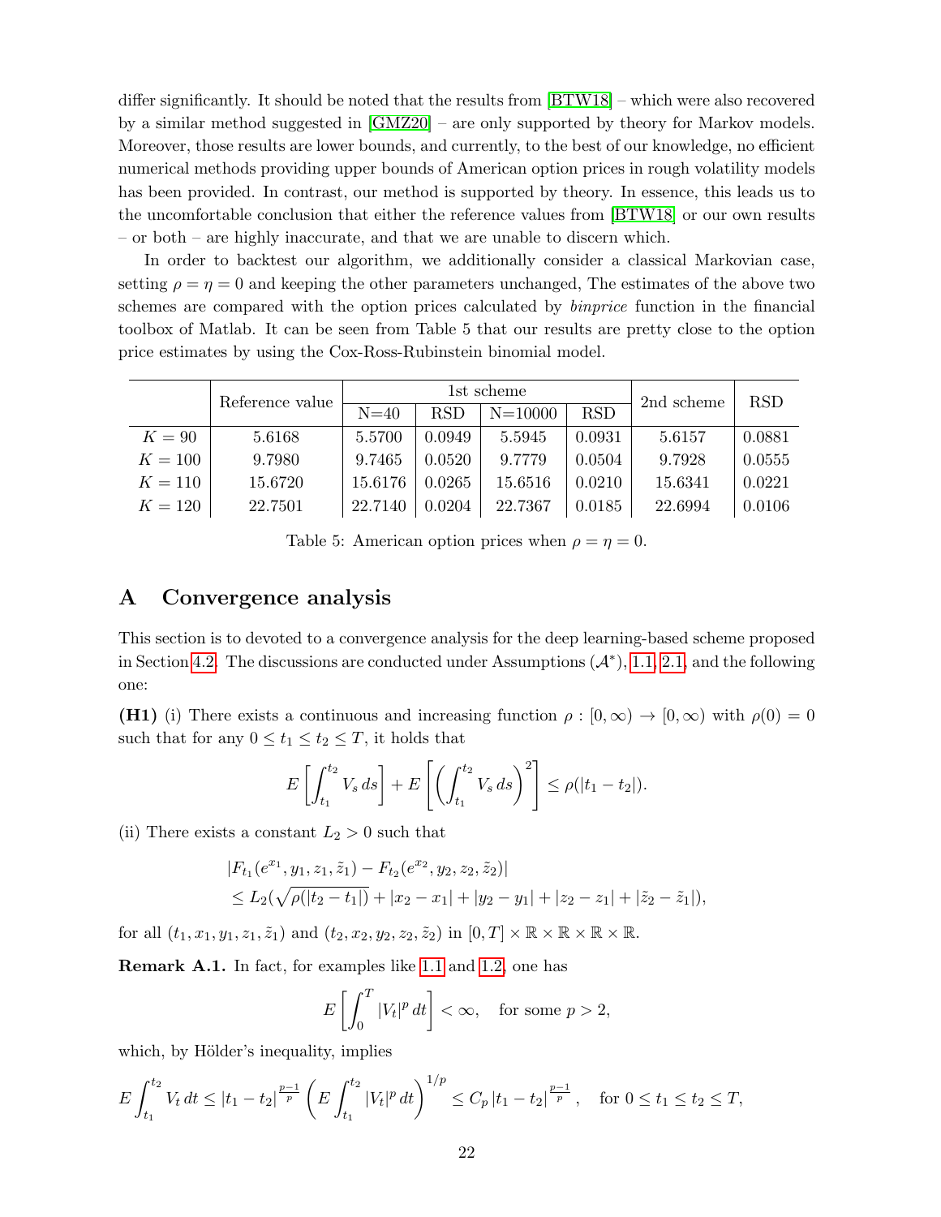differ significantly. It should be noted that the results from [BTW18] – which were also recovered by a similar method suggested in [GMZ20] – are only supported by theory for Markov models. Moreover, those results are lower bounds, and currently, to the best of our knowledge, no efficient numerical methods providing upper bounds of American option prices in rough volatility models has been provided. In contrast, our method is supported by theory. In essence, this leads us to the uncomfortable conclusion that either the reference values from [BTW18] or our own results – or both – are highly inaccurate, and that we are unable to discern which.

In order to backtest our algorithm, we additionally consider a classical Markovian case, setting $\rho = \eta = 0$ and keeping the other parameters unchanged, The estimates of the above two schemes are compared with the option prices calculated by *binprice* function in the financial toolbox of Matlab. It can be seen from Table 5 that our results are pretty close to the option price estimates by using the Cox-Ross-Rubinstein binomial model.

|  | Reference value | 1st scheme |  |  |  | 2nd scheme | RSD |
|---|---|---|---|---|---|---|---|
|  |  | N=40 | RSD | N=10000 | RSD |  |  |
| $K = 90$ | 5.6168 | 5.5700 | 0.0949 | 5.5945 | 0.0931 | 5.6157 | 0.0881 |
| $K = 100$ | 9.7980 | 9.7465 | 0.0520 | 9.7779 | 0.0504 | 9.7928 | 0.0555 |
| $K = 110$ | 15.6720 | 15.6176 | 0.0265 | 15.6516 | 0.0210 | 15.6341 | 0.0221 |
| $K = 120$ | 22.7501 | 22.7140 | 0.0204 | 22.7367 | 0.0185 | 22.6994 | 0.0106 |

Table 5: American option prices when $\rho = \eta = 0$.

## A Convergence analysis

This section is to devoted to a convergence analysis for the deep learning-based scheme proposed in Section 4.2. The discussions are conducted under Assumptions $(\mathcal{A}^*)$, 1.1, 2.1, and the following one:

**(H1)** (i) There exists a continuous and increasing function $\rho : [0, \infty) \to [0, \infty)$ with $\rho(0) = 0$ such that for any $0 \le t_1 \le t_2 \le T$, it holds that

$$E\left[\int_{t_1}^{t_2} V_s\,ds\right] + E\left[\left(\int_{t_1}^{t_2} V_s\,ds\right)^2\right] \le \rho(|t_1 - t_2|).$$

(ii) There exists a constant $L_2 > 0$ such that

$$\begin{aligned}
&|F_{t_1}(e^{x_1}, y_1, z_1, \tilde{z}_1) - F_{t_2}(e^{x_2}, y_2, z_2, \tilde{z}_2)| \\
&\le L_2\left(\sqrt{\rho(|t_2 - t_1|)} + |x_2 - x_1| + |y_2 - y_1| + |z_2 - z_1| + |\tilde{z}_2 - \tilde{z}_1|\right),
\end{aligned}$$

for all $(t_1, x_1, y_1, z_1, \tilde{z}_1)$ and $(t_2, x_2, y_2, z_2, \tilde{z}_2)$ in $[0, T] \times \mathbb{R} \times \mathbb{R} \times \mathbb{R} \times \mathbb{R}$.

**Remark A.1.** In fact, for examples like 1.1 and 1.2, one has

$$E\left[\int_0^T |V_t|^p\,dt\right] < \infty, \quad \text{for some } p > 2,$$

which, by Hölder's inequality, implies

$$E\int_{t_1}^{t_2} V_t\,dt \le |t_1 - t_2|^{\frac{p-1}{p}} \left(E\int_{t_1}^{t_2} |V_t|^p\,dt\right)^{1/p} \le C_p\,|t_1 - t_2|^{\frac{p-1}{p}}, \quad \text{for } 0 \le t_1 \le t_2 \le T,$$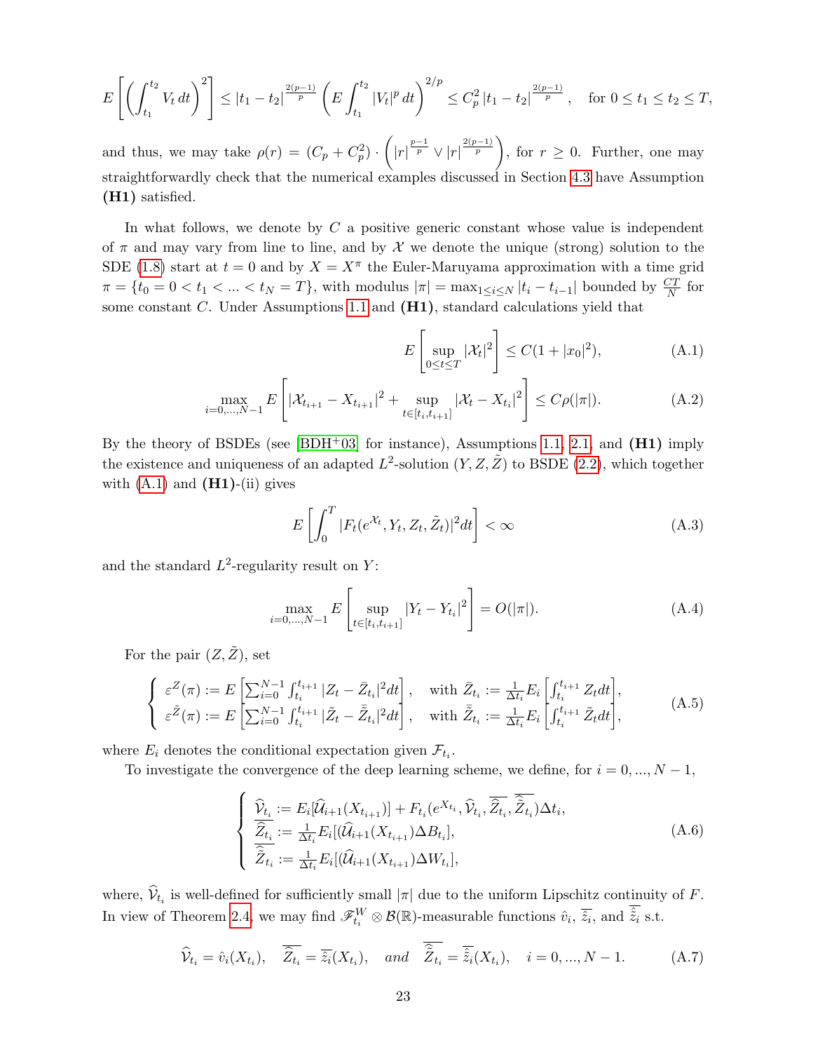$$
E\left[\left(\int_{t_1}^{t_2} V_t\,dt\right)^2\right] \le |t_1-t_2|^{\frac{2(p-1)}{p}}\left(E\int_{t_1}^{t_2}|V_t|^p\,dt\right)^{2/p} \le C_p^2\,|t_1-t_2|^{\frac{2(p-1)}{p}}, \quad \text{for } 0\le t_1\le t_2\le T,
$$

and thus, we may take $\rho(r) = (C_p + C_p^2)\cdot\left(|r|^{\frac{p-1}{p}} \vee |r|^{\frac{2(p-1)}{p}}\right)$, for $r \ge 0$. Further, one may straightforwardly check that the numerical examples discussed in Section 4.3 have Assumption **(H1)** satisfied.

In what follows, we denote by $C$ a positive generic constant whose value is independent of $\pi$ and may vary from line to line, and by $\mathcal{X}$ we denote the unique (strong) solution to the SDE (1.8) start at $t = 0$ and by $X = X^\pi$ the Euler-Maruyama approximation with a time grid $\pi = \{t_0 = 0 < t_1 < ... < t_N = T\}$, with modulus $|\pi| = \max_{1\le i\le N}|t_i - t_{i-1}|$ bounded by $\frac{CT}{N}$ for some constant $C$. Under Assumptions 1.1 and **(H1)**, standard calculations yield that

$$
E\left[\sup_{0\le t\le T}|\mathcal{X}_t|^2\right] \le C(1+|x_0|^2), \tag{A.1}
$$

$$
\max_{i=0,...,N-1} E\left[|\mathcal{X}_{t_{i+1}} - X_{t_{i+1}}|^2 + \sup_{t\in[t_i,t_{i+1}]}|\mathcal{X}_t - X_{t_i}|^2\right] \le C\rho(|\pi|). \tag{A.2}
$$

By the theory of BSDEs (see [BDH+03] for instance), Assumptions 1.1, 2.1, and **(H1)** imply the existence and uniqueness of an adapted $L^2$-solution $(Y, Z, \tilde{Z})$ to BSDE (2.2), which together with (A.1) and **(H1)**-(ii) gives

$$
E\left[\int_0^T |F_t(e^{\mathcal{X}_t}, Y_t, Z_t, \tilde{Z}_t)|^2 dt\right] < \infty \tag{A.3}
$$

and the standard $L^2$-regularity result on $Y$:

$$
\max_{i=0,...,N-1} E\left[\sup_{t\in[t_i,t_{i+1}]}|Y_t - Y_{t_i}|^2\right] = O(|\pi|). \tag{A.4}
$$

For the pair $(Z, \tilde{Z})$, set

$$
\begin{cases}
\varepsilon^Z(\pi) := E\left[\sum_{i=0}^{N-1}\int_{t_i}^{t_{i+1}}|Z_t - \bar{Z}_{t_i}|^2 dt\right], & \text{with } \bar{Z}_{t_i} := \frac{1}{\Delta t_i}E_i\left[\int_{t_i}^{t_{i+1}} Z_t dt\right],\\
\varepsilon^{\tilde{Z}}(\pi) := E\left[\sum_{i=0}^{N-1}\int_{t_i}^{t_{i+1}}|\tilde{Z}_t - \bar{\tilde{Z}}_{t_i}|^2 dt\right], & \text{with } \bar{\tilde{Z}}_{t_i} := \frac{1}{\Delta t_i}E_i\left[\int_{t_i}^{t_{i+1}} \tilde{Z}_t dt\right],
\end{cases} \tag{A.5}
$$

where $E_i$ denotes the conditional expectation given $\mathcal{F}_{t_i}$.

To investigate the convergence of the deep learning scheme, we define, for $i = 0, ..., N-1$,

$$
\begin{cases}
\widehat{\mathcal{V}}_{t_i} := E_i[\widehat{\mathcal{U}}_{i+1}(X_{t_{i+1}})] + F_{t_i}(e^{X_{t_i}}, \widehat{\mathcal{V}}_{t_i}, \overline{\widehat{Z}_{t_i}}, \overline{\widehat{\tilde{Z}}_{t_i}})\Delta t_i,\\
\overline{\widehat{Z}_{t_i}} := \frac{1}{\Delta t_i}E_i[(\widehat{\mathcal{U}}_{i+1}(X_{t_{i+1}})\Delta B_{t_i}],\\
\overline{\widehat{\tilde{Z}}_{t_i}} := \frac{1}{\Delta t_i}E_i[(\widehat{\mathcal{U}}_{i+1}(X_{t_{i+1}})\Delta W_{t_i}],
\end{cases} \tag{A.6}
$$

where, $\widehat{\mathcal{V}}_{t_i}$ is well-defined for sufficiently small $|\pi|$ due to the uniform Lipschitz continuity of $F$. In view of Theorem 2.4, we may find $\mathscr{F}^W_{t_i}\otimes\mathcal{B}(\mathbb{R})$-measurable functions $\hat{v}_i$, $\overline{\hat{z}_i}$, and $\overline{\hat{\tilde{z}}_i}$ s.t.

$$
\widehat{\mathcal{V}}_{t_i} = \hat{v}_i(X_{t_i}), \quad \overline{\widehat{Z}_{t_i}} = \overline{\hat{z}_i}(X_{t_i}), \quad \textit{and} \quad \overline{\widehat{\tilde{Z}}_{t_i}} = \overline{\hat{\tilde{z}}_i}(X_{t_i}), \quad i = 0, ..., N-1. \tag{A.7}
$$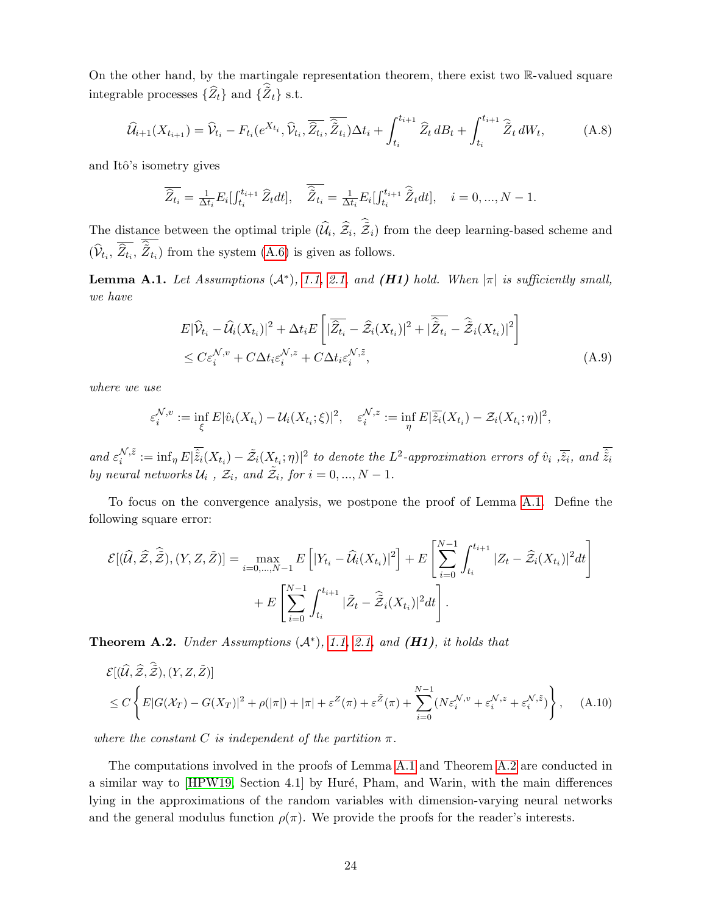On the other hand, by the martingale representation theorem, there exist two $\mathbb{R}$-valued square integrable processes $\{\widehat{Z}_t\}$ and $\{\widehat{\tilde{Z}}_t\}$ s.t.

$$\widehat{\mathcal{U}}_{i+1}(X_{t_{i+1}}) = \widehat{\mathcal{V}}_{t_i} - F_{t_i}(e^{X_{t_i}}, \widehat{\mathcal{V}}_{t_i}, \overline{\widehat{Z}_{t_i}}, \overline{\widehat{\tilde{Z}}_{t_i}})\Delta t_i + \int_{t_i}^{t_{i+1}} \widehat{Z}_t \, dB_t + \int_{t_i}^{t_{i+1}} \widehat{\tilde{Z}}_t \, dW_t, \tag{A.8}$$

and Itô's isometry gives

$$\overline{\widehat{Z}_{t_i}} = \tfrac{1}{\Delta t_i} E_i[\textstyle\int_{t_i}^{t_{i+1}} \widehat{Z}_t dt], \quad \overline{\widehat{\tilde{Z}}_{t_i}} = \tfrac{1}{\Delta t_i} E_i[\textstyle\int_{t_i}^{t_{i+1}} \widehat{\tilde{Z}}_t dt], \quad i = 0, ..., N-1.$$

The distance between the optimal triple $(\widehat{\mathcal{U}}_i,\ \widehat{\mathcal{Z}}_i,\ \widehat{\tilde{\mathcal{Z}}}_i)$ from the deep learning-based scheme and $(\widehat{\mathcal{V}}_{t_i},\ \overline{\widehat{Z}_{t_i}},\ \overline{\widehat{\tilde{Z}}_{t_i}})$ from the system (A.6) is given as follows.

**Lemma A.1.** *Let Assumptions* $(\mathcal{A}^*)$*, 1.1, 2.1, and **(H1)** hold. When* $|\pi|$ *is sufficiently small, we have*

$$\begin{aligned}
&E|\widehat{\mathcal{V}}_{t_i} - \widehat{\mathcal{U}}_i(X_{t_i})|^2 + \Delta t_i E\left[|\overline{\widehat{Z}_{t_i}} - \widehat{\mathcal{Z}}_i(X_{t_i})|^2 + |\overline{\widehat{\tilde{Z}}_{t_i}} - \widehat{\tilde{\mathcal{Z}}}_i(X_{t_i})|^2\right] \\
&\leq C\varepsilon_i^{\mathcal{N},v} + C\Delta t_i \varepsilon_i^{\mathcal{N},z} + C\Delta t_i \varepsilon_i^{\mathcal{N},\tilde{z}},
\end{aligned} \tag{A.9}$$

*where we use*

$$\varepsilon_i^{\mathcal{N},v} := \inf_{\xi} E|\hat{v}_i(X_{t_i}) - \mathcal{U}_i(X_{t_i};\xi)|^2, \quad \varepsilon_i^{\mathcal{N},z} := \inf_{\eta} E|\overline{\hat{z}}_i(X_{t_i}) - \mathcal{Z}_i(X_{t_i};\eta)|^2,$$

*and* $\varepsilon_i^{\mathcal{N},\tilde{z}} := \inf_\eta E|\overline{\hat{\tilde{z}}}_i(X_{t_i}) - \tilde{\mathcal{Z}}_i(X_{t_i};\eta)|^2$ *to denote the* $L^2$*-approximation errors of* $\hat{v}_i$ *,*$\overline{\hat{z}}_i$*, and* $\overline{\hat{\tilde{z}}}_i$ *by neural networks* $\mathcal{U}_i$ *,* $\mathcal{Z}_i$*, and* $\tilde{\mathcal{Z}}_i$*, for* $i = 0, ..., N-1$*.*

To focus on the convergence analysis, we postpone the proof of Lemma A.1. Define the following square error:

$$\begin{aligned}
\mathcal{E}[(\widehat{\mathcal{U}}, \widehat{\mathcal{Z}}, \widehat{\tilde{\mathcal{Z}}}), (Y, Z, \tilde{Z})] = \max_{i=0,...,N-1} E\left[|Y_{t_i} - \widehat{\mathcal{U}}_i(X_{t_i})|^2\right] + E\left[\sum_{i=0}^{N-1} \int_{t_i}^{t_{i+1}} |Z_t - \widehat{\mathcal{Z}}_i(X_{t_i})|^2 dt\right] \\
+ E\left[\sum_{i=0}^{N-1} \int_{t_i}^{t_{i+1}} |\tilde{Z}_t - \widehat{\tilde{\mathcal{Z}}}_i(X_{t_i})|^2 dt\right].
\end{aligned}$$

**Theorem A.2.** *Under Assumptions* $(\mathcal{A}^*)$*, 1.1, 2.1, and **(H1)**, it holds that*

$$\begin{aligned}
&\mathcal{E}[(\widehat{\mathcal{U}}, \widehat{\mathcal{Z}}, \widehat{\tilde{\mathcal{Z}}}), (Y, Z, \tilde{Z})] \\
&\leq C\left\{E|G(\mathcal{X}_T) - G(X_T)|^2 + \rho(|\pi|) + |\pi| + \varepsilon^Z(\pi) + \varepsilon^{\tilde{Z}}(\pi) + \sum_{i=0}^{N-1}(N\varepsilon_i^{\mathcal{N},v} + \varepsilon_i^{\mathcal{N},z} + \varepsilon_i^{\mathcal{N},\tilde{z}})\right\},
\end{aligned} \tag{A.10}$$

*where the constant* $C$ *is independent of the partition* $\pi$*.*

The computations involved in the proofs of Lemma A.1 and Theorem A.2 are conducted in a similar way to [HPW19, Section 4.1] by Huré, Pham, and Warin, with the main differences lying in the approximations of the random variables with dimension-varying neural networks and the general modulus function $\rho(\pi)$. We provide the proofs for the reader's interests.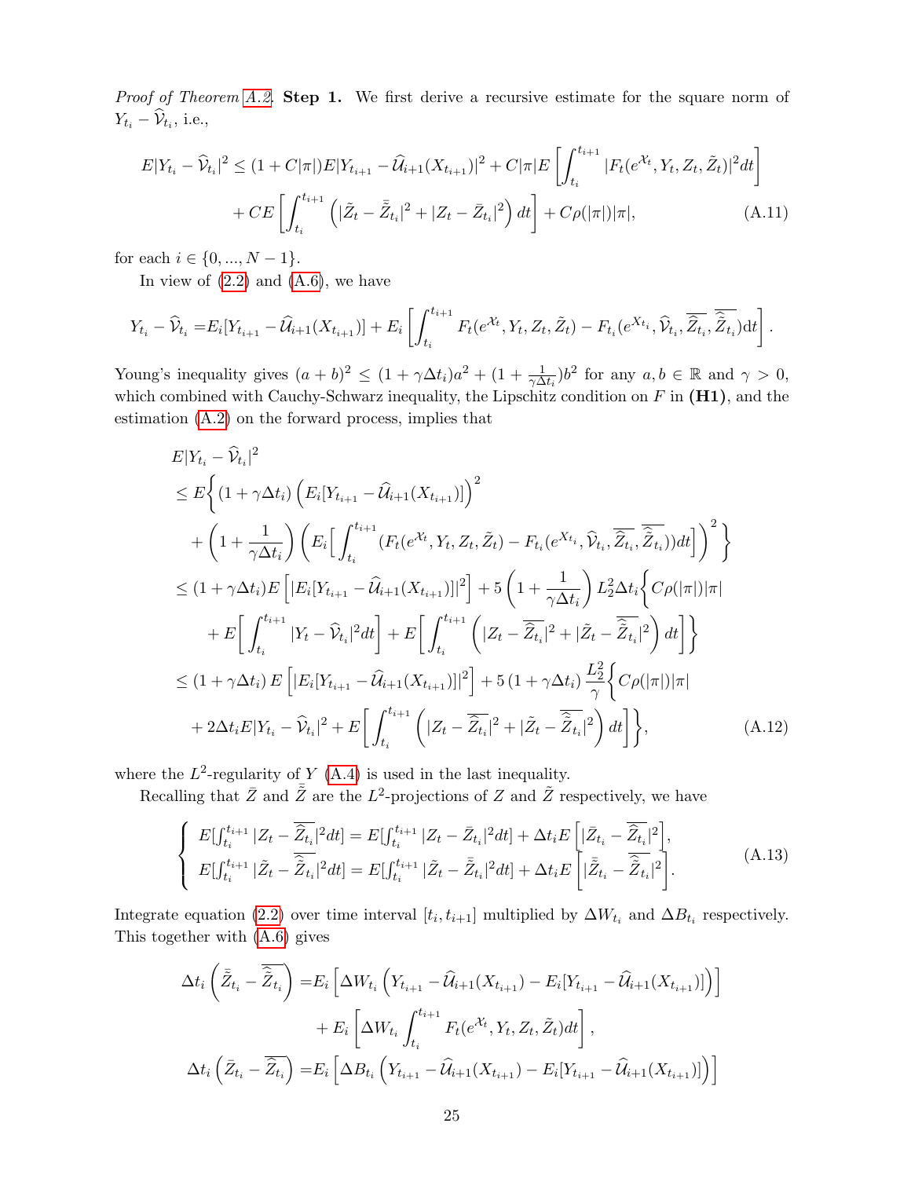*Proof of Theorem A.2.* **Step 1.** We first derive a recursive estimate for the square norm of $Y_{t_i} - \widehat{\mathcal{V}}_{t_i}$, i.e.,

$$
\begin{aligned}
E|Y_{t_i} - \widehat{\mathcal{V}}_{t_i}|^2 \leq & (1 + C|\pi|)E|Y_{t_{i+1}} - \widehat{\mathcal{U}}_{i+1}(X_{t_{i+1}})|^2 + C|\pi| E\left[\int_{t_i}^{t_{i+1}} |F_t(e^{\mathcal{X}_t}, Y_t, Z_t, \tilde{Z}_t)|^2 dt\right] \\
& + CE\left[\int_{t_i}^{t_{i+1}} \left(|\tilde{Z}_t - \bar{\tilde{Z}}_{t_i}|^2 + |Z_t - \bar{Z}_{t_i}|^2\right) dt\right] + C\rho(|\pi|)|\pi|, \qquad \text{(A.11)}
\end{aligned}
$$

for each $i \in \{0, ..., N-1\}$.

In view of (2.2) and (A.6), we have

$$
Y_{t_i} - \widehat{\mathcal{V}}_{t_i} = E_i[Y_{t_{i+1}} - \widehat{\mathcal{U}}_{i+1}(X_{t_{i+1}})] + E_i\left[\int_{t_i}^{t_{i+1}} F_t(e^{\mathcal{X}_t}, Y_t, Z_t, \tilde{Z}_t) - F_{t_i}(e^{X_{t_i}}, \widehat{\mathcal{V}}_{t_i}, \overline{\widehat{Z}_{t_i}}, \overline{\widehat{\tilde{Z}}_{t_i}}) dt\right].
$$

Young's inequality gives $(a+b)^2 \leq (1+\gamma\Delta t_i)a^2 + (1 + \frac{1}{\gamma \Delta t_i})b^2$ for any $a, b \in \mathbb{R}$ and $\gamma > 0$, which combined with Cauchy-Schwarz inequality, the Lipschitz condition on $F$ in **(H1)**, and the estimation (A.2) on the forward process, implies that

$$
\begin{aligned}
& E|Y_{t_i} - \widehat{\mathcal{V}}_{t_i}|^2 \\
& \leq E\bigg\{(1+\gamma\Delta t_i)\left(E_i[Y_{t_{i+1}} - \widehat{\mathcal{U}}_{i+1}(X_{t_{i+1}})]\right)^2 \\
& \quad + \left(1 + \frac{1}{\gamma\Delta t_i}\right)\left(E_i\Big[\int_{t_i}^{t_{i+1}} (F_t(e^{\mathcal{X}_t}, Y_t, Z_t, \tilde{Z}_t) - F_{t_i}(e^{X_{t_i}}, \widehat{\mathcal{V}}_{t_i}, \overline{\widehat{Z}_{t_i}}, \overline{\widehat{\tilde{Z}}_{t_i}}))dt\Big]\right)^2\bigg\} \\
& \leq (1+\gamma\Delta t_i)E\left[|E_i[Y_{t_{i+1}} - \widehat{\mathcal{U}}_{i+1}(X_{t_{i+1}})]|^2\right] + 5\left(1 + \frac{1}{\gamma\Delta t_i}\right)L_2^2 \Delta t_i \bigg\{C\rho(|\pi|)|\pi| \\
& \quad + E\bigg[\int_{t_i}^{t_{i+1}} |Y_t - \widehat{\mathcal{V}}_{t_i}|^2 dt\bigg] + E\bigg[\int_{t_i}^{t_{i+1}} \left(|Z_t - \overline{\widehat{Z}_{t_i}}|^2 + |\tilde{Z}_t - \overline{\widehat{\tilde{Z}}_{t_i}}|^2\right)dt\bigg]\bigg\} \\
& \leq (1+\gamma\Delta t_i)E\left[|E_i[Y_{t_{i+1}} - \widehat{\mathcal{U}}_{i+1}(X_{t_{i+1}})]|^2\right] + 5(1+\gamma\Delta t_i)\frac{L_2^2}{\gamma}\bigg\{C\rho(|\pi|)|\pi| \\
& \quad + 2\Delta t_i E|Y_{t_i} - \widehat{\mathcal{V}}_{t_i}|^2 + E\bigg[\int_{t_i}^{t_{i+1}} \left(|Z_t - \overline{\widehat{Z}_{t_i}}|^2 + |\tilde{Z}_t - \overline{\widehat{\tilde{Z}}_{t_i}}|^2\right)dt\bigg]\bigg\}, \qquad \text{(A.12)}
\end{aligned}
$$

where the $L^2$-regularity of $Y$ (A.4) is used in the last inequality.

Recalling that $\bar{Z}$ and $\bar{\tilde{Z}}$ are the $L^2$-projections of $Z$ and $\tilde{Z}$ respectively, we have

$$
\begin{cases}
E[\int_{t_i}^{t_{i+1}} |Z_t - \overline{\widehat{Z}_{t_i}}|^2 dt] = E[\int_{t_i}^{t_{i+1}} |Z_t - \bar{Z}_{t_i}|^2 dt] + \Delta t_i E\left[|\bar{Z}_{t_i} - \overline{\widehat{Z}_{t_i}}|^2\right], \\
E[\int_{t_i}^{t_{i+1}} |\tilde{Z}_t - \overline{\widehat{\tilde{Z}}_{t_i}}|^2 dt] = E[\int_{t_i}^{t_{i+1}} |\tilde{Z}_t - \bar{\tilde{Z}}_{t_i}|^2 dt] + \Delta t_i E\left[|\bar{\tilde{Z}}_{t_i} - \overline{\widehat{\tilde{Z}}_{t_i}}|^2\right].
\end{cases} \qquad \text{(A.13)}
$$

Integrate equation (2.2) over time interval $[t_i, t_{i+1}]$ multiplied by $\Delta W_{t_i}$ and $\Delta B_{t_i}$ respectively. This together with (A.6) gives

$$
\begin{aligned}
\Delta t_i \left(\bar{\tilde{Z}}_{t_i} - \overline{\widehat{\tilde{Z}}_{t_i}}\right) = & E_i\left[\Delta W_{t_i}\left(Y_{t_{i+1}} - \widehat{\mathcal{U}}_{i+1}(X_{t_{i+1}}) - E_i[Y_{t_{i+1}} - \widehat{\mathcal{U}}_{i+1}(X_{t_{i+1}})]\right)\right] \\
& + E_i\left[\Delta W_{t_i} \int_{t_i}^{t_{i+1}} F_t(e^{\mathcal{X}_t}, Y_t, Z_t, \tilde{Z}_t) dt\right], \\
\Delta t_i \left(\bar{Z}_{t_i} - \overline{\widehat{Z}_{t_i}}\right) = & E_i\left[\Delta B_{t_i}\left(Y_{t_{i+1}} - \widehat{\mathcal{U}}_{i+1}(X_{t_{i+1}}) - E_i[Y_{t_{i+1}} - \widehat{\mathcal{U}}_{i+1}(X_{t_{i+1}})]\right)\right]
\end{aligned}
$$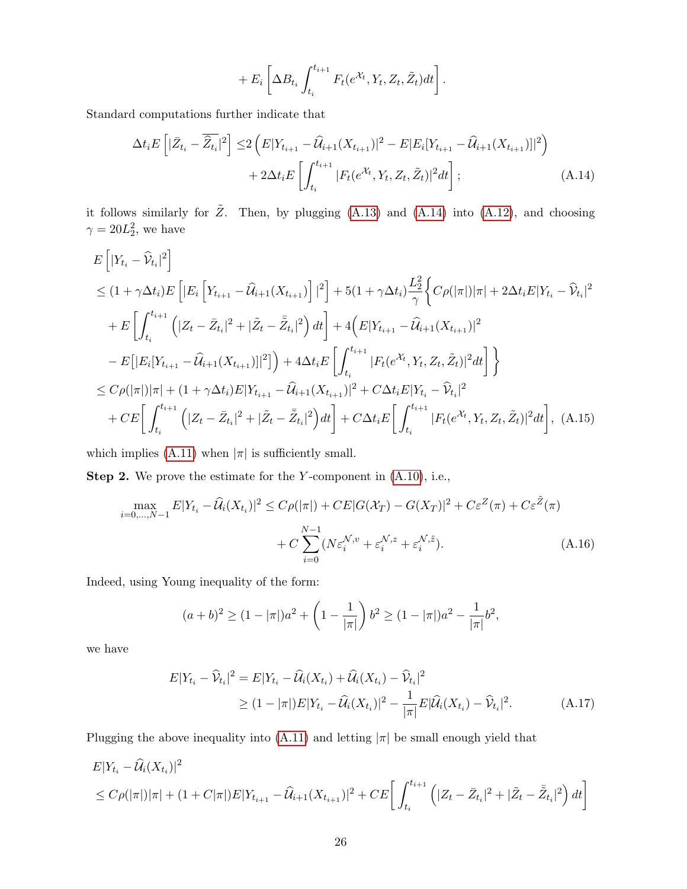$$
+ E_i\left[\Delta B_{t_i}\int_{t_i}^{t_{i+1}} F_t(e^{\mathcal{X}_t}, Y_t, Z_t, \tilde{Z}_t)dt\right].
$$

Standard computations further indicate that

$$
\begin{aligned}
\Delta t_i E\left[|\bar{Z}_{t_i} - \overline{\widehat{Z}_{t_i}}|^2\right] \leq& 2\left(E|Y_{t_{i+1}} - \widehat{\mathcal{U}}_{i+1}(X_{t_{i+1}})|^2 - E|E_i[Y_{t_{i+1}} - \widehat{\mathcal{U}}_{i+1}(X_{t_{i+1}})]|^2\right) \\
&+ 2\Delta t_i E\left[\int_{t_i}^{t_{i+1}} |F_t(e^{\mathcal{X}_t}, Y_t, Z_t, \tilde{Z}_t)|^2 dt\right]; \qquad \text{(A.14)}
\end{aligned}
$$

it follows similarly for $\tilde{Z}$. Then, by plugging (A.13) and (A.14) into (A.12), and choosing $\gamma = 20L_2^2$, we have

$$
\begin{aligned}
&E\left[|Y_{t_i} - \widehat{\mathcal{V}}_{t_i}|^2\right] \\
&\leq (1+\gamma\Delta t_i)E\left[|E_i\left[Y_{t_{i+1}} - \widehat{\mathcal{U}}_{i+1}(X_{t_{i+1}})\right]|^2\right] + 5(1+\gamma\Delta t_i)\frac{L_2^2}{\gamma}\Bigg\{C\rho(|\pi|)|\pi| + 2\Delta t_i E|Y_{t_i} - \widehat{\mathcal{V}}_{t_i}|^2 \\
&\quad + E\left[\int_{t_i}^{t_{i+1}}\left(|Z_t - \bar{Z}_{t_i}|^2 + |\tilde{Z}_t - \bar{\tilde{Z}}_{t_i}|^2\right)dt\right] + 4\Big(E|Y_{t_{i+1}} - \widehat{\mathcal{U}}_{i+1}(X_{t_{i+1}})|^2 \\
&\quad - E\big[|E_i[Y_{t_{i+1}} - \widehat{\mathcal{U}}_{i+1}(X_{t_{i+1}})]|^2\big]\Big) + 4\Delta t_i E\left[\int_{t_i}^{t_{i+1}} |F_t(e^{\mathcal{X}_t}, Y_t, Z_t, \tilde{Z}_t)|^2 dt\right]\Bigg\} \\
&\leq C\rho(|\pi|)|\pi| + (1+\gamma\Delta t_i)E|Y_{t_{i+1}} - \widehat{\mathcal{U}}_{i+1}(X_{t_{i+1}})|^2 + C\Delta t_i E|Y_{t_i} - \widehat{\mathcal{V}}_{t_i}|^2 \\
&\quad + CE\bigg[\int_{t_i}^{t_{i+1}}\left(|Z_t - \bar{Z}_{t_i}|^2 + |\tilde{Z}_t - \bar{\tilde{Z}}_{t_i}|^2\right)dt\bigg] + C\Delta t_i E\bigg[\int_{t_i}^{t_{i+1}} |F_t(e^{\mathcal{X}_t}, Y_t, Z_t, \tilde{Z}_t)|^2 dt\bigg], \quad \text{(A.15)}
\end{aligned}
$$

which implies (A.11) when $|\pi|$ is sufficiently small.

**Step 2.** We prove the estimate for the $Y$-component in (A.10), i.e.,

$$
\begin{aligned}
\max_{i=0,\ldots,N-1} E|Y_{t_i} - \widehat{\mathcal{U}}_i(X_{t_i})|^2 \leq& C\rho(|\pi|) + CE|G(\mathcal{X}_T) - G(X_T)|^2 + C\varepsilon^Z(\pi) + C\varepsilon^{\tilde{Z}}(\pi) \\
&+ C\sum_{i=0}^{N-1}(N\varepsilon_i^{\mathcal{N},v} + \varepsilon_i^{\mathcal{N},z} + \varepsilon_i^{\mathcal{N},\tilde{z}}). \qquad \text{(A.16)}
\end{aligned}
$$

Indeed, using Young inequality of the form:

$$
(a+b)^2 \geq (1-|\pi|)a^2 + \left(1 - \frac{1}{|\pi|}\right)b^2 \geq (1-|\pi|)a^2 - \frac{1}{|\pi|}b^2,
$$

we have

$$
\begin{aligned}
E|Y_{t_i} - \widehat{\mathcal{V}}_{t_i}|^2 &= E|Y_{t_i} - \widehat{\mathcal{U}}_i(X_{t_i}) + \widehat{\mathcal{U}}_i(X_{t_i}) - \widehat{\mathcal{V}}_{t_i}|^2 \\
&\geq (1-|\pi|)E|Y_{t_i} - \widehat{\mathcal{U}}_i(X_{t_i})|^2 - \frac{1}{|\pi|}E|\widehat{\mathcal{U}}_i(X_{t_i}) - \widehat{\mathcal{V}}_{t_i}|^2. \qquad \text{(A.17)}
\end{aligned}
$$

Plugging the above inequality into (A.11) and letting $|\pi|$ be small enough yield that

$$
\begin{aligned}
&E|Y_{t_i} - \widehat{\mathcal{U}}_i(X_{t_i})|^2 \\
&\leq C\rho(|\pi|)|\pi| + (1+C|\pi|)E|Y_{t_{i+1}} - \widehat{\mathcal{U}}_{i+1}(X_{t_{i+1}})|^2 + CE\bigg[\int_{t_i}^{t_{i+1}}\left(|Z_t - \bar{Z}_{t_i}|^2 + |\tilde{Z}_t - \bar{\tilde{Z}}_{t_i}|^2\right)dt\bigg]
\end{aligned}
$$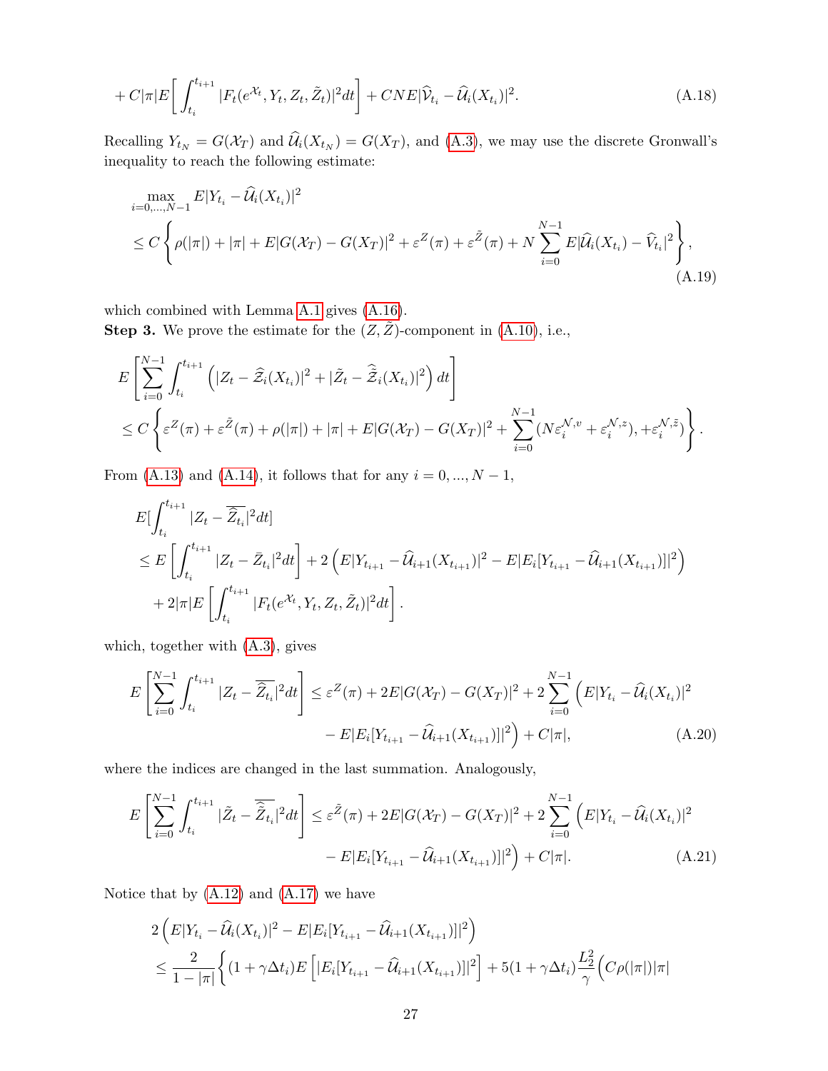$$
+ C|\pi|E\left[\int_{t_i}^{t_{i+1}} |F_t(e^{\mathcal{X}_t}, Y_t, Z_t, \tilde{Z}_t)|^2 dt\right] + CNE|\widehat{\mathcal{V}}_{t_i} - \widehat{\mathcal{U}}_i(X_{t_i})|^2. \tag{A.18}
$$

Recalling $Y_{t_N} = G(\mathcal{X}_T)$ and $\widehat{\mathcal{U}}_i(X_{t_N}) = G(X_T)$, and (A.3), we may use the discrete Gronwall's inequality to reach the following estimate:

$$
\begin{aligned}
&\max_{i=0,...,N-1} E|Y_{t_i} - \widehat{\mathcal{U}}_i(X_{t_i})|^2 \\
&\leq C\left\{\rho(|\pi|) + |\pi| + E|G(\mathcal{X}_T) - G(X_T)|^2 + \varepsilon^Z(\pi) + \varepsilon^{\tilde{Z}}(\pi) + N\sum_{i=0}^{N-1} E|\widehat{\mathcal{U}}_i(X_{t_i}) - \widehat{V}_{t_i}|^2\right\},
\end{aligned} \tag{A.19}
$$

which combined with Lemma A.1 gives (A.16).

**Step 3.** We prove the estimate for the $(Z, \tilde{Z})$-component in (A.10), i.e.,

$$
\begin{aligned}
&E\left[\sum_{i=0}^{N-1}\int_{t_i}^{t_{i+1}} \left(|Z_t - \widehat{\mathcal{Z}}_i(X_{t_i})|^2 + |\tilde{Z}_t - \widehat{\tilde{\mathcal{Z}}}_i(X_{t_i})|^2\right) dt\right] \\
&\leq C\left\{\varepsilon^Z(\pi) + \varepsilon^{\tilde{Z}}(\pi) + \rho(|\pi|) + |\pi| + E|G(\mathcal{X}_T) - G(X_T)|^2 + \sum_{i=0}^{N-1}(N\varepsilon_i^{\mathcal{N},v} + \varepsilon_i^{\mathcal{N},z}), +\varepsilon_i^{\mathcal{N},\tilde{z}})\right\}.
\end{aligned}
$$

From (A.13) and (A.14), it follows that for any $i = 0, ..., N-1$,

$$
\begin{aligned}
&E[\int_{t_i}^{t_{i+1}} |Z_t - \overline{\widehat{Z}_{t_i}}|^2 dt] \\
&\leq E\left[\int_{t_i}^{t_{i+1}} |Z_t - \bar{Z}_{t_i}|^2 dt\right] + 2\left(E|Y_{t_{i+1}} - \widehat{\mathcal{U}}_{i+1}(X_{t_{i+1}})|^2 - E|E_i[Y_{t_{i+1}} - \widehat{\mathcal{U}}_{i+1}(X_{t_{i+1}})]|^2\right) \\
&\quad + 2|\pi|E\left[\int_{t_i}^{t_{i+1}} |F_t(e^{\mathcal{X}_t}, Y_t, Z_t, \tilde{Z}_t)|^2 dt\right].
\end{aligned}
$$

which, together with (A.3), gives

$$
\begin{aligned}
E\left[\sum_{i=0}^{N-1}\int_{t_i}^{t_{i+1}} |Z_t - \overline{\widehat{Z}_{t_i}}|^2 dt\right] &\leq \varepsilon^Z(\pi) + 2E|G(\mathcal{X}_T) - G(X_T)|^2 + 2\sum_{i=0}^{N-1}\Big(E|Y_{t_i} - \widehat{\mathcal{U}}_i(X_{t_i})|^2 \\
&\quad - E|E_i[Y_{t_{i+1}} - \widehat{\mathcal{U}}_{i+1}(X_{t_{i+1}})]|^2\Big) + C|\pi|,
\end{aligned} \tag{A.20}
$$

where the indices are changed in the last summation. Analogously,

$$
\begin{aligned}
E\left[\sum_{i=0}^{N-1}\int_{t_i}^{t_{i+1}} |\tilde{Z}_t - \overline{\widehat{\tilde{Z}}_{t_i}}|^2 dt\right] &\leq \varepsilon^{\tilde{Z}}(\pi) + 2E|G(\mathcal{X}_T) - G(X_T)|^2 + 2\sum_{i=0}^{N-1}\Big(E|Y_{t_i} - \widehat{\mathcal{U}}_i(X_{t_i})|^2 \\
&\quad - E|E_i[Y_{t_{i+1}} - \widehat{\mathcal{U}}_{i+1}(X_{t_{i+1}})]|^2\Big) + C|\pi|.
\end{aligned} \tag{A.21}
$$

Notice that by (A.12) and (A.17) we have

$$
\begin{aligned}
&2\left(E|Y_{t_i} - \widehat{\mathcal{U}}_i(X_{t_i})|^2 - E|E_i[Y_{t_{i+1}} - \widehat{\mathcal{U}}_{i+1}(X_{t_{i+1}})]|^2\right) \\
&\leq \frac{2}{1-|\pi|}\Big\{(1+\gamma\Delta t_i)E\left[|E_i[Y_{t_{i+1}} - \widehat{\mathcal{U}}_{i+1}(X_{t_{i+1}})]|^2\right] + 5(1+\gamma\Delta t_i)\frac{L_2^2}{\gamma}\Big(C\rho(|\pi|)|\pi|
\end{aligned}
$$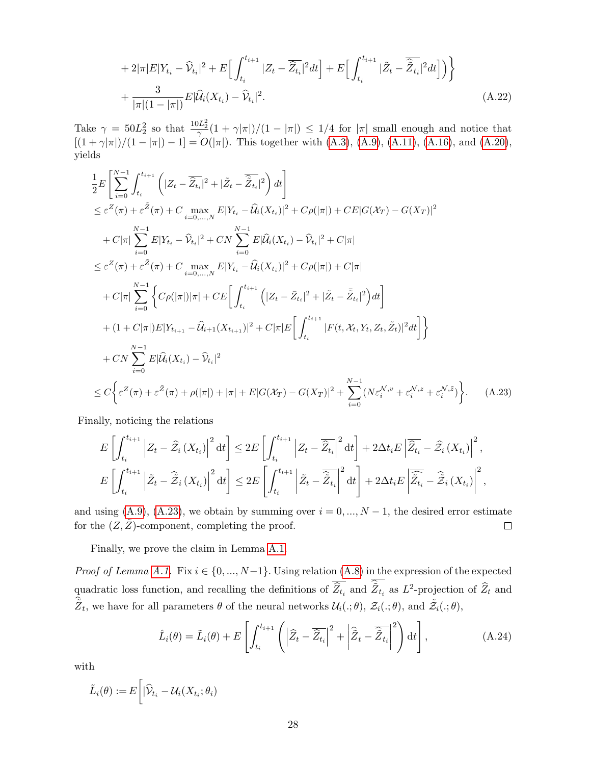$$
\begin{aligned}
&+ 2|\pi| E|Y_{t_i} - \widehat{\mathcal{V}}_{t_i}|^2 + E\Big[\int_{t_i}^{t_{i+1}} |Z_t - \overline{\widehat{Z}_{t_i}}|^2 dt\Big] + E\Big[\int_{t_i}^{t_{i+1}} |\tilde{Z}_t - \overline{\widehat{\tilde{Z}}_{t_i}}|^2 dt\Big]\Big)\Big\} \\
&+ \frac{3}{|\pi|(1-|\pi|)} E|\widehat{\mathcal{U}}_i(X_{t_i}) - \widehat{\mathcal{V}}_{t_i}|^2. \qquad \text{(A.22)}
\end{aligned}
$$

Take $\gamma = 50L_2^2$ so that $\frac{10L_2^2}{\gamma}(1+\gamma|\pi|)/(1-|\pi|) \leq 1/4$ for $|\pi|$ small enough and notice that $[(1+\gamma|\pi|)/(1-|\pi|) - 1] = O(|\pi|)$. This together with (A.3), (A.9), (A.11), (A.16), and (A.20), yields

$$
\begin{aligned}
&\frac{1}{2} E\left[\sum_{i=0}^{N-1} \int_{t_i}^{t_{i+1}} \left(|Z_t - \overline{\widehat{Z}_{t_i}}|^2 + |\tilde{Z}_t - \overline{\widehat{\tilde{Z}}_{t_i}}|^2\right) dt\right] \\
&\leq \varepsilon^Z(\pi) + \varepsilon^{\tilde{Z}}(\pi) + C \max_{i=0,\ldots,N} E|Y_{t_i} - \widehat{\mathcal{U}}_i(X_{t_i})|^2 + C\rho(|\pi|) + CE|G(\mathcal{X}_T) - G(X_T)|^2 \\
&\quad + C|\pi| \sum_{i=0}^{N-1} E|Y_{t_i} - \widehat{\mathcal{V}}_{t_i}|^2 + CN \sum_{i=0}^{N-1} E|\widehat{\mathcal{U}}_i(X_{t_i}) - \widehat{\mathcal{V}}_{t_i}|^2 + C|\pi| \\
&\leq \varepsilon^Z(\pi) + \varepsilon^{\tilde{Z}}(\pi) + C \max_{i=0,\ldots,N} E|Y_{t_i} - \widehat{\mathcal{U}}_i(X_{t_i})|^2 + C\rho(|\pi|) + C|\pi| \\
&\quad + C|\pi| \sum_{i=0}^{N-1} \Big\{ C\rho(|\pi|)|\pi| + CE\Big[\int_{t_i}^{t_{i+1}} \left(|Z_t - \bar{Z}_{t_i}|^2 + |\tilde{Z}_t - \bar{\tilde{Z}}_{t_i}|^2\right) dt\Big] \\
&\quad + (1 + C|\pi|) E|Y_{t_{i+1}} - \widehat{\mathcal{U}}_{i+1}(X_{t_{i+1}})|^2 + C|\pi| E\Big[\int_{t_i}^{t_{i+1}} |F(t, \mathcal{X}_t, Y_t, Z_t, \tilde{Z}_t)|^2 dt\Big]\Big\} \\
&\quad + CN \sum_{i=0}^{N-1} E|\widehat{\mathcal{U}}_i(X_{t_i}) - \widehat{\mathcal{V}}_{t_i}|^2 \\
&\leq C\Big\{\varepsilon^Z(\pi) + \varepsilon^{\tilde{Z}}(\pi) + \rho(|\pi|) + |\pi| + E|G(\mathcal{X}_T) - G(X_T)|^2 + \sum_{i=0}^{N-1} (N\varepsilon_i^{\mathcal{N},v} + \varepsilon_i^{\mathcal{N},z} + \varepsilon_i^{\mathcal{N},\tilde{z}})\Big\}. \qquad \text{(A.23)}
\end{aligned}
$$

Finally, noticing the relations

$$
E\left[\int_{t_i}^{t_{i+1}} \left|Z_t - \widehat{\mathcal{Z}}_i(X_{t_i})\right|^2 \mathrm{d}t\right] \leq 2E\left[\int_{t_i}^{t_{i+1}} \left|Z_t - \overline{\widehat{Z}_{t_i}}\right|^2 \mathrm{d}t\right] + 2\Delta t_i E\left|\overline{\widehat{Z}_{t_i}} - \widehat{\mathcal{Z}}_i(X_{t_i})\right|^2,
$$

$$
E\left[\int_{t_i}^{t_{i+1}} \left|\tilde{Z}_t - \widehat{\tilde{\mathcal{Z}}}_i(X_{t_i})\right|^2 \mathrm{d}t\right] \leq 2E\left[\int_{t_i}^{t_{i+1}} \left|\tilde{Z}_t - \overline{\widehat{\tilde{Z}}_{t_i}}\right|^2 \mathrm{d}t\right] + 2\Delta t_i E\left|\overline{\widehat{\tilde{Z}}_{t_i}} - \widehat{\tilde{\mathcal{Z}}}_i(X_{t_i})\right|^2,
$$

and using (A.9), (A.23), we obtain by summing over $i = 0, \ldots, N-1$, the desired error estimate for the $(Z, \tilde{Z})$-component, completing the proof. □

Finally, we prove the claim in Lemma A.1.

*Proof of Lemma A.1.* Fix $i \in \{0, \ldots, N-1\}$. Using relation (A.8) in the expression of the expected quadratic loss function, and recalling the definitions of $\overline{\widehat{Z}_{t_i}}$ and $\overline{\widehat{\tilde{Z}}_{t_i}}$ as $L^2$-projection of $\widehat{Z}_t$ and $\widehat{\tilde{Z}}_t$, we have for all parameters $\theta$ of the neural networks $\mathcal{U}_i(.;\theta)$, $\mathcal{Z}_i(.;\theta)$, and $\tilde{\mathcal{Z}}_i(.;\theta)$,

$$
\hat{L}_i(\theta) = \tilde{L}_i(\theta) + E\left[\int_{t_i}^{t_{i+1}} \left(\left|\widehat{Z}_t - \overline{\widehat{Z}_{t_i}}\right|^2 + \left|\widehat{\tilde{Z}}_t - \overline{\widehat{\tilde{Z}}_{t_i}}\right|^2\right) \mathrm{d}t\right], \qquad \text{(A.24)}
$$

with

$$
\tilde{L}_i(\theta) := E\Big[|\widehat{\mathcal{V}}_{t_i} - \mathcal{U}_i(X_{t_i};\theta_i)
$$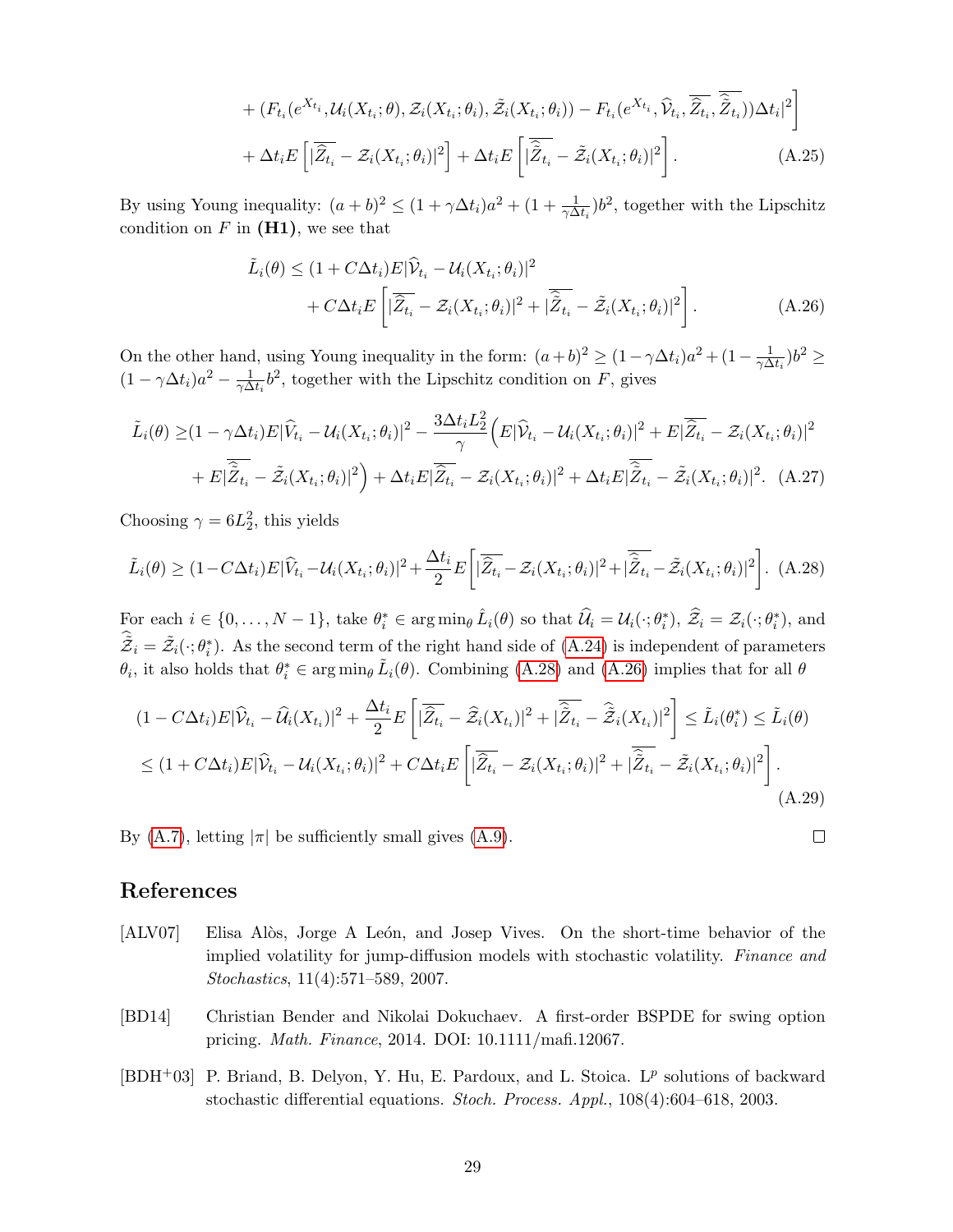$$
+ (F_{t_i}(e^{X_{t_i}}, \mathcal{U}_i(X_{t_i};\theta), \mathcal{Z}_i(X_{t_i};\theta_i), \tilde{\mathcal{Z}}_i(X_{t_i};\theta_i)) - F_{t_i}(e^{X_{t_i}}, \widehat{\mathcal{V}}_{t_i}, \overline{\widehat{Z}_{t_i}}, \overline{\widehat{\tilde{Z}}_{t_i}}))\Delta t_i|^2\Big]
$$

$$
+ \Delta t_i E\left[|\overline{\widehat{Z}_{t_i}} - \mathcal{Z}_i(X_{t_i};\theta_i)|^2\right] + \Delta t_i E\left[|\overline{\widehat{\tilde{Z}}_{t_i}} - \tilde{\mathcal{Z}}_i(X_{t_i};\theta_i)|^2\right]. \tag{A.25}
$$

By using Young inequality: $(a+b)^2 \leq (1+\gamma\Delta t_i)a^2 + (1+\frac{1}{\gamma\Delta t_i})b^2$, together with the Lipschitz condition on $F$ in **(H1)**, we see that

$$
\tilde{L}_i(\theta) \leq (1+C\Delta t_i)E|\widehat{\mathcal{V}}_{t_i} - \mathcal{U}_i(X_{t_i};\theta_i)|^2 + C\Delta t_i E\left[|\overline{\widehat{Z}_{t_i}} - \mathcal{Z}_i(X_{t_i};\theta_i)|^2 + |\overline{\widehat{\tilde{Z}}_{t_i}} - \tilde{\mathcal{Z}}_i(X_{t_i};\theta_i)|^2\right]. \tag{A.26}
$$

On the other hand, using Young inequality in the form: $(a+b)^2 \geq (1-\gamma\Delta t_i)a^2 + (1-\frac{1}{\gamma\Delta t_i})b^2 \geq (1-\gamma\Delta t_i)a^2 - \frac{1}{\gamma\Delta t_i}b^2$, together with the Lipschitz condition on $F$, gives

$$
\tilde{L}_i(\theta) \geq (1-\gamma\Delta t_i)E|\widehat{V}_{t_i} - \mathcal{U}_i(X_{t_i};\theta_i)|^2 - \frac{3\Delta t_i L_2^2}{\gamma}\Big(E|\widehat{\mathcal{V}}_{t_i} - \mathcal{U}_i(X_{t_i};\theta_i)|^2 + E|\overline{\widehat{Z}_{t_i}} - \mathcal{Z}_i(X_{t_i};\theta_i)|^2 + E|\overline{\widehat{\tilde{Z}}_{t_i}} - \tilde{\mathcal{Z}}_i(X_{t_i};\theta_i)|^2\Big) + \Delta t_i E|\overline{\widehat{Z}_{t_i}} - \mathcal{Z}_i(X_{t_i};\theta_i)|^2 + \Delta t_i E|\overline{\widehat{\tilde{Z}}_{t_i}} - \tilde{\mathcal{Z}}_i(X_{t_i};\theta_i)|^2. \tag{A.27}
$$

Choosing $\gamma = 6L_2^2$, this yields

$$
\tilde{L}_i(\theta) \geq (1-C\Delta t_i)E|\widehat{V}_{t_i} - \mathcal{U}_i(X_{t_i};\theta_i)|^2 + \frac{\Delta t_i}{2}E\left[|\overline{\widehat{Z}_{t_i}} - \mathcal{Z}_i(X_{t_i};\theta_i)|^2 + |\overline{\widehat{\tilde{Z}}_{t_i}} - \tilde{\mathcal{Z}}_i(X_{t_i};\theta_i)|^2\right]. \tag{A.28}
$$

For each $i \in \{0,\ldots,N-1\}$, take $\theta_i^* \in \arg\min_\theta \hat{L}_i(\theta)$ so that $\widehat{\mathcal{U}}_i = \mathcal{U}_i(\cdot;\theta_i^*)$, $\widehat{\mathcal{Z}}_i = \mathcal{Z}_i(\cdot;\theta_i^*)$, and $\widehat{\tilde{\mathcal{Z}}}_i = \tilde{\mathcal{Z}}_i(\cdot;\theta_i^*)$. As the second term of the right hand side of (A.24) is independent of parameters $\theta_i$, it also holds that $\theta_i^* \in \arg\min_\theta \tilde{L}_i(\theta)$. Combining (A.28) and (A.26) implies that for all $\theta$

$$
(1-C\Delta t_i)E|\widehat{\mathcal{V}}_{t_i} - \widehat{\mathcal{U}}_i(X_{t_i})|^2 + \frac{\Delta t_i}{2}E\left[|\overline{\widehat{Z}_{t_i}} - \widehat{\mathcal{Z}}_i(X_{t_i})|^2 + |\overline{\widehat{\tilde{Z}}_{t_i}} - \widehat{\tilde{\mathcal{Z}}}_i(X_{t_i})|^2\right] \leq \tilde{L}_i(\theta_i^*) \leq \tilde{L}_i(\theta)
$$

$$
\leq (1+C\Delta t_i)E|\widehat{\mathcal{V}}_{t_i} - \mathcal{U}_i(X_{t_i};\theta_i)|^2 + C\Delta t_i E\left[|\overline{\widehat{Z}_{t_i}} - \mathcal{Z}_i(X_{t_i};\theta_i)|^2 + |\overline{\widehat{\tilde{Z}}_{t_i}} - \tilde{\mathcal{Z}}_i(X_{t_i};\theta_i)|^2\right]. \tag{A.29}
$$

By (A.7), letting $|\pi|$ be sufficiently small gives (A.9). ∎

## References

[ALV07] Elisa Alòs, Jorge A León, and Josep Vives. On the short-time behavior of the implied volatility for jump-diffusion models with stochastic volatility. *Finance and Stochastics*, 11(4):571–589, 2007.

[BD14] Christian Bender and Nikolai Dokuchaev. A first-order BSPDE for swing option pricing. *Math. Finance*, 2014. DOI: 10.1111/mafi.12067.

[BDH+03] P. Briand, B. Delyon, Y. Hu, E. Pardoux, and L. Stoica. L$^p$ solutions of backward stochastic differential equations. *Stoch. Process. Appl.*, 108(4):604–618, 2003.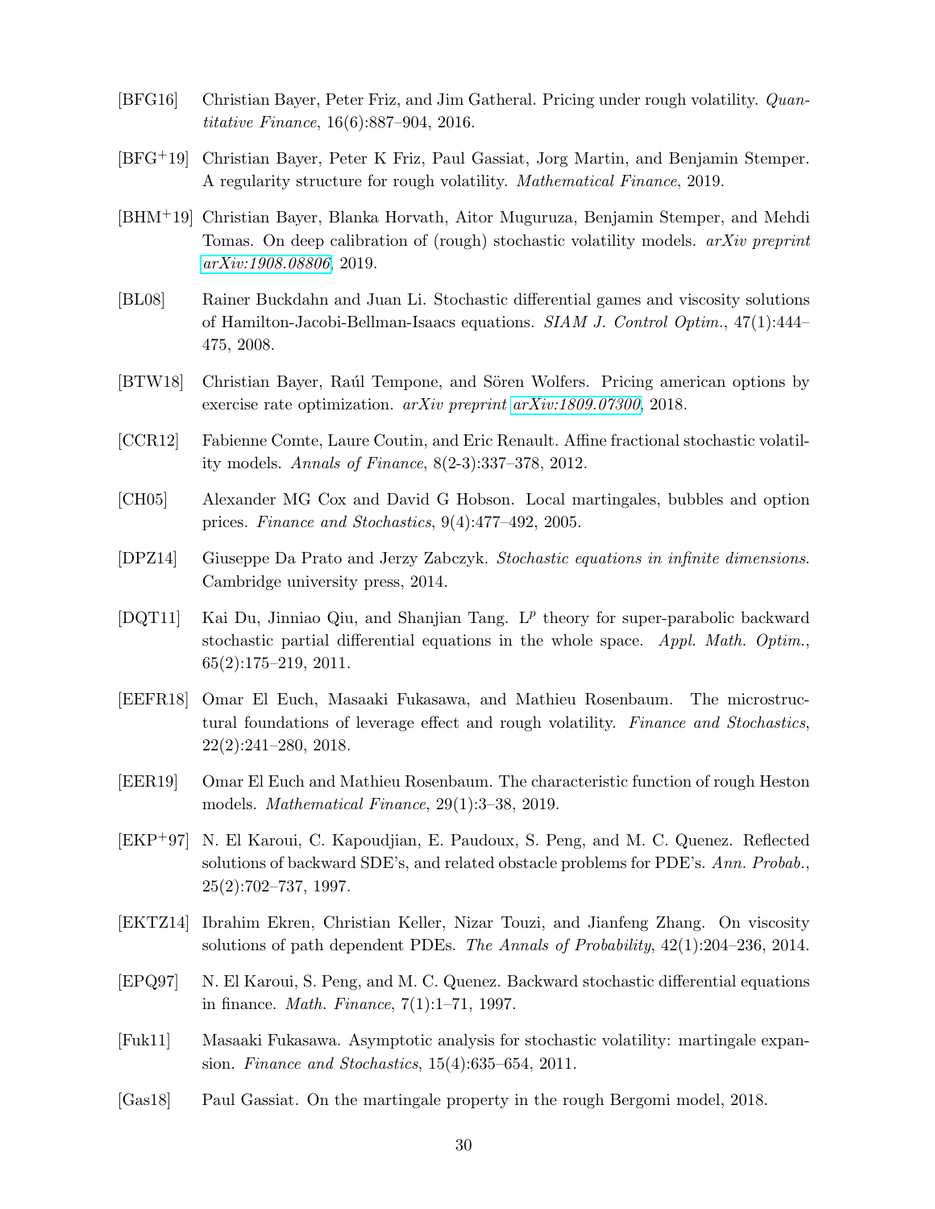[BFG16] Christian Bayer, Peter Friz, and Jim Gatheral. Pricing under rough volatility. *Quantitative Finance*, 16(6):887–904, 2016.

[BFG+19] Christian Bayer, Peter K Friz, Paul Gassiat, Jorg Martin, and Benjamin Stemper. A regularity structure for rough volatility. *Mathematical Finance*, 2019.

[BHM+19] Christian Bayer, Blanka Horvath, Aitor Muguruza, Benjamin Stemper, and Mehdi Tomas. On deep calibration of (rough) stochastic volatility models. *arXiv preprint arXiv:1908.08806*, 2019.

[BL08] Rainer Buckdahn and Juan Li. Stochastic differential games and viscosity solutions of Hamilton-Jacobi-Bellman-Isaacs equations. *SIAM J. Control Optim.*, 47(1):444–475, 2008.

[BTW18] Christian Bayer, Raúl Tempone, and Sören Wolfers. Pricing american options by exercise rate optimization. *arXiv preprint arXiv:1809.07300*, 2018.

[CCR12] Fabienne Comte, Laure Coutin, and Eric Renault. Affine fractional stochastic volatility models. *Annals of Finance*, 8(2-3):337–378, 2012.

[CH05] Alexander MG Cox and David G Hobson. Local martingales, bubbles and option prices. *Finance and Stochastics*, 9(4):477–492, 2005.

[DPZ14] Giuseppe Da Prato and Jerzy Zabczyk. *Stochastic equations in infinite dimensions*. Cambridge university press, 2014.

[DQT11] Kai Du, Jinniao Qiu, and Shanjian Tang. $\mathrm{L}^p$ theory for super-parabolic backward stochastic partial differential equations in the whole space. *Appl. Math. Optim.*, 65(2):175–219, 2011.

[EEFR18] Omar El Euch, Masaaki Fukasawa, and Mathieu Rosenbaum. The microstructural foundations of leverage effect and rough volatility. *Finance and Stochastics*, 22(2):241–280, 2018.

[EER19] Omar El Euch and Mathieu Rosenbaum. The characteristic function of rough Heston models. *Mathematical Finance*, 29(1):3–38, 2019.

[EKP+97] N. El Karoui, C. Kapoudjian, E. Paudoux, S. Peng, and M. C. Quenez. Reflected solutions of backward SDE's, and related obstacle problems for PDE's. *Ann. Probab.*, 25(2):702–737, 1997.

[EKTZ14] Ibrahim Ekren, Christian Keller, Nizar Touzi, and Jianfeng Zhang. On viscosity solutions of path dependent PDEs. *The Annals of Probability*, 42(1):204–236, 2014.

[EPQ97] N. El Karoui, S. Peng, and M. C. Quenez. Backward stochastic differential equations in finance. *Math. Finance*, 7(1):1–71, 1997.

[Fuk11] Masaaki Fukasawa. Asymptotic analysis for stochastic volatility: martingale expansion. *Finance and Stochastics*, 15(4):635–654, 2011.

[Gas18] Paul Gassiat. On the martingale property in the rough Bergomi model, 2018.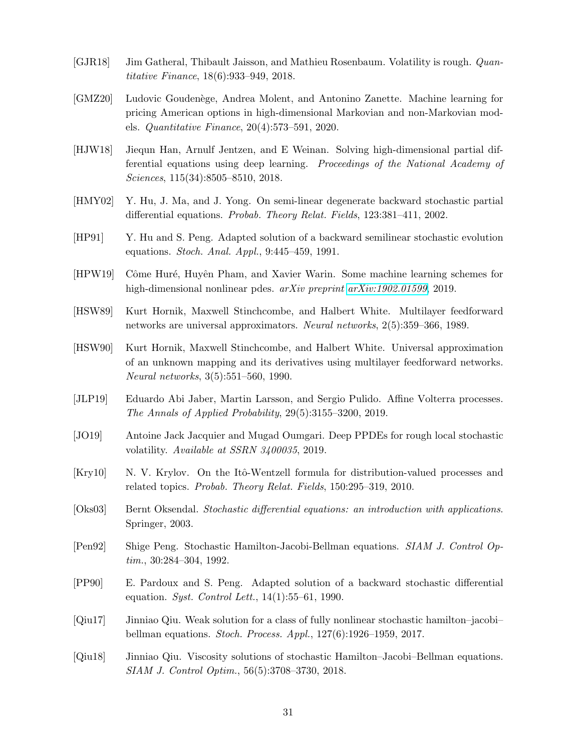[GJR18] Jim Gatheral, Thibault Jaisson, and Mathieu Rosenbaum. Volatility is rough. *Quantitative Finance*, 18(6):933–949, 2018.

[GMZ20] Ludovic Goudenège, Andrea Molent, and Antonino Zanette. Machine learning for pricing American options in high-dimensional Markovian and non-Markovian models. *Quantitative Finance*, 20(4):573–591, 2020.

[HJW18] Jiequn Han, Arnulf Jentzen, and E Weinan. Solving high-dimensional partial differential equations using deep learning. *Proceedings of the National Academy of Sciences*, 115(34):8505–8510, 2018.

[HMY02] Y. Hu, J. Ma, and J. Yong. On semi-linear degenerate backward stochastic partial differential equations. *Probab. Theory Relat. Fields*, 123:381–411, 2002.

[HP91] Y. Hu and S. Peng. Adapted solution of a backward semilinear stochastic evolution equations. *Stoch. Anal. Appl.*, 9:445–459, 1991.

[HPW19] Côme Huré, Huyên Pham, and Xavier Warin. Some machine learning schemes for high-dimensional nonlinear pdes. *arXiv preprint arXiv:1902.01599*, 2019.

[HSW89] Kurt Hornik, Maxwell Stinchcombe, and Halbert White. Multilayer feedforward networks are universal approximators. *Neural networks*, 2(5):359–366, 1989.

[HSW90] Kurt Hornik, Maxwell Stinchcombe, and Halbert White. Universal approximation of an unknown mapping and its derivatives using multilayer feedforward networks. *Neural networks*, 3(5):551–560, 1990.

[JLP19] Eduardo Abi Jaber, Martin Larsson, and Sergio Pulido. Affine Volterra processes. *The Annals of Applied Probability*, 29(5):3155–3200, 2019.

[JO19] Antoine Jack Jacquier and Mugad Oumgari. Deep PPDEs for rough local stochastic volatility. *Available at SSRN 3400035*, 2019.

[Kry10] N. V. Krylov. On the Itô-Wentzell formula for distribution-valued processes and related topics. *Probab. Theory Relat. Fields*, 150:295–319, 2010.

[Oks03] Bernt Oksendal. *Stochastic differential equations: an introduction with applications*. Springer, 2003.

[Pen92] Shige Peng. Stochastic Hamilton-Jacobi-Bellman equations. *SIAM J. Control Optim.*, 30:284–304, 1992.

[PP90] E. Pardoux and S. Peng. Adapted solution of a backward stochastic differential equation. *Syst. Control Lett.*, 14(1):55–61, 1990.

[Qiu17] Jinniao Qiu. Weak solution for a class of fully nonlinear stochastic hamilton–jacobi–bellman equations. *Stoch. Process. Appl.*, 127(6):1926–1959, 2017.

[Qiu18] Jinniao Qiu. Viscosity solutions of stochastic Hamilton–Jacobi–Bellman equations. *SIAM J. Control Optim.*, 56(5):3708–3730, 2018.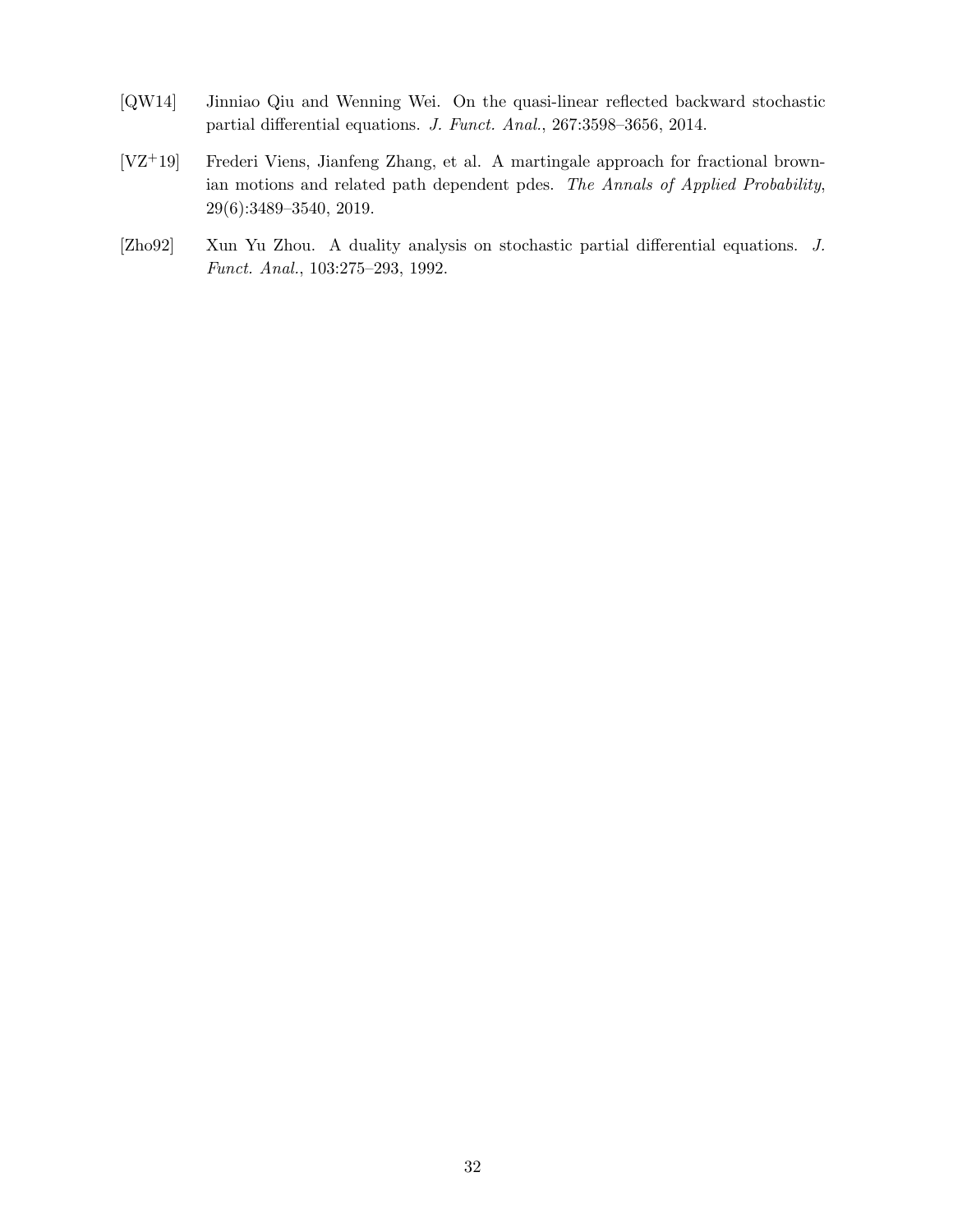[QW14] Jinniao Qiu and Wenning Wei. On the quasi-linear reflected backward stochastic partial differential equations. *J. Funct. Anal.*, 267:3598–3656, 2014.

[VZ+19] Frederi Viens, Jianfeng Zhang, et al. A martingale approach for fractional brownian motions and related path dependent pdes. *The Annals of Applied Probability*, 29(6):3489–3540, 2019.

[Zho92] Xun Yu Zhou. A duality analysis on stochastic partial differential equations. *J. Funct. Anal.*, 103:275–293, 1992.